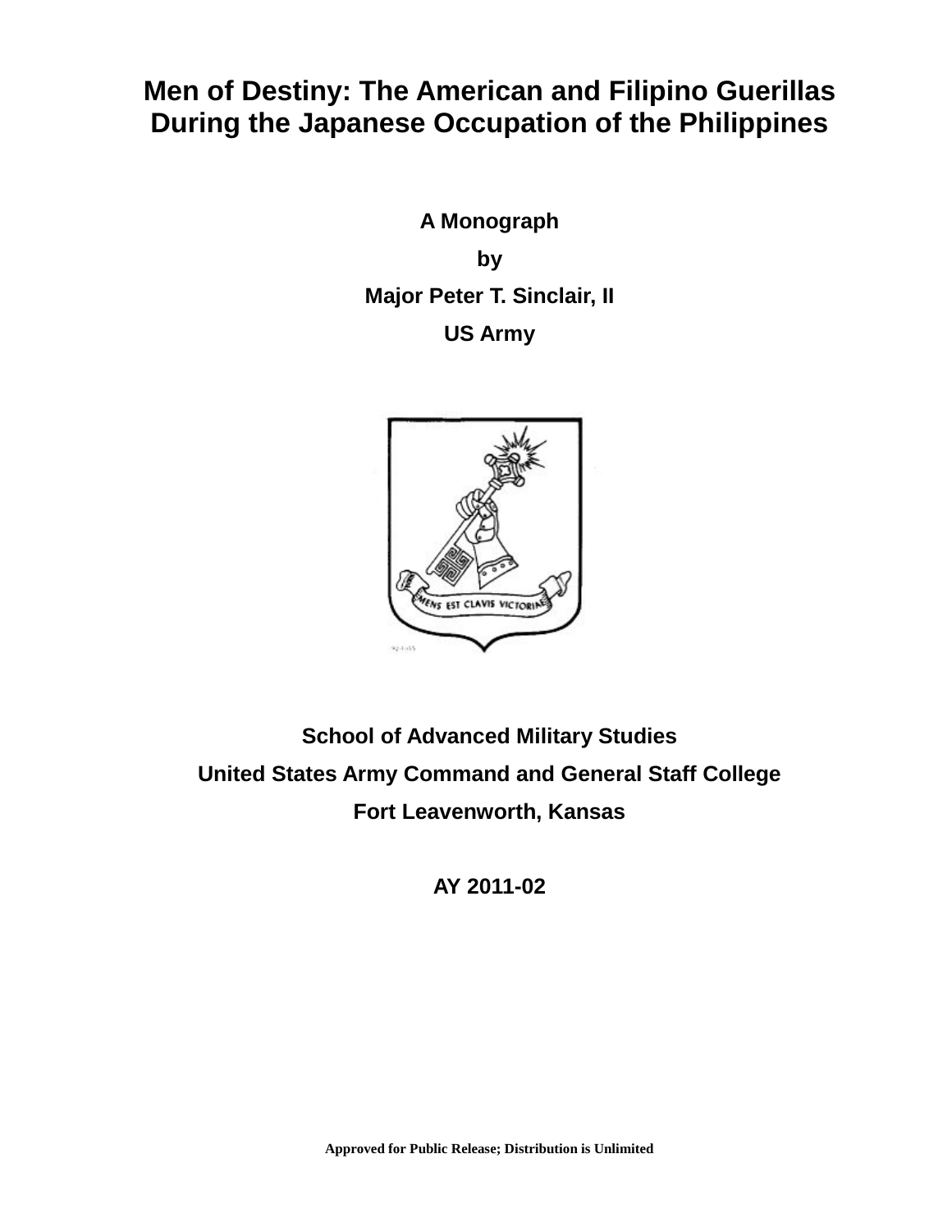# Men of Destiny: The American and Filipino Guerillas During the Japanese Occupation of the Philippines

**A Monograph**

**by**

**Major Peter T. Sinclair, II**

**US Army**

**School of Advanced Military Studies**

**United States Army Command and General Staff College**

**Fort Leavenworth, Kansas**

**AY 2011-02**

**Approved for Public Release; Distribution is Unlimited**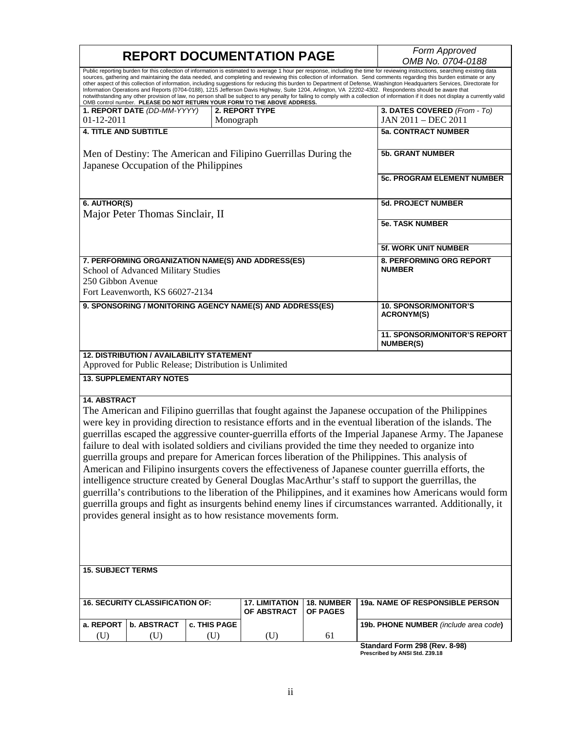# REPORT DOCUMENTATION PAGE

*Form Approved*
*OMB No. 0704-0188*

Public reporting burden for this collection of information is estimated to average 1 hour per response, including the time for reviewing instructions, searching existing data sources, gathering and maintaining the data needed, and completing and reviewing this collection of information. Send comments regarding this burden estimate or any other aspect of this collection of information, including suggestions for reducing this burden to Department of Defense, Washington Headquarters Services, Directorate for Information Operations and Reports (0704-0188), 1215 Jefferson Davis Highway, Suite 1204, Arlington, VA 22202-4302. Respondents should be aware that notwithstanding any other provision of law, no person shall be subject to any penalty for failing to comply with a collection of information if it does not display a currently valid OMB control number. **PLEASE DO NOT RETURN YOUR FORM TO THE ABOVE ADDRESS.**

| **1. REPORT DATE** *(DD-MM-YYYY)* | **2. REPORT TYPE** | **3. DATES COVERED** *(From - To)* |
|---|---|---|
| 01-12-2011 | Monograph | JAN 2011 – DEC 2011 |

**4. TITLE AND SUBTITLE**
Men of Destiny: The American and Filipino Guerrillas During the Japanese Occupation of the Philippines

**5a. CONTRACT NUMBER**

**5b. GRANT NUMBER**

**5c. PROGRAM ELEMENT NUMBER**

**6. AUTHOR(S)**
Major Peter Thomas Sinclair, II

**5d. PROJECT NUMBER**

**5e. TASK NUMBER**

**5f. WORK UNIT NUMBER**

**7. PERFORMING ORGANIZATION NAME(S) AND ADDRESS(ES)**
School of Advanced Military Studies
250 Gibbon Avenue
Fort Leavenworth, KS 66027-2134

**8. PERFORMING ORG REPORT NUMBER**

**9. SPONSORING / MONITORING AGENCY NAME(S) AND ADDRESS(ES)**

**10. SPONSOR/MONITOR'S ACRONYM(S)**

**11. SPONSOR/MONITOR'S REPORT NUMBER(S)**

**12. DISTRIBUTION / AVAILABILITY STATEMENT**
Approved for Public Release; Distribution is Unlimited

**13. SUPPLEMENTARY NOTES**

**14. ABSTRACT**
The American and Filipino guerrillas that fought against the Japanese occupation of the Philippines were key in providing direction to resistance efforts and in the eventual liberation of the islands. The guerrillas escaped the aggressive counter-guerrilla efforts of the Imperial Japanese Army. The Japanese failure to deal with isolated soldiers and civilians provided the time they needed to organize into guerrilla groups and prepare for American forces liberation of the Philippines. This analysis of American and Filipino insurgents covers the effectiveness of Japanese counter guerrilla efforts, the intelligence structure created by General Douglas MacArthur's staff to support the guerrillas, the guerrilla's contributions to the liberation of the Philippines, and it examines how Americans would form guerrilla groups and fight as insurgents behind enemy lines if circumstances warranted. Additionally, it provides general insight as to how resistance movements form.

**15. SUBJECT TERMS**

| **16. SECURITY CLASSIFICATION OF:** | | | **17. LIMITATION OF ABSTRACT** | **18. NUMBER OF PAGES** | **19a. NAME OF RESPONSIBLE PERSON** |
|---|---|---|---|---|---|
| **a. REPORT** | **b. ABSTRACT** | **c. THIS PAGE** | | | **19b. PHONE NUMBER** *(include area code)* |
| (U) | (U) | (U) | (U) | 61 | |

**Standard Form 298 (Rev. 8-98)**
**Prescribed by ANSI Std. Z39.18**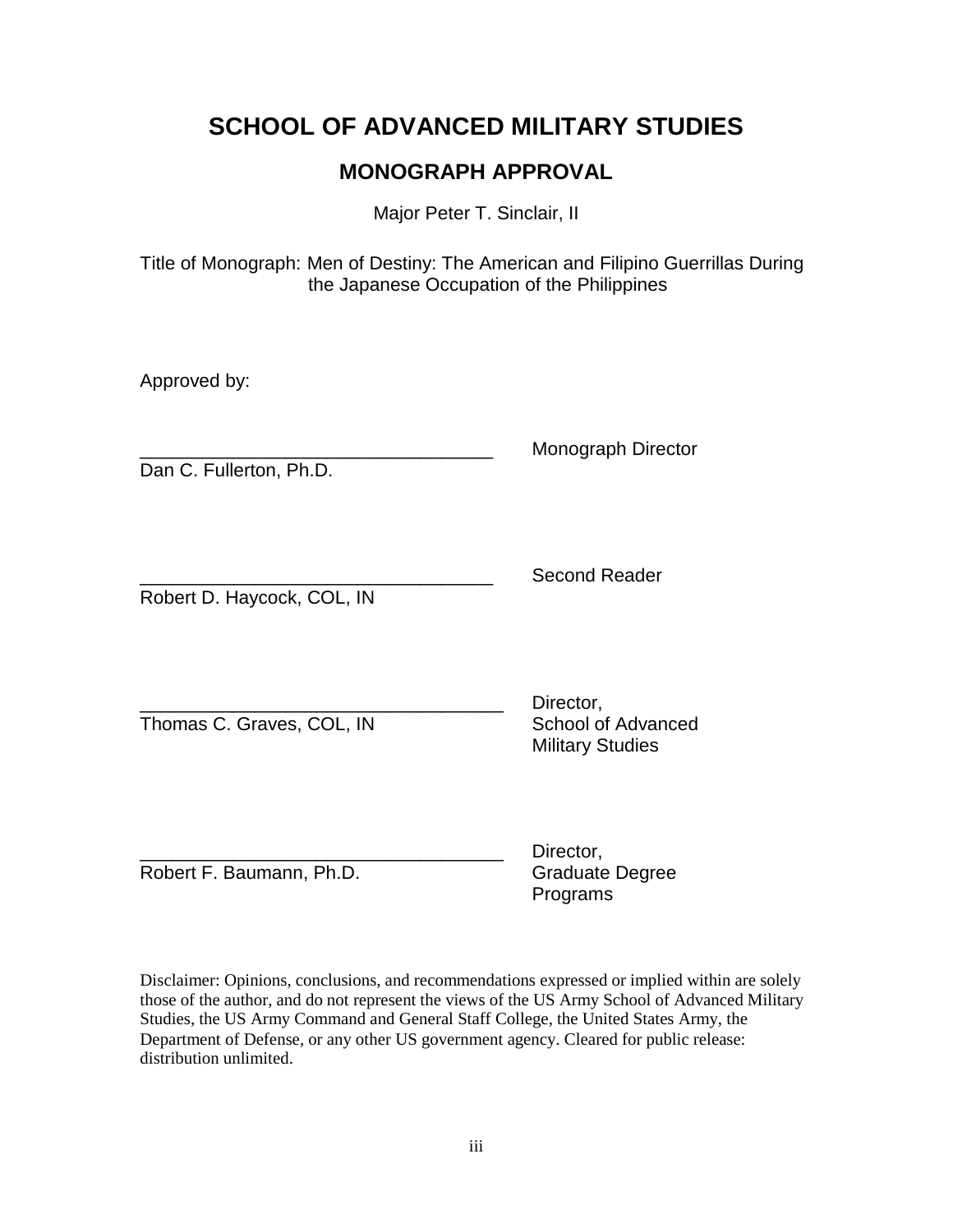# SCHOOL OF ADVANCED MILITARY STUDIES

## MONOGRAPH APPROVAL

Major Peter T. Sinclair, II

Title of Monograph: Men of Destiny: The American and Filipino Guerrillas During the Japanese Occupation of the Philippines

Approved by:

__________________________________ Monograph Director
Dan C. Fullerton, Ph.D.

__________________________________ Second Reader
Robert D. Haycock, COL, IN

__________________________________ Director, School of Advanced Military Studies
Thomas C. Graves, COL, IN

__________________________________ Director, Graduate Degree Programs
Robert F. Baumann, Ph.D.

Disclaimer: Opinions, conclusions, and recommendations expressed or implied within are solely those of the author, and do not represent the views of the US Army School of Advanced Military Studies, the US Army Command and General Staff College, the United States Army, the Department of Defense, or any other US government agency. Cleared for public release: distribution unlimited.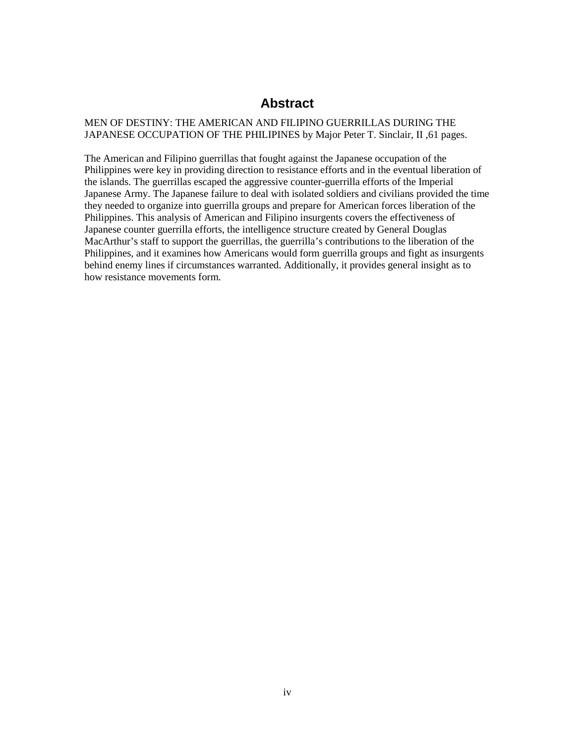# Abstract

MEN OF DESTINY: THE AMERICAN AND FILIPINO GUERRILLAS DURING THE JAPANESE OCCUPATION OF THE PHILIPINES by Major Peter T. Sinclair, II ,61 pages.

The American and Filipino guerrillas that fought against the Japanese occupation of the Philippines were key in providing direction to resistance efforts and in the eventual liberation of the islands. The guerrillas escaped the aggressive counter-guerrilla efforts of the Imperial Japanese Army. The Japanese failure to deal with isolated soldiers and civilians provided the time they needed to organize into guerrilla groups and prepare for American forces liberation of the Philippines. This analysis of American and Filipino insurgents covers the effectiveness of Japanese counter guerrilla efforts, the intelligence structure created by General Douglas MacArthur's staff to support the guerrillas, the guerrilla's contributions to the liberation of the Philippines, and it examines how Americans would form guerrilla groups and fight as insurgents behind enemy lines if circumstances warranted. Additionally, it provides general insight as to how resistance movements form.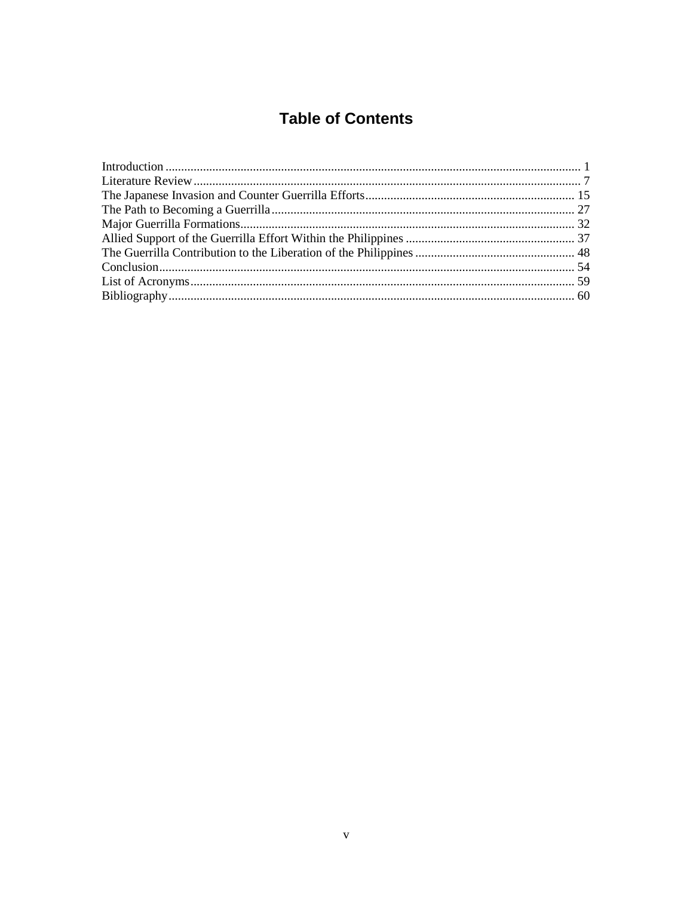# Table of Contents

Introduction ........................................................................................................................ 1
Literature Review ............................................................................................................... 7
The Japanese Invasion and Counter Guerrilla Efforts ...................................................... 15
The Path to Becoming a Guerrilla .................................................................................... 27
Major Guerrilla Formations .............................................................................................. 32
Allied Support of the Guerrilla Effort Within the Philippines ......................................... 37
The Guerrilla Contribution to the Liberation of the Philippines ....................................... 48
Conclusion ........................................................................................................................ 54
List of Acronyms ............................................................................................................... 59
Bibliography ..................................................................................................................... 60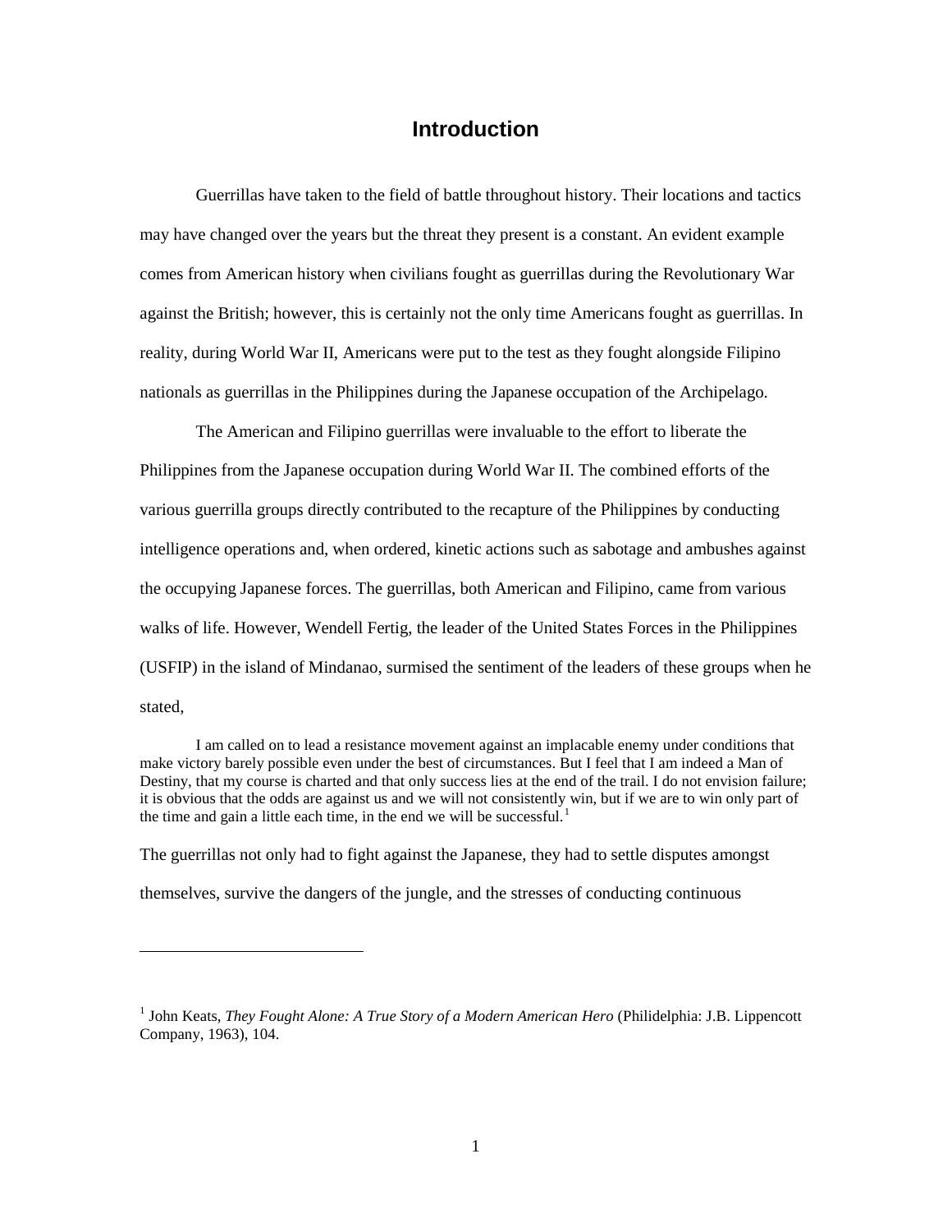# Introduction

Guerrillas have taken to the field of battle throughout history. Their locations and tactics may have changed over the years but the threat they present is a constant. An evident example comes from American history when civilians fought as guerrillas during the Revolutionary War against the British; however, this is certainly not the only time Americans fought as guerrillas. In reality, during World War II, Americans were put to the test as they fought alongside Filipino nationals as guerrillas in the Philippines during the Japanese occupation of the Archipelago.

The American and Filipino guerrillas were invaluable to the effort to liberate the Philippines from the Japanese occupation during World War II. The combined efforts of the various guerrilla groups directly contributed to the recapture of the Philippines by conducting intelligence operations and, when ordered, kinetic actions such as sabotage and ambushes against the occupying Japanese forces. The guerrillas, both American and Filipino, came from various walks of life. However, Wendell Fertig, the leader of the United States Forces in the Philippines (USFIP) in the island of Mindanao, surmised the sentiment of the leaders of these groups when he stated,

> I am called on to lead a resistance movement against an implacable enemy under conditions that make victory barely possible even under the best of circumstances. But I feel that I am indeed a Man of Destiny, that my course is charted and that only success lies at the end of the trail. I do not envision failure; it is obvious that the odds are against us and we will not consistently win, but if we are to win only part of the time and gain a little each time, in the end we will be successful.[1]

The guerrillas not only had to fight against the Japanese, they had to settle disputes amongst themselves, survive the dangers of the jungle, and the stresses of conducting continuous

---

[1] John Keats, *They Fought Alone: A True Story of a Modern American Hero* (Philidelphia: J.B. Lippencott Company, 1963), 104.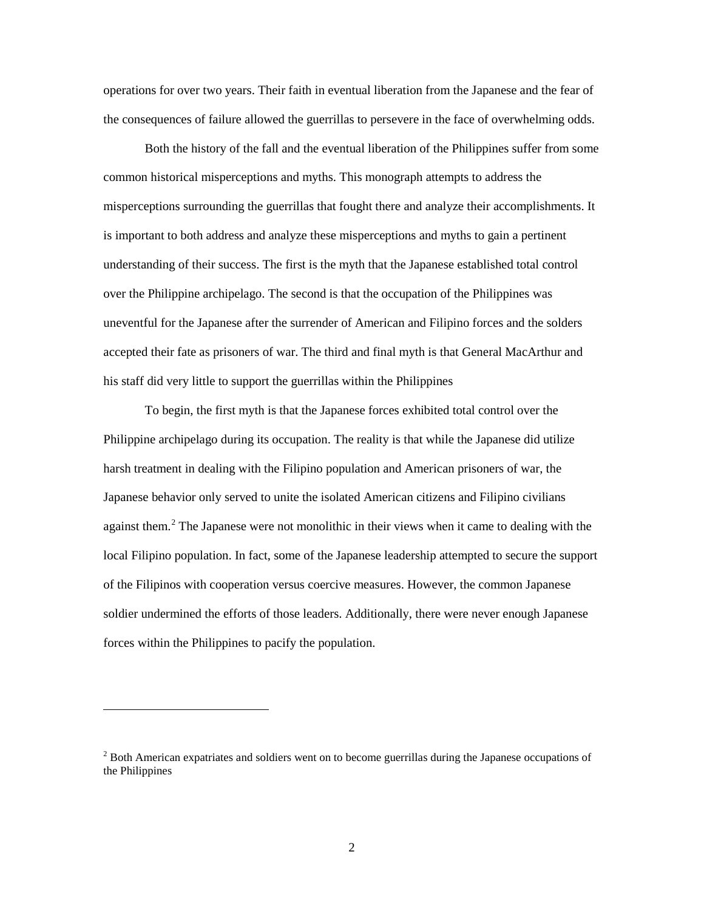operations for over two years. Their faith in eventual liberation from the Japanese and the fear of the consequences of failure allowed the guerrillas to persevere in the face of overwhelming odds.

Both the history of the fall and the eventual liberation of the Philippines suffer from some common historical misperceptions and myths. This monograph attempts to address the misperceptions surrounding the guerrillas that fought there and analyze their accomplishments. It is important to both address and analyze these misperceptions and myths to gain a pertinent understanding of their success. The first is the myth that the Japanese established total control over the Philippine archipelago. The second is that the occupation of the Philippines was uneventful for the Japanese after the surrender of American and Filipino forces and the solders accepted their fate as prisoners of war. The third and final myth is that General MacArthur and his staff did very little to support the guerrillas within the Philippines

To begin, the first myth is that the Japanese forces exhibited total control over the Philippine archipelago during its occupation. The reality is that while the Japanese did utilize harsh treatment in dealing with the Filipino population and American prisoners of war, the Japanese behavior only served to unite the isolated American citizens and Filipino civilians against them.[2] The Japanese were not monolithic in their views when it came to dealing with the local Filipino population. In fact, some of the Japanese leadership attempted to secure the support of the Filipinos with cooperation versus coercive measures. However, the common Japanese soldier undermined the efforts of those leaders. Additionally, there were never enough Japanese forces within the Philippines to pacify the population.

---

[2] Both American expatriates and soldiers went on to become guerrillas during the Japanese occupations of the Philippines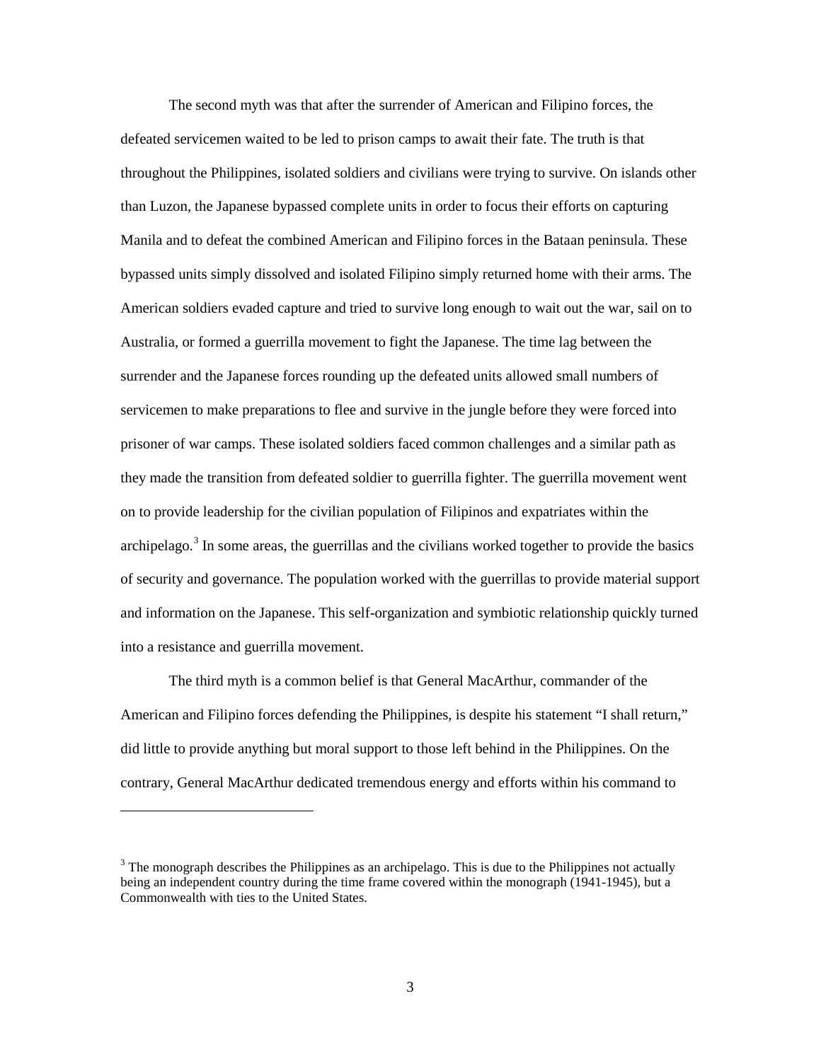The second myth was that after the surrender of American and Filipino forces, the defeated servicemen waited to be led to prison camps to await their fate. The truth is that throughout the Philippines, isolated soldiers and civilians were trying to survive. On islands other than Luzon, the Japanese bypassed complete units in order to focus their efforts on capturing Manila and to defeat the combined American and Filipino forces in the Bataan peninsula. These bypassed units simply dissolved and isolated Filipino simply returned home with their arms. The American soldiers evaded capture and tried to survive long enough to wait out the war, sail on to Australia, or formed a guerrilla movement to fight the Japanese. The time lag between the surrender and the Japanese forces rounding up the defeated units allowed small numbers of servicemen to make preparations to flee and survive in the jungle before they were forced into prisoner of war camps. These isolated soldiers faced common challenges and a similar path as they made the transition from defeated soldier to guerrilla fighter. The guerrilla movement went on to provide leadership for the civilian population of Filipinos and expatriates within the archipelago.[3] In some areas, the guerrillas and the civilians worked together to provide the basics of security and governance. The population worked with the guerrillas to provide material support and information on the Japanese. This self-organization and symbiotic relationship quickly turned into a resistance and guerrilla movement.

The third myth is a common belief is that General MacArthur, commander of the American and Filipino forces defending the Philippines, is despite his statement "I shall return," did little to provide anything but moral support to those left behind in the Philippines. On the contrary, General MacArthur dedicated tremendous energy and efforts within his command to

---

[3] The monograph describes the Philippines as an archipelago. This is due to the Philippines not actually being an independent country during the time frame covered within the monograph (1941-1945), but a Commonwealth with ties to the United States.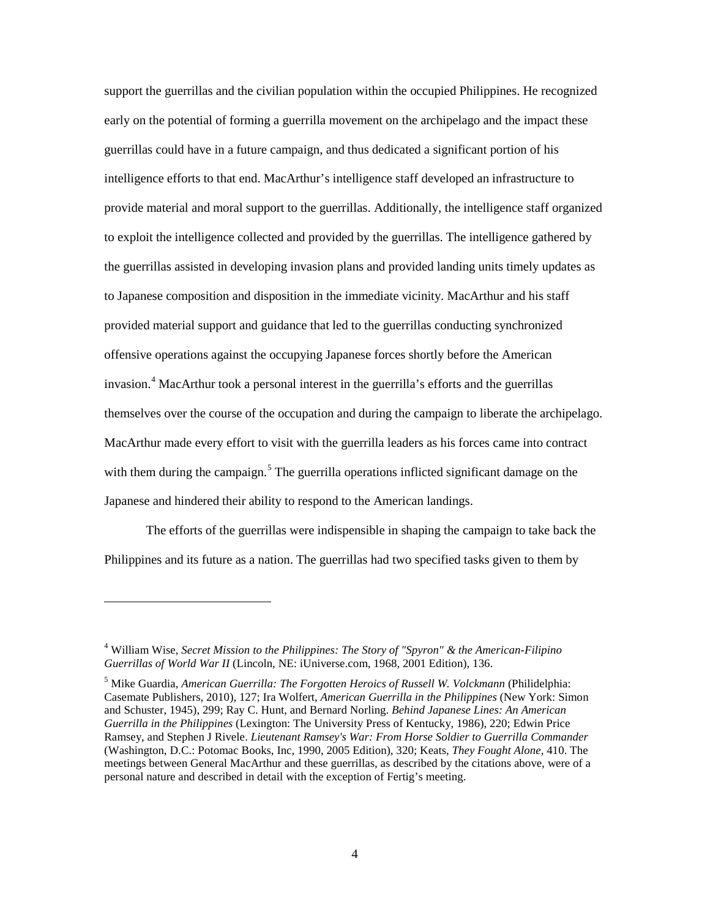support the guerrillas and the civilian population within the occupied Philippines. He recognized early on the potential of forming a guerrilla movement on the archipelago and the impact these guerrillas could have in a future campaign, and thus dedicated a significant portion of his intelligence efforts to that end. MacArthur's intelligence staff developed an infrastructure to provide material and moral support to the guerrillas. Additionally, the intelligence staff organized to exploit the intelligence collected and provided by the guerrillas. The intelligence gathered by the guerrillas assisted in developing invasion plans and provided landing units timely updates as to Japanese composition and disposition in the immediate vicinity. MacArthur and his staff provided material support and guidance that led to the guerrillas conducting synchronized offensive operations against the occupying Japanese forces shortly before the American invasion.[4] MacArthur took a personal interest in the guerrilla's efforts and the guerrillas themselves over the course of the occupation and during the campaign to liberate the archipelago. MacArthur made every effort to visit with the guerrilla leaders as his forces came into contract with them during the campaign.[5] The guerrilla operations inflicted significant damage on the Japanese and hindered their ability to respond to the American landings.

The efforts of the guerrillas were indispensible in shaping the campaign to take back the Philippines and its future as a nation. The guerrillas had two specified tasks given to them by

---

[4] William Wise, *Secret Mission to the Philippines: The Story of "Spyron" & the American-Filipino Guerrillas of World War II* (Lincoln, NE: iUniverse.com, 1968, 2001 Edition), 136.

[5] Mike Guardia, *American Guerrilla: The Forgotten Heroics of Russell W. Volckmann* (Philidelphia: Casemate Publishers, 2010), 127; Ira Wolfert, *American Guerrilla in the Philippines* (New York: Simon and Schuster, 1945), 299; Ray C. Hunt, and Bernard Norling. *Behind Japanese Lines: An American Guerrilla in the Philippines* (Lexington: The University Press of Kentucky, 1986), 220; Edwin Price Ramsey, and Stephen J Rivele. *Lieutenant Ramsey's War: From Horse Soldier to Guerrilla Commander* (Washington, D.C.: Potomac Books, Inc, 1990, 2005 Edition), 320; Keats, *They Fought Alone*, 410. The meetings between General MacArthur and these guerrillas, as described by the citations above, were of a personal nature and described in detail with the exception of Fertig's meeting.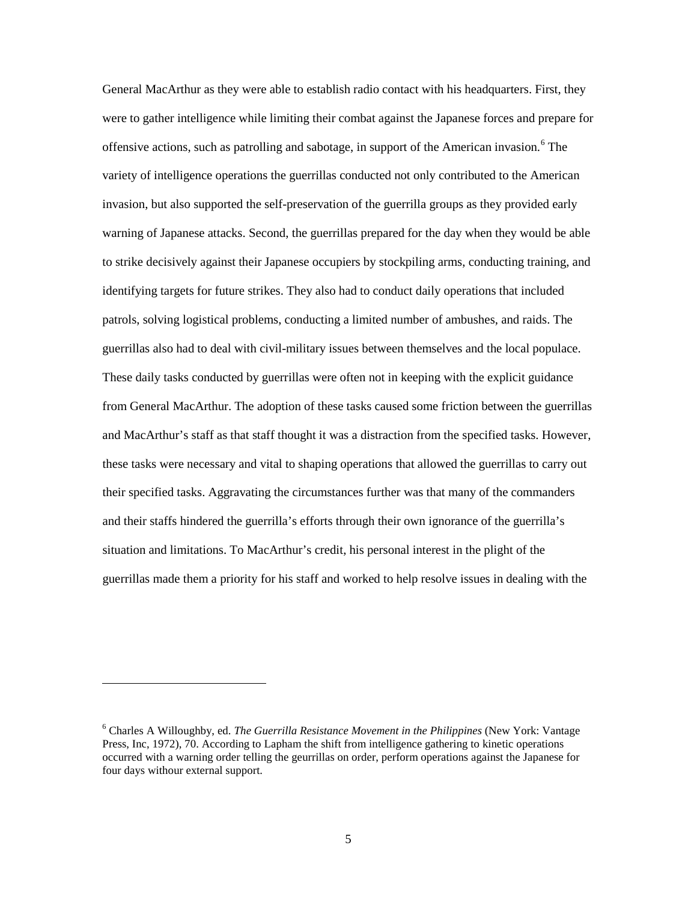General MacArthur as they were able to establish radio contact with his headquarters. First, they were to gather intelligence while limiting their combat against the Japanese forces and prepare for offensive actions, such as patrolling and sabotage, in support of the American invasion.[6] The variety of intelligence operations the guerrillas conducted not only contributed to the American invasion, but also supported the self-preservation of the guerrilla groups as they provided early warning of Japanese attacks. Second, the guerrillas prepared for the day when they would be able to strike decisively against their Japanese occupiers by stockpiling arms, conducting training, and identifying targets for future strikes. They also had to conduct daily operations that included patrols, solving logistical problems, conducting a limited number of ambushes, and raids. The guerrillas also had to deal with civil-military issues between themselves and the local populace. These daily tasks conducted by guerrillas were often not in keeping with the explicit guidance from General MacArthur. The adoption of these tasks caused some friction between the guerrillas and MacArthur's staff as that staff thought it was a distraction from the specified tasks. However, these tasks were necessary and vital to shaping operations that allowed the guerrillas to carry out their specified tasks. Aggravating the circumstances further was that many of the commanders and their staffs hindered the guerrilla's efforts through their own ignorance of the guerrilla's situation and limitations. To MacArthur's credit, his personal interest in the plight of the guerrillas made them a priority for his staff and worked to help resolve issues in dealing with the

---

[6] Charles A Willoughby, ed. *The Guerrilla Resistance Movement in the Philippines* (New York: Vantage Press, Inc, 1972), 70. According to Lapham the shift from intelligence gathering to kinetic operations occurred with a warning order telling the geurrillas on order, perform operations against the Japanese for four days withour external support.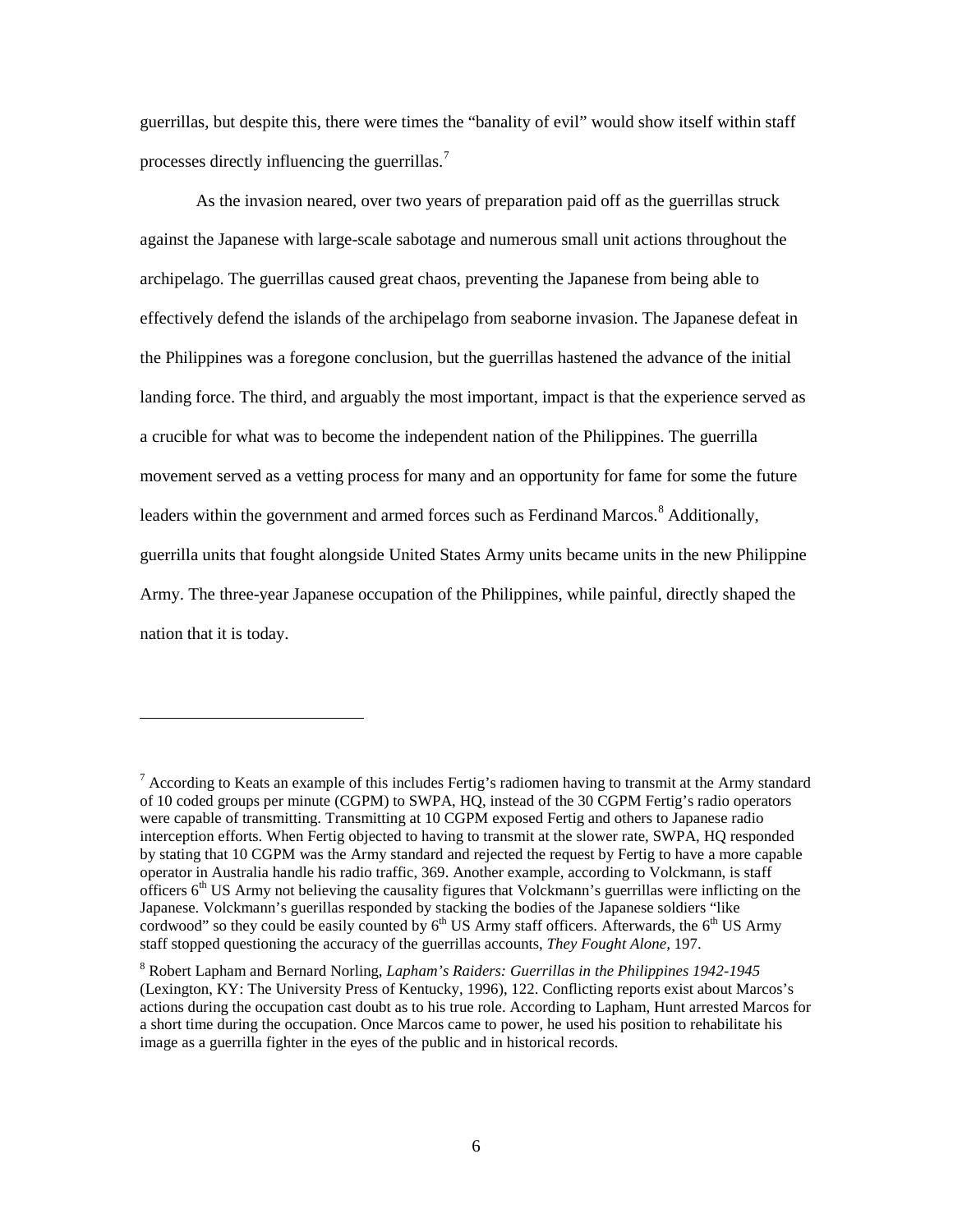guerrillas, but despite this, there were times the "banality of evil" would show itself within staff processes directly influencing the guerrillas.[7]

As the invasion neared, over two years of preparation paid off as the guerrillas struck against the Japanese with large-scale sabotage and numerous small unit actions throughout the archipelago. The guerrillas caused great chaos, preventing the Japanese from being able to effectively defend the islands of the archipelago from seaborne invasion. The Japanese defeat in the Philippines was a foregone conclusion, but the guerrillas hastened the advance of the initial landing force. The third, and arguably the most important, impact is that the experience served as a crucible for what was to become the independent nation of the Philippines. The guerrilla movement served as a vetting process for many and an opportunity for fame for some the future leaders within the government and armed forces such as Ferdinand Marcos.[8] Additionally, guerrilla units that fought alongside United States Army units became units in the new Philippine Army. The three-year Japanese occupation of the Philippines, while painful, directly shaped the nation that it is today.

---

[7] According to Keats an example of this includes Fertig's radiomen having to transmit at the Army standard of 10 coded groups per minute (CGPM) to SWPA, HQ, instead of the 30 CGPM Fertig's radio operators were capable of transmitting. Transmitting at 10 CGPM exposed Fertig and others to Japanese radio interception efforts. When Fertig objected to having to transmit at the slower rate, SWPA, HQ responded by stating that 10 CGPM was the Army standard and rejected the request by Fertig to have a more capable operator in Australia handle his radio traffic, 369. Another example, according to Volckmann, is staff officers 6th US Army not believing the causality figures that Volckmann's guerrillas were inflicting on the Japanese. Volckmann's guerillas responded by stacking the bodies of the Japanese soldiers "like cordwood" so they could be easily counted by 6th US Army staff officers. Afterwards, the 6th US Army staff stopped questioning the accuracy of the guerrillas accounts, *They Fought Alone,* 197.

[8] Robert Lapham and Bernard Norling, *Lapham's Raiders: Guerrillas in the Philippines 1942-1945* (Lexington, KY: The University Press of Kentucky, 1996), 122. Conflicting reports exist about Marcos's actions during the occupation cast doubt as to his true role. According to Lapham, Hunt arrested Marcos for a short time during the occupation. Once Marcos came to power, he used his position to rehabilitate his image as a guerrilla fighter in the eyes of the public and in historical records.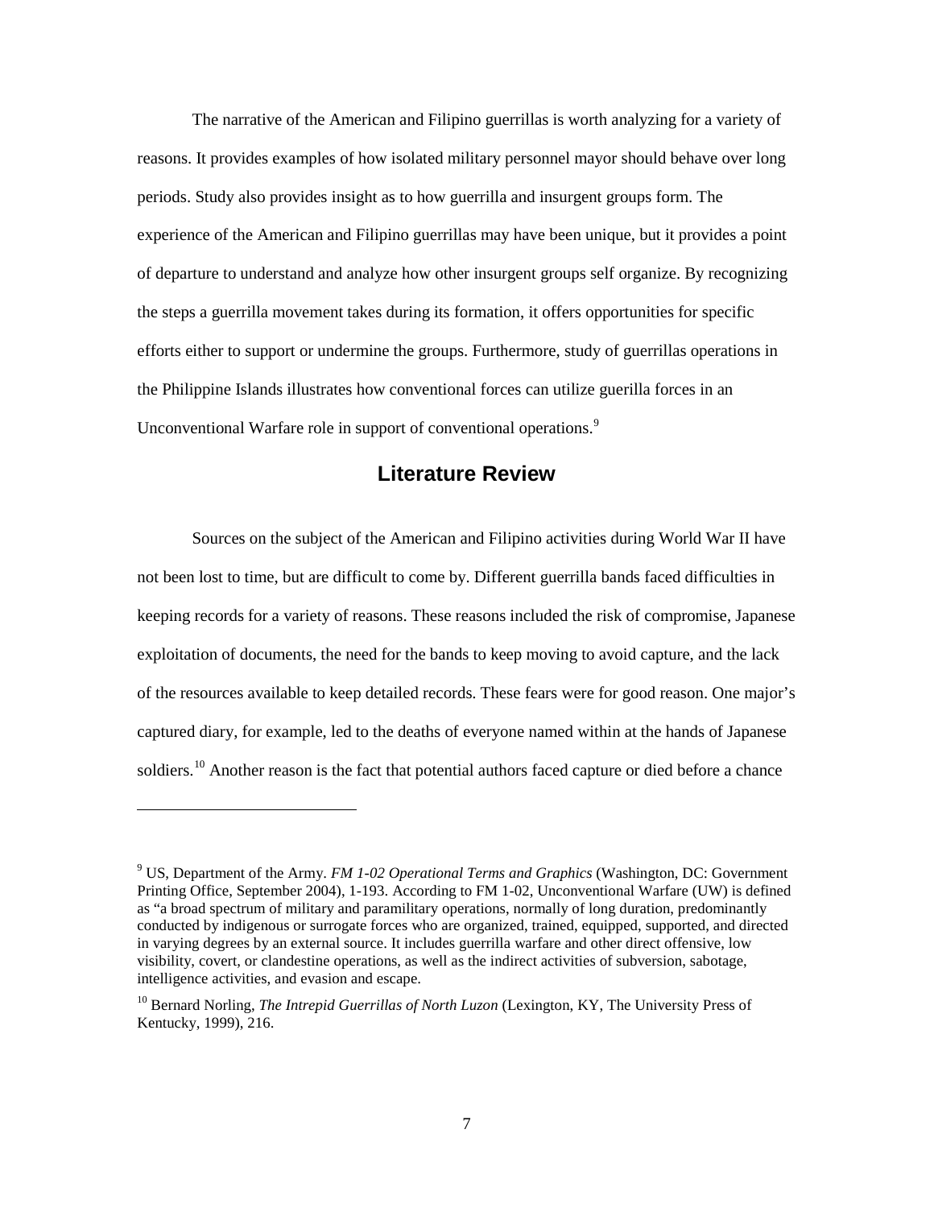The narrative of the American and Filipino guerrillas is worth analyzing for a variety of reasons. It provides examples of how isolated military personnel mayor should behave over long periods. Study also provides insight as to how guerrilla and insurgent groups form. The experience of the American and Filipino guerrillas may have been unique, but it provides a point of departure to understand and analyze how other insurgent groups self organize. By recognizing the steps a guerrilla movement takes during its formation, it offers opportunities for specific efforts either to support or undermine the groups. Furthermore, study of guerrillas operations in the Philippine Islands illustrates how conventional forces can utilize guerilla forces in an Unconventional Warfare role in support of conventional operations.[9]

## Literature Review

Sources on the subject of the American and Filipino activities during World War II have not been lost to time, but are difficult to come by. Different guerrilla bands faced difficulties in keeping records for a variety of reasons. These reasons included the risk of compromise, Japanese exploitation of documents, the need for the bands to keep moving to avoid capture, and the lack of the resources available to keep detailed records. These fears were for good reason. One major's captured diary, for example, led to the deaths of everyone named within at the hands of Japanese soldiers.[10] Another reason is the fact that potential authors faced capture or died before a chance

---

[9] US, Department of the Army. *FM 1-02 Operational Terms and Graphics* (Washington, DC: Government Printing Office, September 2004), 1-193. According to FM 1-02, Unconventional Warfare (UW) is defined as "a broad spectrum of military and paramilitary operations, normally of long duration, predominantly conducted by indigenous or surrogate forces who are organized, trained, equipped, supported, and directed in varying degrees by an external source. It includes guerrilla warfare and other direct offensive, low visibility, covert, or clandestine operations, as well as the indirect activities of subversion, sabotage, intelligence activities, and evasion and escape.

[10] Bernard Norling, *The Intrepid Guerrillas of North Luzon* (Lexington, KY, The University Press of Kentucky, 1999), 216.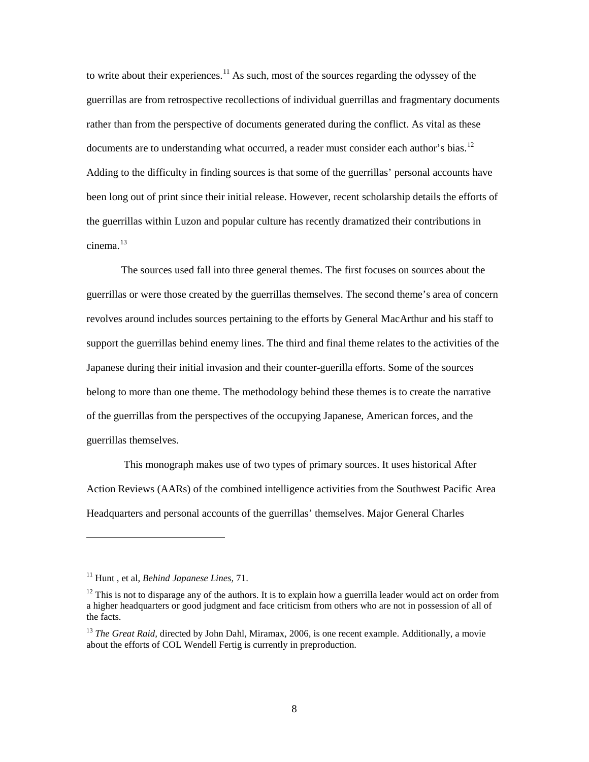to write about their experiences.[11] As such, most of the sources regarding the odyssey of the guerrillas are from retrospective recollections of individual guerrillas and fragmentary documents rather than from the perspective of documents generated during the conflict. As vital as these documents are to understanding what occurred, a reader must consider each author's bias.[12] Adding to the difficulty in finding sources is that some of the guerrillas' personal accounts have been long out of print since their initial release. However, recent scholarship details the efforts of the guerrillas within Luzon and popular culture has recently dramatized their contributions in cinema.[13]

The sources used fall into three general themes. The first focuses on sources about the guerrillas or were those created by the guerrillas themselves. The second theme's area of concern revolves around includes sources pertaining to the efforts by General MacArthur and his staff to support the guerrillas behind enemy lines. The third and final theme relates to the activities of the Japanese during their initial invasion and their counter-guerilla efforts. Some of the sources belong to more than one theme. The methodology behind these themes is to create the narrative of the guerrillas from the perspectives of the occupying Japanese, American forces, and the guerrillas themselves.

This monograph makes use of two types of primary sources. It uses historical After Action Reviews (AARs) of the combined intelligence activities from the Southwest Pacific Area Headquarters and personal accounts of the guerrillas' themselves. Major General Charles

---

[11] Hunt , et al, *Behind Japanese Lines,* 71.

[12] This is not to disparage any of the authors. It is to explain how a guerrilla leader would act on order from a higher headquarters or good judgment and face criticism from others who are not in possession of all of the facts.

[13] *The Great Raid,* directed by John Dahl, Miramax, 2006, is one recent example. Additionally, a movie about the efforts of COL Wendell Fertig is currently in preproduction.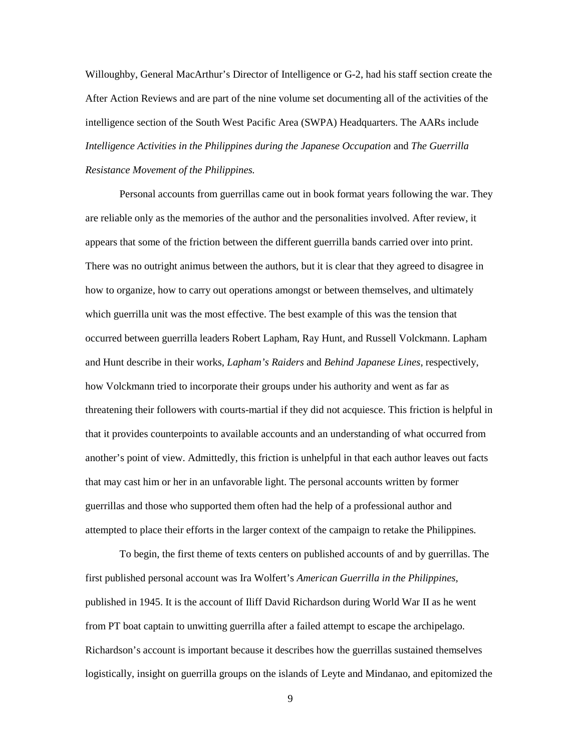Willoughby, General MacArthur's Director of Intelligence or G-2, had his staff section create the After Action Reviews and are part of the nine volume set documenting all of the activities of the intelligence section of the South West Pacific Area (SWPA) Headquarters. The AARs include *Intelligence Activities in the Philippines during the Japanese Occupation* and *The Guerrilla Resistance Movement of the Philippines.*

Personal accounts from guerrillas came out in book format years following the war. They are reliable only as the memories of the author and the personalities involved. After review, it appears that some of the friction between the different guerrilla bands carried over into print. There was no outright animus between the authors, but it is clear that they agreed to disagree in how to organize, how to carry out operations amongst or between themselves, and ultimately which guerrilla unit was the most effective. The best example of this was the tension that occurred between guerrilla leaders Robert Lapham, Ray Hunt, and Russell Volckmann. Lapham and Hunt describe in their works, *Lapham's Raiders* and *Behind Japanese Lines*, respectively, how Volckmann tried to incorporate their groups under his authority and went as far as threatening their followers with courts-martial if they did not acquiesce. This friction is helpful in that it provides counterpoints to available accounts and an understanding of what occurred from another's point of view. Admittedly, this friction is unhelpful in that each author leaves out facts that may cast him or her in an unfavorable light. The personal accounts written by former guerrillas and those who supported them often had the help of a professional author and attempted to place their efforts in the larger context of the campaign to retake the Philippines.

To begin, the first theme of texts centers on published accounts of and by guerrillas. The first published personal account was Ira Wolfert's *American Guerrilla in the Philippines*, published in 1945. It is the account of Iliff David Richardson during World War II as he went from PT boat captain to unwitting guerrilla after a failed attempt to escape the archipelago. Richardson's account is important because it describes how the guerrillas sustained themselves logistically, insight on guerrilla groups on the islands of Leyte and Mindanao, and epitomized the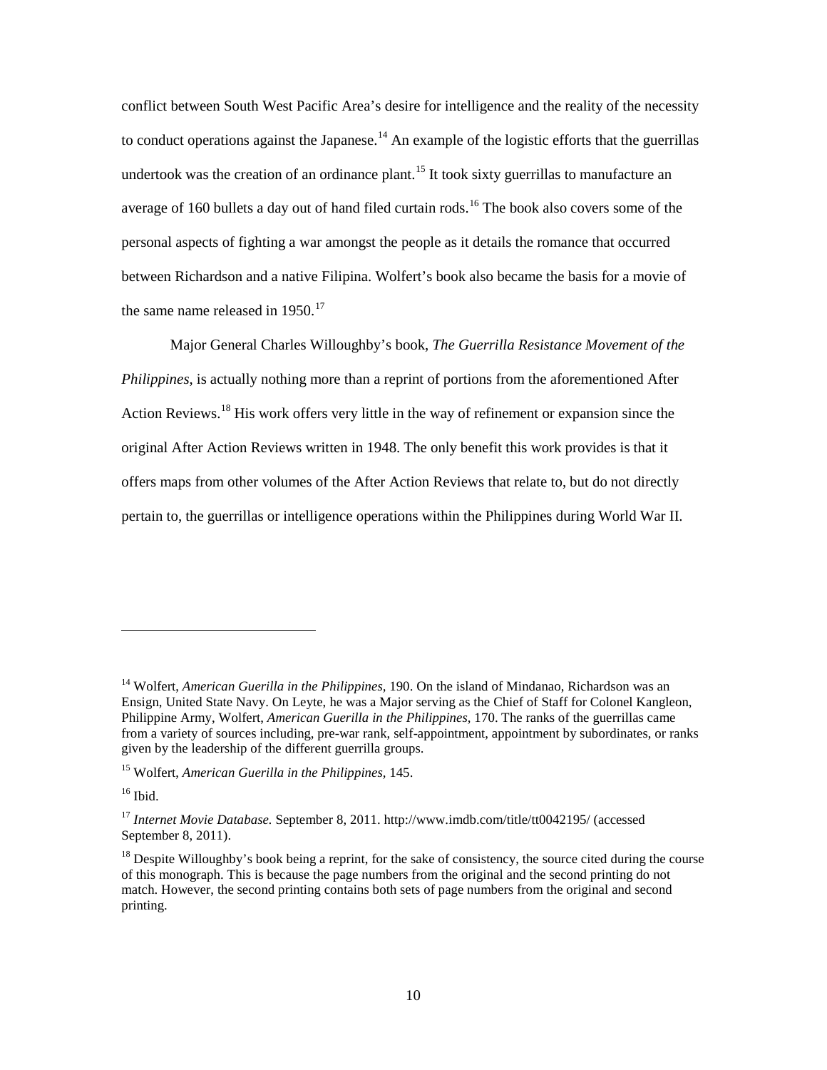conflict between South West Pacific Area's desire for intelligence and the reality of the necessity to conduct operations against the Japanese.[14] An example of the logistic efforts that the guerrillas undertook was the creation of an ordinance plant.[15] It took sixty guerrillas to manufacture an average of 160 bullets a day out of hand filed curtain rods.[16] The book also covers some of the personal aspects of fighting a war amongst the people as it details the romance that occurred between Richardson and a native Filipina. Wolfert's book also became the basis for a movie of the same name released in 1950.[17]

Major General Charles Willoughby's book, *The Guerrilla Resistance Movement of the Philippines*, is actually nothing more than a reprint of portions from the aforementioned After Action Reviews.[18] His work offers very little in the way of refinement or expansion since the original After Action Reviews written in 1948. The only benefit this work provides is that it offers maps from other volumes of the After Action Reviews that relate to, but do not directly pertain to, the guerrillas or intelligence operations within the Philippines during World War II.

---

[14] Wolfert, *American Guerilla in the Philippines,* 190. On the island of Mindanao, Richardson was an Ensign, United State Navy. On Leyte, he was a Major serving as the Chief of Staff for Colonel Kangleon, Philippine Army, Wolfert, *American Guerilla in the Philippines,* 170. The ranks of the guerrillas came from a variety of sources including, pre-war rank, self-appointment, appointment by subordinates, or ranks given by the leadership of the different guerrilla groups.

[15] Wolfert, *American Guerilla in the Philippines,* 145.

[16] Ibid.

[17] *Internet Movie Database.* September 8, 2011. http://www.imdb.com/title/tt0042195/ (accessed September 8, 2011).

[18] Despite Willoughby's book being a reprint, for the sake of consistency, the source cited during the course of this monograph. This is because the page numbers from the original and the second printing do not match. However, the second printing contains both sets of page numbers from the original and second printing.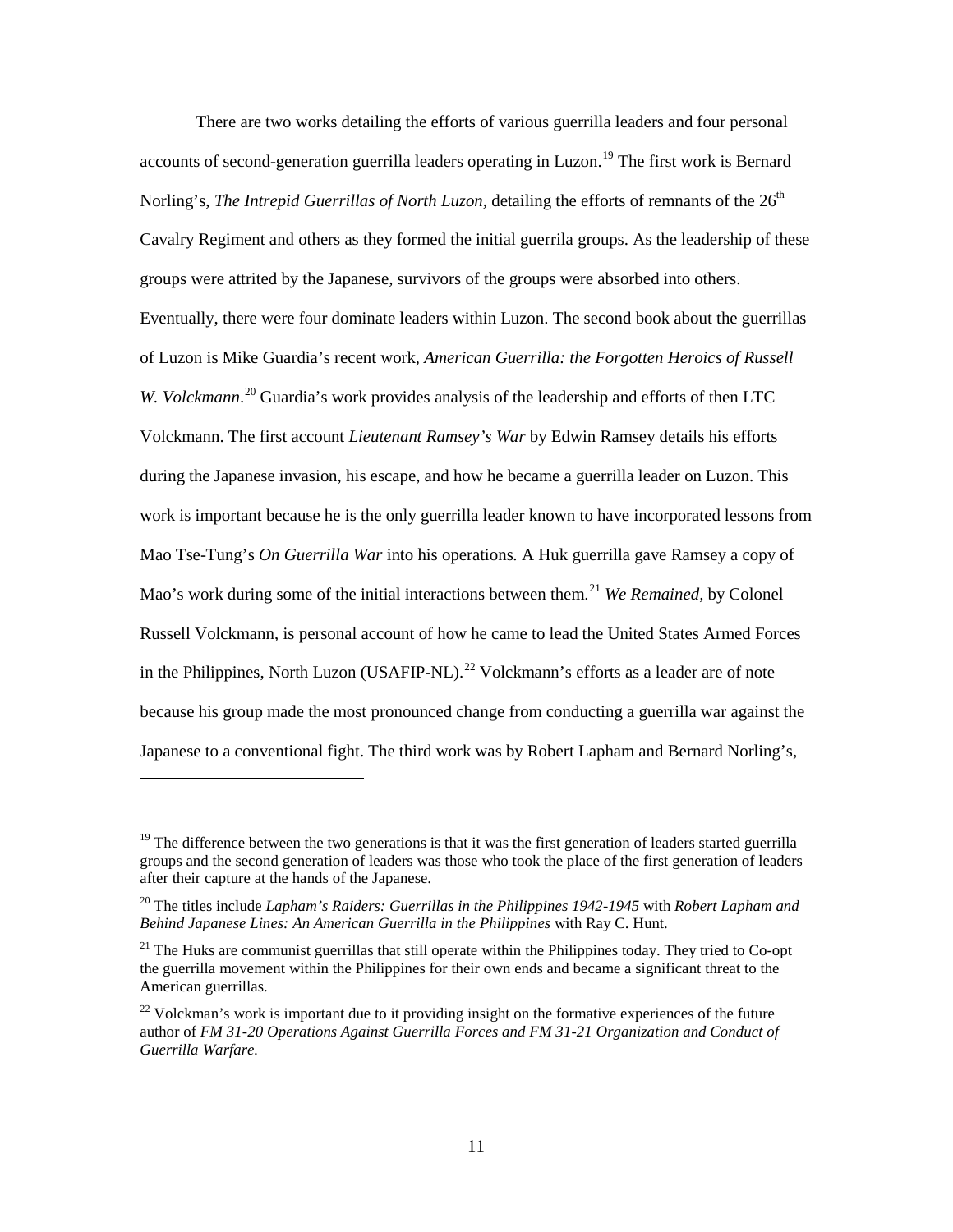There are two works detailing the efforts of various guerrilla leaders and four personal accounts of second-generation guerrilla leaders operating in Luzon.[19] The first work is Bernard Norling's, *The Intrepid Guerrillas of North Luzon*, detailing the efforts of remnants of the 26th Cavalry Regiment and others as they formed the initial guerrila groups. As the leadership of these groups were attrited by the Japanese, survivors of the groups were absorbed into others. Eventually, there were four dominate leaders within Luzon. The second book about the guerrillas of Luzon is Mike Guardia's recent work, *American Guerrilla: the Forgotten Heroics of Russell W. Volckmann*.[20] Guardia's work provides analysis of the leadership and efforts of then LTC Volckmann. The first account *Lieutenant Ramsey's War* by Edwin Ramsey details his efforts during the Japanese invasion, his escape, and how he became a guerrilla leader on Luzon. This work is important because he is the only guerrilla leader known to have incorporated lessons from Mao Tse-Tung's *On Guerrilla War* into his operations. A Huk guerrilla gave Ramsey a copy of Mao's work during some of the initial interactions between them.[21] *We Remained*, by Colonel Russell Volckmann, is personal account of how he came to lead the United States Armed Forces in the Philippines, North Luzon (USAFIP-NL).[22] Volckmann's efforts as a leader are of note because his group made the most pronounced change from conducting a guerrilla war against the Japanese to a conventional fight. The third work was by Robert Lapham and Bernard Norling's,

---

[19] The difference between the two generations is that it was the first generation of leaders started guerrilla groups and the second generation of leaders was those who took the place of the first generation of leaders after their capture at the hands of the Japanese.

[20] The titles include *Lapham's Raiders: Guerrillas in the Philippines 1942-1945* with *Robert Lapham and Behind Japanese Lines: An American Guerrilla in the Philippines* with Ray C. Hunt.

[21] The Huks are communist guerrillas that still operate within the Philippines today. They tried to Co-opt the guerrilla movement within the Philippines for their own ends and became a significant threat to the American guerrillas.

[22] Volckman's work is important due to it providing insight on the formative experiences of the future author of *FM 31-20 Operations Against Guerrilla Forces and FM 31-21 Organization and Conduct of Guerrilla Warfare.*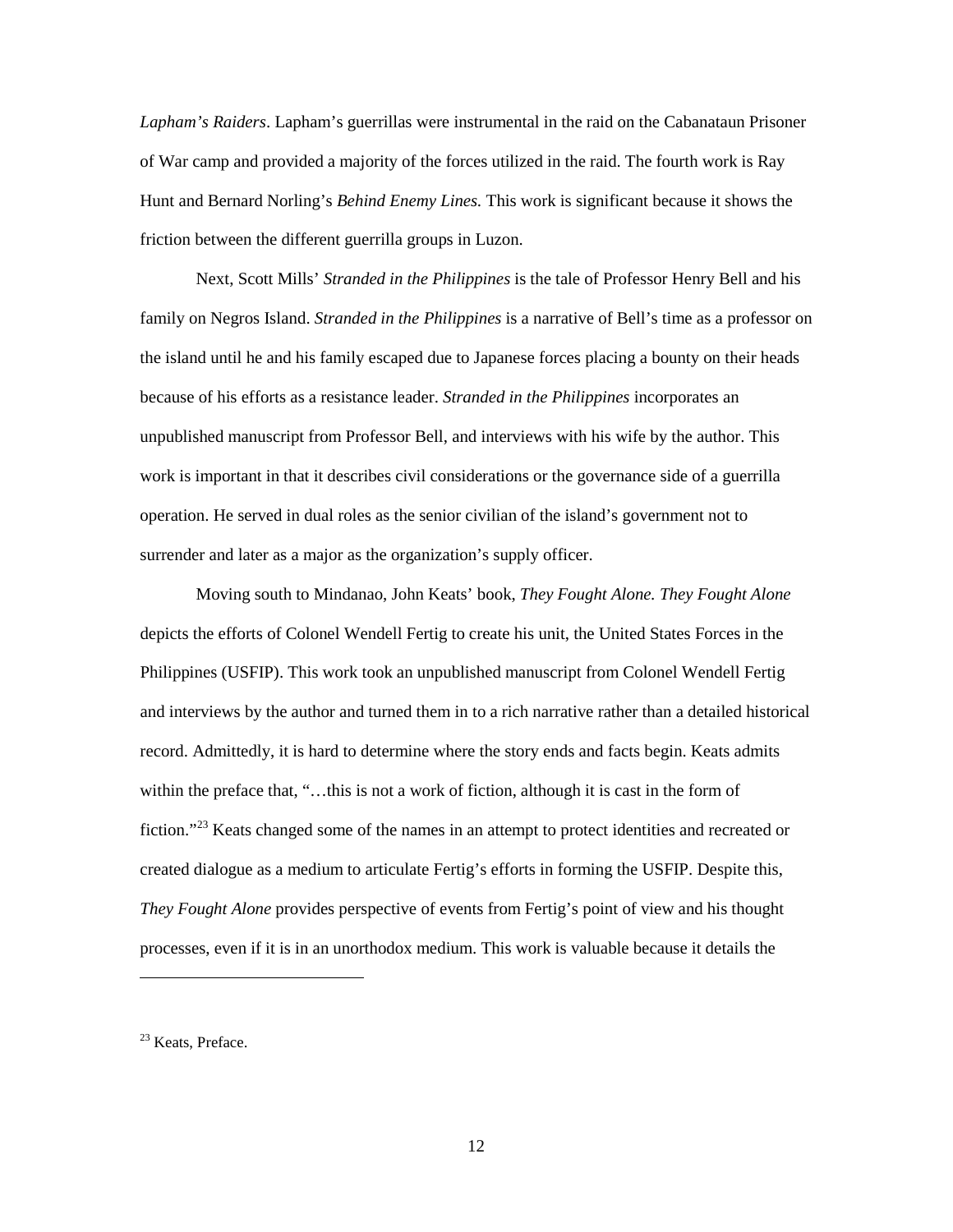*Lapham's Raiders*. Lapham's guerrillas were instrumental in the raid on the Cabanataun Prisoner of War camp and provided a majority of the forces utilized in the raid. The fourth work is Ray Hunt and Bernard Norling's *Behind Enemy Lines.* This work is significant because it shows the friction between the different guerrilla groups in Luzon.

Next, Scott Mills' *Stranded in the Philippines* is the tale of Professor Henry Bell and his family on Negros Island. *Stranded in the Philippines* is a narrative of Bell's time as a professor on the island until he and his family escaped due to Japanese forces placing a bounty on their heads because of his efforts as a resistance leader. *Stranded in the Philippines* incorporates an unpublished manuscript from Professor Bell, and interviews with his wife by the author. This work is important in that it describes civil considerations or the governance side of a guerrilla operation. He served in dual roles as the senior civilian of the island's government not to surrender and later as a major as the organization's supply officer.

Moving south to Mindanao, John Keats' book, *They Fought Alone. They Fought Alone* depicts the efforts of Colonel Wendell Fertig to create his unit, the United States Forces in the Philippines (USFIP). This work took an unpublished manuscript from Colonel Wendell Fertig and interviews by the author and turned them in to a rich narrative rather than a detailed historical record. Admittedly, it is hard to determine where the story ends and facts begin. Keats admits within the preface that, "…this is not a work of fiction, although it is cast in the form of fiction."[23] Keats changed some of the names in an attempt to protect identities and recreated or created dialogue as a medium to articulate Fertig's efforts in forming the USFIP. Despite this, *They Fought Alone* provides perspective of events from Fertig's point of view and his thought processes, even if it is in an unorthodox medium. This work is valuable because it details the

---

[23] Keats, Preface.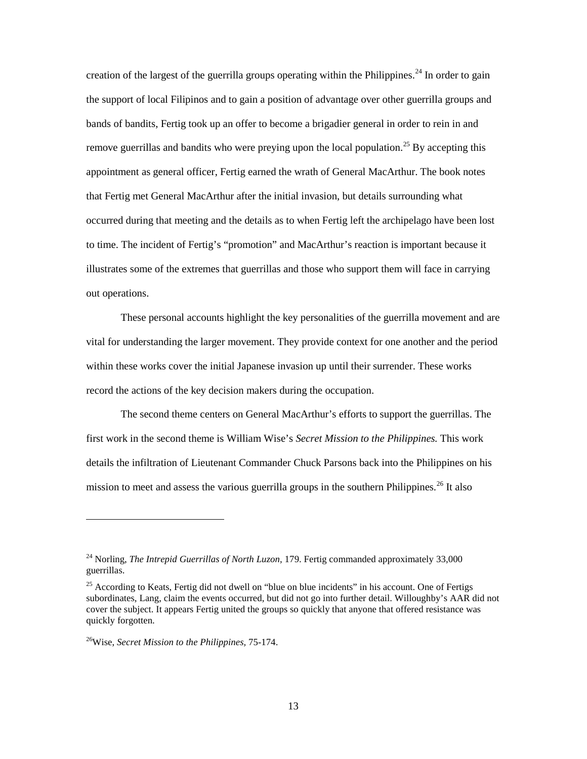creation of the largest of the guerrilla groups operating within the Philippines.[24] In order to gain the support of local Filipinos and to gain a position of advantage over other guerrilla groups and bands of bandits, Fertig took up an offer to become a brigadier general in order to rein in and remove guerrillas and bandits who were preying upon the local population.[25] By accepting this appointment as general officer, Fertig earned the wrath of General MacArthur. The book notes that Fertig met General MacArthur after the initial invasion, but details surrounding what occurred during that meeting and the details as to when Fertig left the archipelago have been lost to time. The incident of Fertig's "promotion" and MacArthur's reaction is important because it illustrates some of the extremes that guerrillas and those who support them will face in carrying out operations.

These personal accounts highlight the key personalities of the guerrilla movement and are vital for understanding the larger movement. They provide context for one another and the period within these works cover the initial Japanese invasion up until their surrender. These works record the actions of the key decision makers during the occupation.

The second theme centers on General MacArthur's efforts to support the guerrillas. The first work in the second theme is William Wise's *Secret Mission to the Philippines.* This work details the infiltration of Lieutenant Commander Chuck Parsons back into the Philippines on his mission to meet and assess the various guerrilla groups in the southern Philippines.[26] It also

---

[24] Norling, *The Intrepid Guerrillas of North Luzon,* 179. Fertig commanded approximately 33,000 guerrillas.

[25] According to Keats, Fertig did not dwell on "blue on blue incidents" in his account. One of Fertigs subordinates, Lang, claim the events occurred, but did not go into further detail. Willoughby's AAR did not cover the subject. It appears Fertig united the groups so quickly that anyone that offered resistance was quickly forgotten.

[26] Wise, *Secret Mission to the Philippines,* 75-174.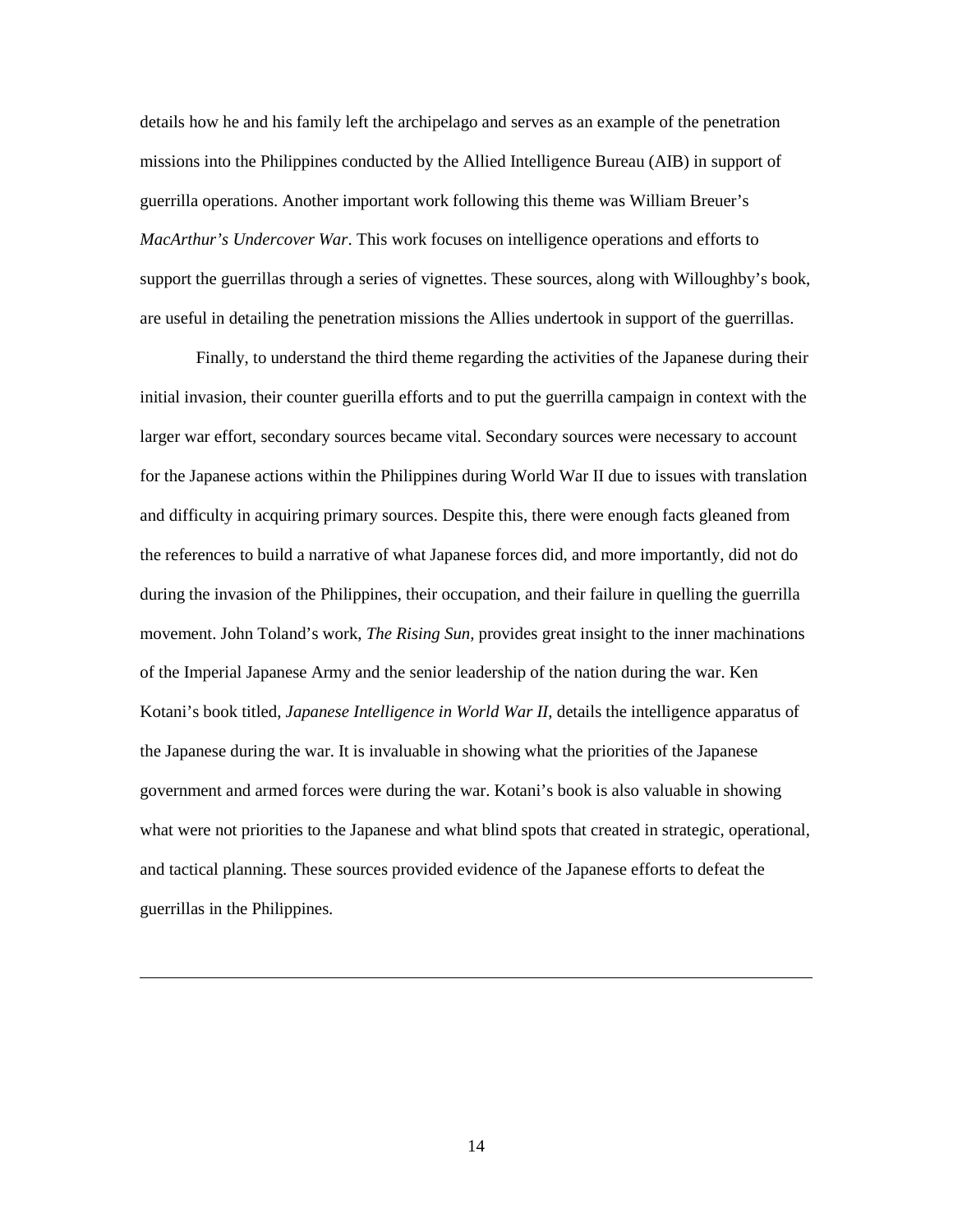details how he and his family left the archipelago and serves as an example of the penetration missions into the Philippines conducted by the Allied Intelligence Bureau (AIB) in support of guerrilla operations. Another important work following this theme was William Breuer's *MacArthur's Undercover War*. This work focuses on intelligence operations and efforts to support the guerrillas through a series of vignettes. These sources, along with Willoughby's book, are useful in detailing the penetration missions the Allies undertook in support of the guerrillas.

Finally, to understand the third theme regarding the activities of the Japanese during their initial invasion, their counter guerilla efforts and to put the guerrilla campaign in context with the larger war effort, secondary sources became vital. Secondary sources were necessary to account for the Japanese actions within the Philippines during World War II due to issues with translation and difficulty in acquiring primary sources. Despite this, there were enough facts gleaned from the references to build a narrative of what Japanese forces did, and more importantly, did not do during the invasion of the Philippines, their occupation, and their failure in quelling the guerrilla movement. John Toland's work, *The Rising Sun*, provides great insight to the inner machinations of the Imperial Japanese Army and the senior leadership of the nation during the war. Ken Kotani's book titled, *Japanese Intelligence in World War II*, details the intelligence apparatus of the Japanese during the war. It is invaluable in showing what the priorities of the Japanese government and armed forces were during the war. Kotani's book is also valuable in showing what were not priorities to the Japanese and what blind spots that created in strategic, operational, and tactical planning. These sources provided evidence of the Japanese efforts to defeat the guerrillas in the Philippines.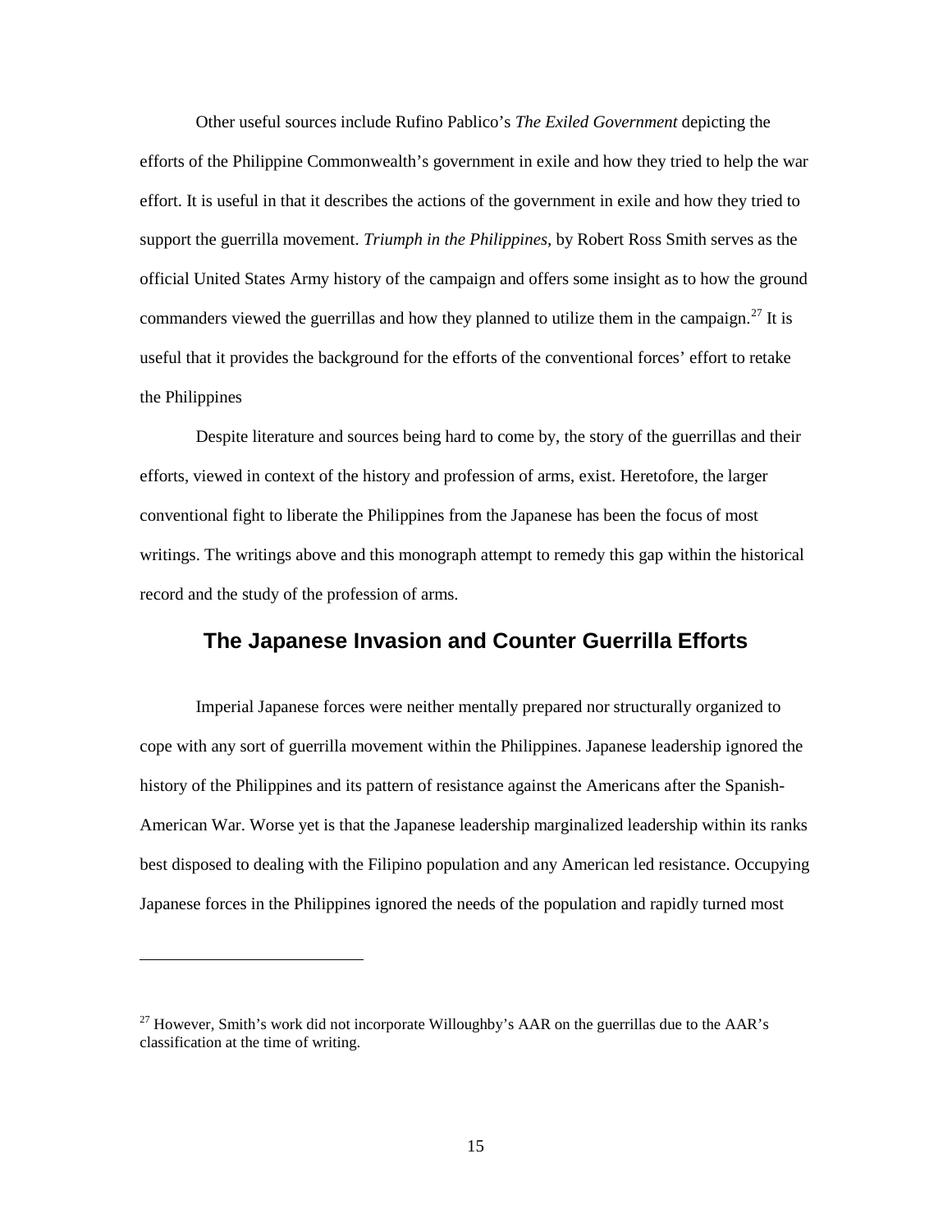Other useful sources include Rufino Pablico's *The Exiled Government* depicting the efforts of the Philippine Commonwealth's government in exile and how they tried to help the war effort. It is useful in that it describes the actions of the government in exile and how they tried to support the guerrilla movement. *Triumph in the Philippines*, by Robert Ross Smith serves as the official United States Army history of the campaign and offers some insight as to how the ground commanders viewed the guerrillas and how they planned to utilize them in the campaign.[27] It is useful that it provides the background for the efforts of the conventional forces' effort to retake the Philippines

Despite literature and sources being hard to come by, the story of the guerrillas and their efforts, viewed in context of the history and profession of arms, exist. Heretofore, the larger conventional fight to liberate the Philippines from the Japanese has been the focus of most writings. The writings above and this monograph attempt to remedy this gap within the historical record and the study of the profession of arms.

## The Japanese Invasion and Counter Guerrilla Efforts

Imperial Japanese forces were neither mentally prepared nor structurally organized to cope with any sort of guerrilla movement within the Philippines. Japanese leadership ignored the history of the Philippines and its pattern of resistance against the Americans after the Spanish-American War. Worse yet is that the Japanese leadership marginalized leadership within its ranks best disposed to dealing with the Filipino population and any American led resistance. Occupying Japanese forces in the Philippines ignored the needs of the population and rapidly turned most

---

[27] However, Smith's work did not incorporate Willoughby's AAR on the guerrillas due to the AAR's classification at the time of writing.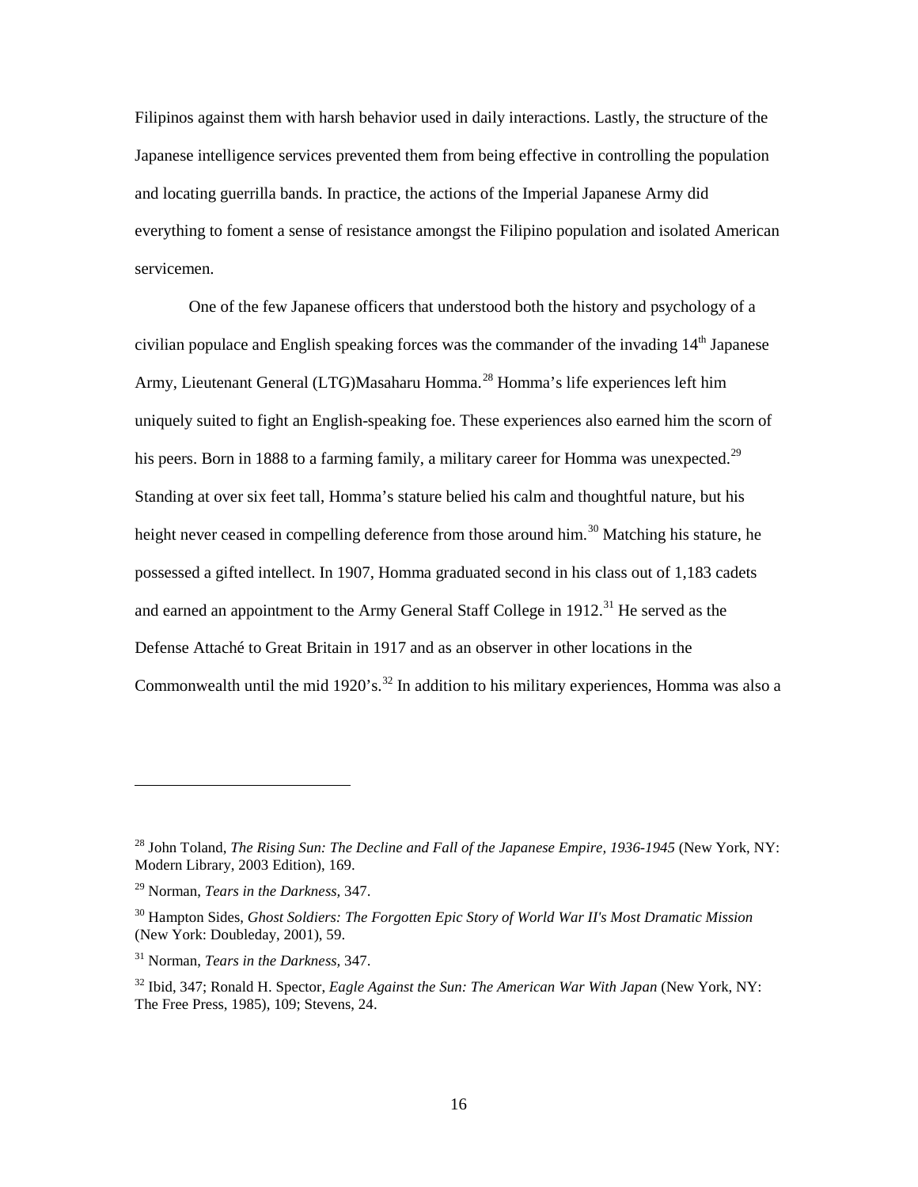Filipinos against them with harsh behavior used in daily interactions. Lastly, the structure of the Japanese intelligence services prevented them from being effective in controlling the population and locating guerrilla bands. In practice, the actions of the Imperial Japanese Army did everything to foment a sense of resistance amongst the Filipino population and isolated American servicemen.

One of the few Japanese officers that understood both the history and psychology of a civilian populace and English speaking forces was the commander of the invading 14th Japanese Army, Lieutenant General (LTG)Masaharu Homma.[28] Homma's life experiences left him uniquely suited to fight an English-speaking foe. These experiences also earned him the scorn of his peers. Born in 1888 to a farming family, a military career for Homma was unexpected.[29] Standing at over six feet tall, Homma's stature belied his calm and thoughtful nature, but his height never ceased in compelling deference from those around him.[30] Matching his stature, he possessed a gifted intellect. In 1907, Homma graduated second in his class out of 1,183 cadets and earned an appointment to the Army General Staff College in 1912.[31] He served as the Defense Attaché to Great Britain in 1917 and as an observer in other locations in the Commonwealth until the mid 1920's.[32] In addition to his military experiences, Homma was also a

---

[28] John Toland, *The Rising Sun: The Decline and Fall of the Japanese Empire, 1936-1945* (New York, NY: Modern Library, 2003 Edition), 169.

[29] Norman, *Tears in the Darkness,* 347.

[30] Hampton Sides, *Ghost Soldiers: The Forgotten Epic Story of World War II's Most Dramatic Mission* (New York: Doubleday, 2001), 59.

[31] Norman, *Tears in the Darkness,* 347.

[32] Ibid, 347; Ronald H. Spector, *Eagle Against the Sun: The American War With Japan* (New York, NY: The Free Press, 1985), 109; Stevens, 24.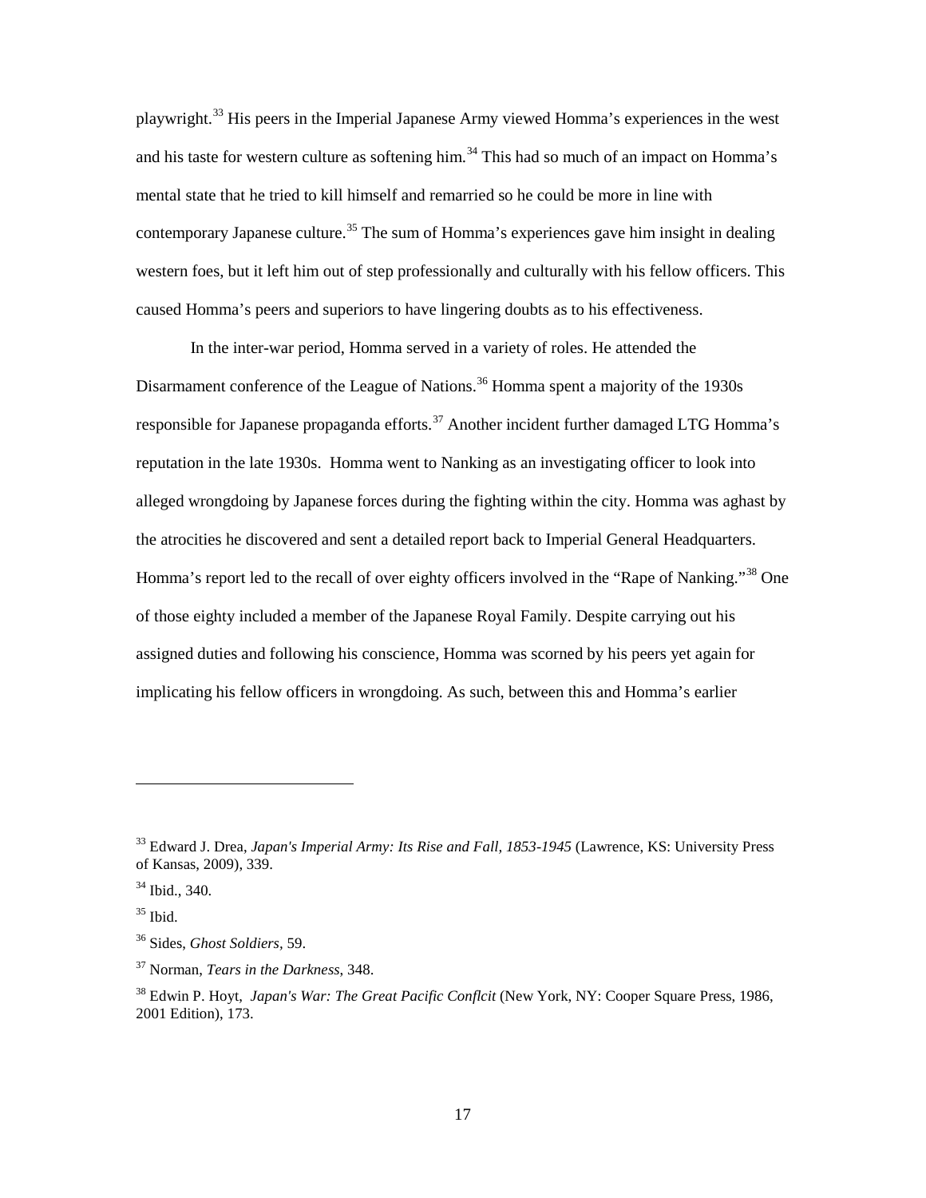playwright.[33] His peers in the Imperial Japanese Army viewed Homma's experiences in the west and his taste for western culture as softening him.[34] This had so much of an impact on Homma's mental state that he tried to kill himself and remarried so he could be more in line with contemporary Japanese culture.[35] The sum of Homma's experiences gave him insight in dealing western foes, but it left him out of step professionally and culturally with his fellow officers. This caused Homma's peers and superiors to have lingering doubts as to his effectiveness.

In the inter-war period, Homma served in a variety of roles. He attended the Disarmament conference of the League of Nations.[36] Homma spent a majority of the 1930s responsible for Japanese propaganda efforts.[37] Another incident further damaged LTG Homma's reputation in the late 1930s. Homma went to Nanking as an investigating officer to look into alleged wrongdoing by Japanese forces during the fighting within the city. Homma was aghast by the atrocities he discovered and sent a detailed report back to Imperial General Headquarters. Homma's report led to the recall of over eighty officers involved in the "Rape of Nanking."[38] One of those eighty included a member of the Japanese Royal Family. Despite carrying out his assigned duties and following his conscience, Homma was scorned by his peers yet again for implicating his fellow officers in wrongdoing. As such, between this and Homma's earlier

---

[33] Edward J. Drea, *Japan's Imperial Army: Its Rise and Fall, 1853-1945* (Lawrence, KS: University Press of Kansas, 2009), 339.

[34] Ibid., 340.

[35] Ibid.

[36] Sides, *Ghost Soldiers*, 59.

[37] Norman, *Tears in the Darkness*, 348.

[38] Edwin P. Hoyt, *Japan's War: The Great Pacific Conflcit* (New York, NY: Cooper Square Press, 1986, 2001 Edition), 173.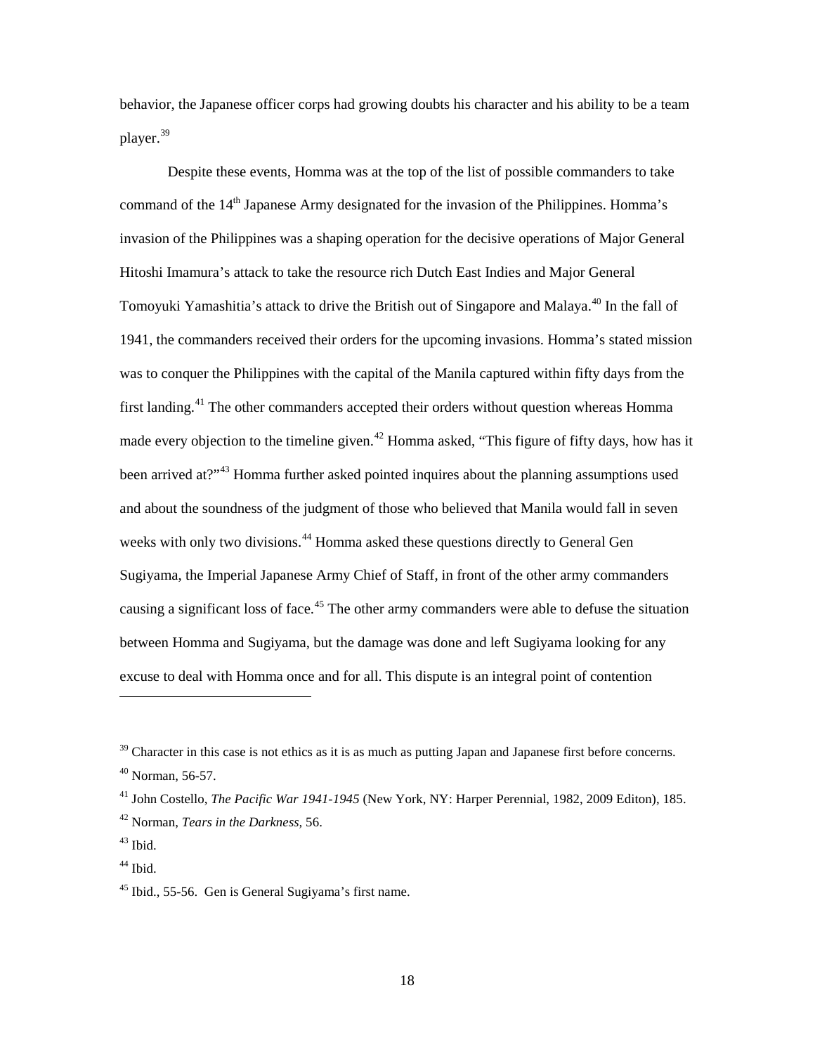behavior, the Japanese officer corps had growing doubts his character and his ability to be a team player.[39]

Despite these events, Homma was at the top of the list of possible commanders to take command of the 14th Japanese Army designated for the invasion of the Philippines. Homma's invasion of the Philippines was a shaping operation for the decisive operations of Major General Hitoshi Imamura's attack to take the resource rich Dutch East Indies and Major General Tomoyuki Yamashitia's attack to drive the British out of Singapore and Malaya.[40] In the fall of 1941, the commanders received their orders for the upcoming invasions. Homma's stated mission was to conquer the Philippines with the capital of the Manila captured within fifty days from the first landing.[41] The other commanders accepted their orders without question whereas Homma made every objection to the timeline given.[42] Homma asked, "This figure of fifty days, how has it been arrived at?"[43] Homma further asked pointed inquires about the planning assumptions used and about the soundness of the judgment of those who believed that Manila would fall in seven weeks with only two divisions.[44] Homma asked these questions directly to General Gen Sugiyama, the Imperial Japanese Army Chief of Staff, in front of the other army commanders causing a significant loss of face.[45] The other army commanders were able to defuse the situation between Homma and Sugiyama, but the damage was done and left Sugiyama looking for any excuse to deal with Homma once and for all. This dispute is an integral point of contention

---

[39] Character in this case is not ethics as it is as much as putting Japan and Japanese first before concerns.

[40] Norman, 56-57.

[41] John Costello, *The Pacific War 1941-1945* (New York, NY: Harper Perennial, 1982, 2009 Editon), 185.

[42] Norman, *Tears in the Darkness,* 56.

[43] Ibid.

[44] Ibid.

[45] Ibid., 55-56. Gen is General Sugiyama's first name.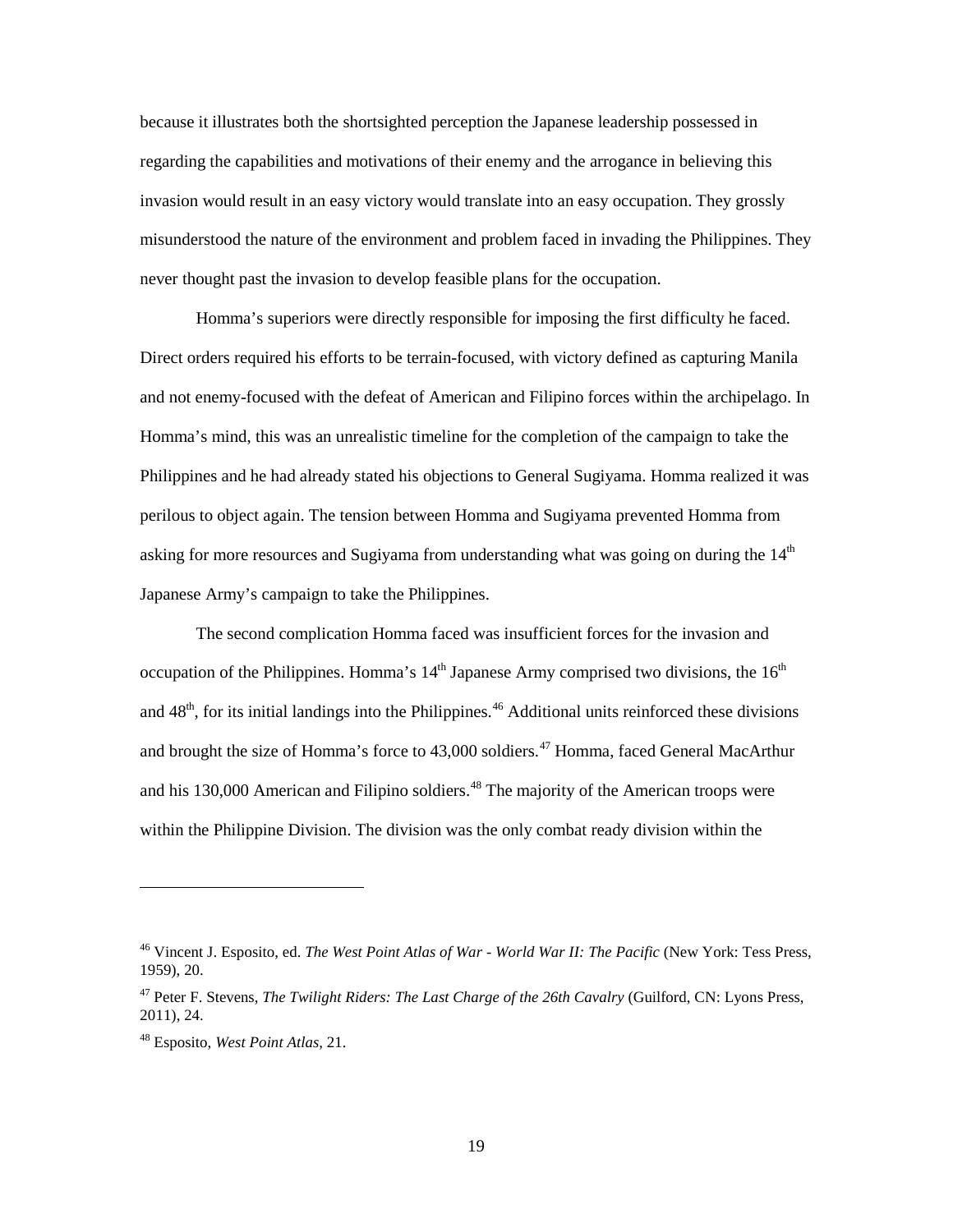because it illustrates both the shortsighted perception the Japanese leadership possessed in regarding the capabilities and motivations of their enemy and the arrogance in believing this invasion would result in an easy victory would translate into an easy occupation. They grossly misunderstood the nature of the environment and problem faced in invading the Philippines. They never thought past the invasion to develop feasible plans for the occupation.

Homma's superiors were directly responsible for imposing the first difficulty he faced. Direct orders required his efforts to be terrain-focused, with victory defined as capturing Manila and not enemy-focused with the defeat of American and Filipino forces within the archipelago. In Homma's mind, this was an unrealistic timeline for the completion of the campaign to take the Philippines and he had already stated his objections to General Sugiyama. Homma realized it was perilous to object again. The tension between Homma and Sugiyama prevented Homma from asking for more resources and Sugiyama from understanding what was going on during the 14th Japanese Army's campaign to take the Philippines.

The second complication Homma faced was insufficient forces for the invasion and occupation of the Philippines. Homma's 14th Japanese Army comprised two divisions, the 16th and 48th, for its initial landings into the Philippines.[46] Additional units reinforced these divisions and brought the size of Homma's force to 43,000 soldiers.[47] Homma, faced General MacArthur and his 130,000 American and Filipino soldiers.[48] The majority of the American troops were within the Philippine Division. The division was the only combat ready division within the

---

[46] Vincent J. Esposito, ed. *The West Point Atlas of War - World War II: The Pacific* (New York: Tess Press, 1959), 20.

[47] Peter F. Stevens, *The Twilight Riders: The Last Charge of the 26th Cavalry* (Guilford, CN: Lyons Press, 2011), 24.

[48] Esposito, *West Point Atlas*, 21.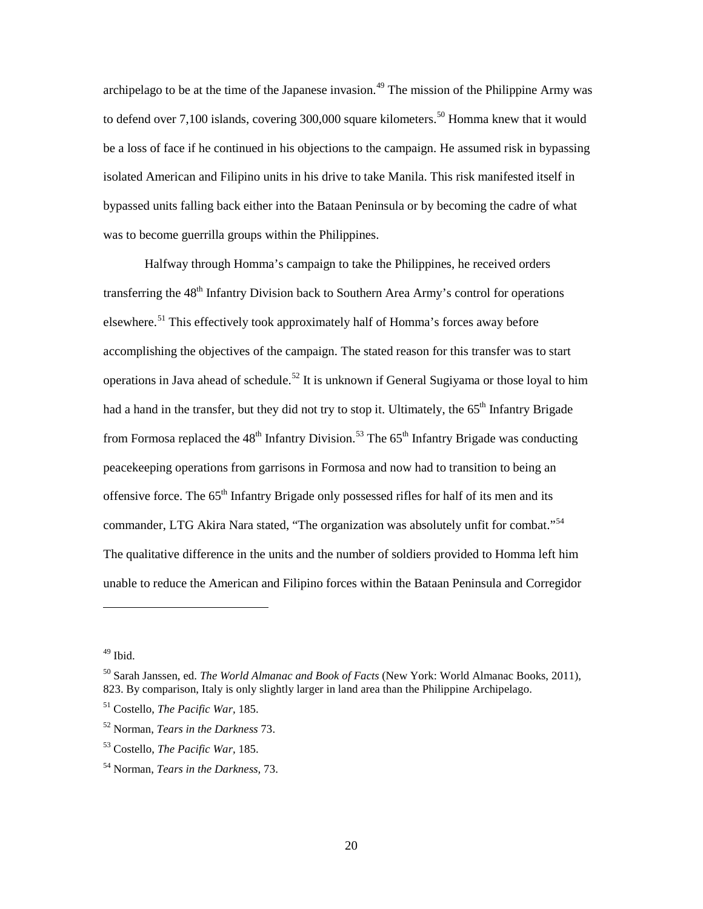archipelago to be at the time of the Japanese invasion.[49] The mission of the Philippine Army was to defend over 7,100 islands, covering 300,000 square kilometers.[50] Homma knew that it would be a loss of face if he continued in his objections to the campaign. He assumed risk in bypassing isolated American and Filipino units in his drive to take Manila. This risk manifested itself in bypassed units falling back either into the Bataan Peninsula or by becoming the cadre of what was to become guerrilla groups within the Philippines.

Halfway through Homma's campaign to take the Philippines, he received orders transferring the 48th Infantry Division back to Southern Area Army's control for operations elsewhere.[51] This effectively took approximately half of Homma's forces away before accomplishing the objectives of the campaign. The stated reason for this transfer was to start operations in Java ahead of schedule.[52] It is unknown if General Sugiyama or those loyal to him had a hand in the transfer, but they did not try to stop it. Ultimately, the 65th Infantry Brigade from Formosa replaced the 48th Infantry Division.[53] The 65th Infantry Brigade was conducting peacekeeping operations from garrisons in Formosa and now had to transition to being an offensive force. The 65th Infantry Brigade only possessed rifles for half of its men and its commander, LTG Akira Nara stated, "The organization was absolutely unfit for combat."[54] The qualitative difference in the units and the number of soldiers provided to Homma left him unable to reduce the American and Filipino forces within the Bataan Peninsula and Corregidor

---

[49] Ibid.

[50] Sarah Janssen, ed. *The World Almanac and Book of Facts* (New York: World Almanac Books, 2011), 823. By comparison, Italy is only slightly larger in land area than the Philippine Archipelago.

[51] Costello, *The Pacific War,* 185.

[52] Norman, *Tears in the Darkness* 73.

[53] Costello, *The Pacific War,* 185.

[54] Norman, *Tears in the Darkness,* 73.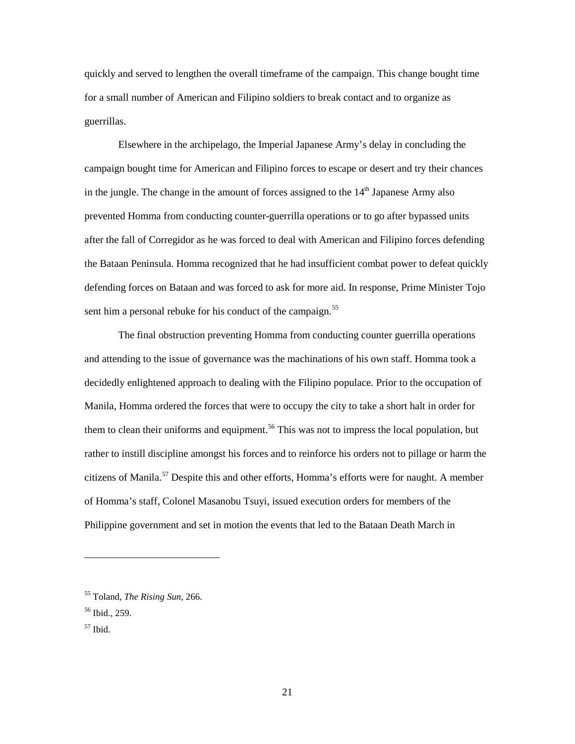quickly and served to lengthen the overall timeframe of the campaign. This change bought time for a small number of American and Filipino soldiers to break contact and to organize as guerrillas.

Elsewhere in the archipelago, the Imperial Japanese Army's delay in concluding the campaign bought time for American and Filipino forces to escape or desert and try their chances in the jungle. The change in the amount of forces assigned to the 14th Japanese Army also prevented Homma from conducting counter-guerrilla operations or to go after bypassed units after the fall of Corregidor as he was forced to deal with American and Filipino forces defending the Bataan Peninsula. Homma recognized that he had insufficient combat power to defeat quickly defending forces on Bataan and was forced to ask for more aid. In response, Prime Minister Tojo sent him a personal rebuke for his conduct of the campaign.[55]

The final obstruction preventing Homma from conducting counter guerrilla operations and attending to the issue of governance was the machinations of his own staff. Homma took a decidedly enlightened approach to dealing with the Filipino populace. Prior to the occupation of Manila, Homma ordered the forces that were to occupy the city to take a short halt in order for them to clean their uniforms and equipment.[56] This was not to impress the local population, but rather to instill discipline amongst his forces and to reinforce his orders not to pillage or harm the citizens of Manila.[57] Despite this and other efforts, Homma's efforts were for naught. A member of Homma's staff, Colonel Masanobu Tsuyi, issued execution orders for members of the Philippine government and set in motion the events that led to the Bataan Death March in

---

[55] Toland, *The Rising Sun*, 266.

[56] Ibid., 259.

[57] Ibid.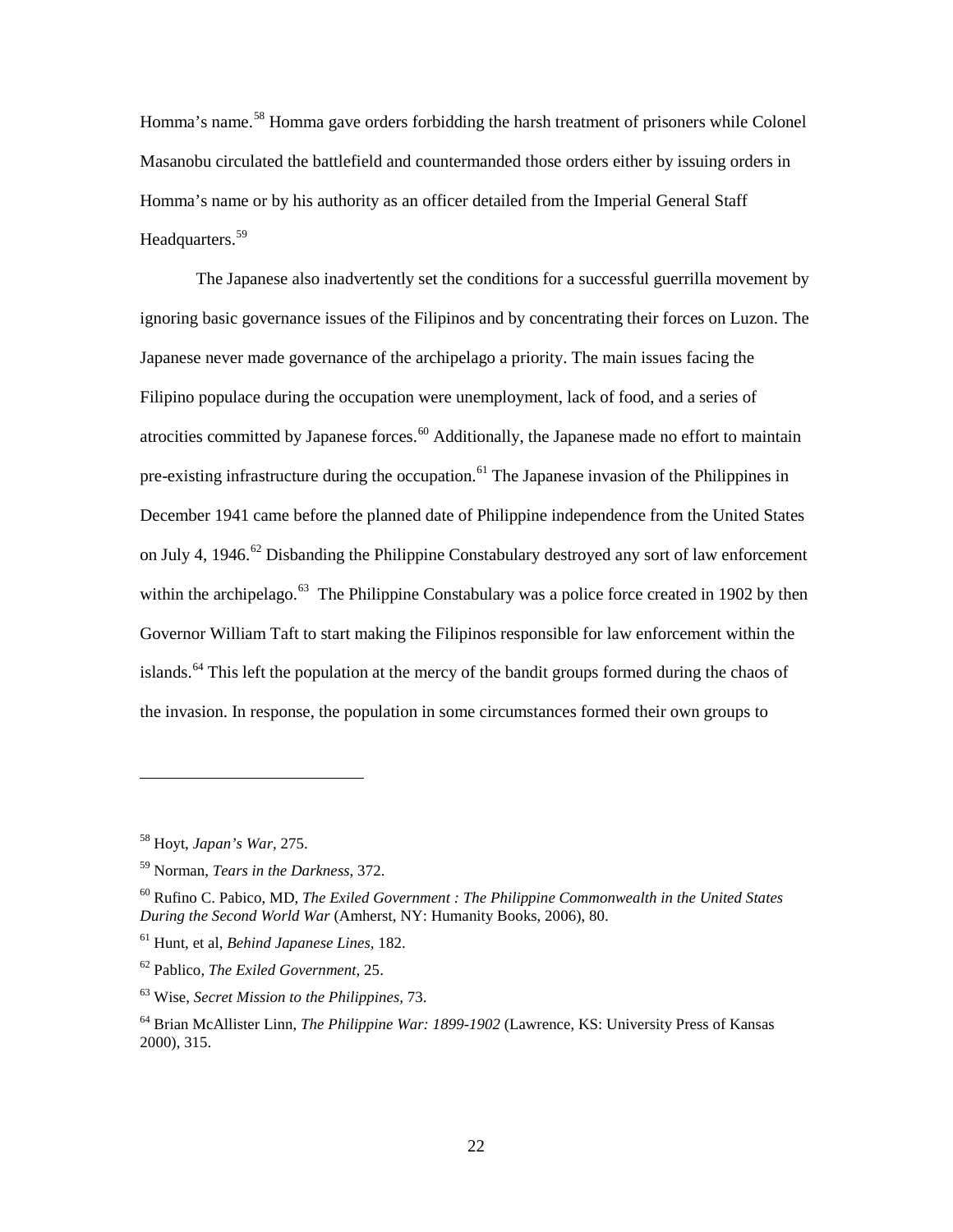Homma's name.[58] Homma gave orders forbidding the harsh treatment of prisoners while Colonel Masanobu circulated the battlefield and countermanded those orders either by issuing orders in Homma's name or by his authority as an officer detailed from the Imperial General Staff Headquarters.[59]

The Japanese also inadvertently set the conditions for a successful guerrilla movement by ignoring basic governance issues of the Filipinos and by concentrating their forces on Luzon. The Japanese never made governance of the archipelago a priority. The main issues facing the Filipino populace during the occupation were unemployment, lack of food, and a series of atrocities committed by Japanese forces.[60] Additionally, the Japanese made no effort to maintain pre-existing infrastructure during the occupation.[61] The Japanese invasion of the Philippines in December 1941 came before the planned date of Philippine independence from the United States on July 4, 1946.[62] Disbanding the Philippine Constabulary destroyed any sort of law enforcement within the archipelago.[63] The Philippine Constabulary was a police force created in 1902 by then Governor William Taft to start making the Filipinos responsible for law enforcement within the islands.[64] This left the population at the mercy of the bandit groups formed during the chaos of the invasion. In response, the population in some circumstances formed their own groups to

---

[58] Hoyt, *Japan's War,* 275.

[59] Norman, *Tears in the Darkness,* 372.

[60] Rufino C. Pabico, MD, *The Exiled Government : The Philippine Commonwealth in the United States During the Second World War* (Amherst, NY: Humanity Books, 2006), 80.

[61] Hunt, et al, *Behind Japanese Lines,* 182.

[62] Pablico, *The Exiled Government,* 25.

[63] Wise, *Secret Mission to the Philippines,* 73.

[64] Brian McAllister Linn, *The Philippine War: 1899-1902* (Lawrence, KS: University Press of Kansas 2000), 315.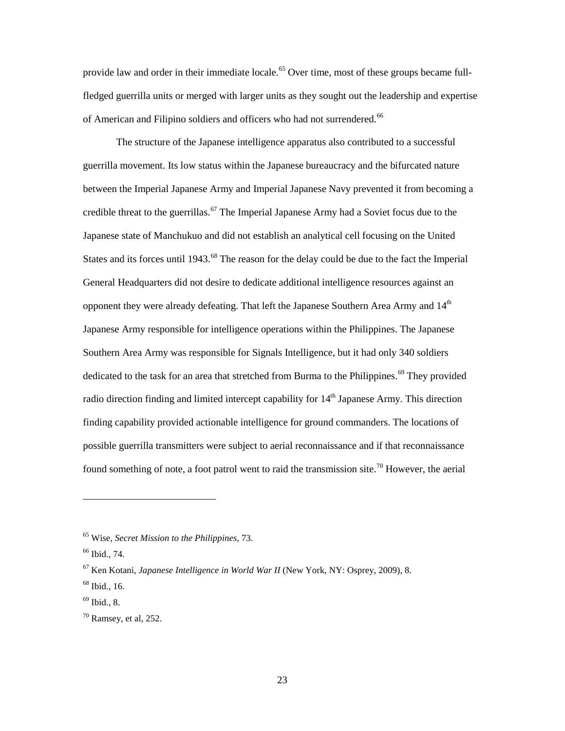provide law and order in their immediate locale.[65] Over time, most of these groups became full-fledged guerrilla units or merged with larger units as they sought out the leadership and expertise of American and Filipino soldiers and officers who had not surrendered.[66]

The structure of the Japanese intelligence apparatus also contributed to a successful guerrilla movement. Its low status within the Japanese bureaucracy and the bifurcated nature between the Imperial Japanese Army and Imperial Japanese Navy prevented it from becoming a credible threat to the guerrillas.[67] The Imperial Japanese Army had a Soviet focus due to the Japanese state of Manchukuo and did not establish an analytical cell focusing on the United States and its forces until 1943.[68] The reason for the delay could be due to the fact the Imperial General Headquarters did not desire to dedicate additional intelligence resources against an opponent they were already defeating. That left the Japanese Southern Area Army and 14th Japanese Army responsible for intelligence operations within the Philippines. The Japanese Southern Area Army was responsible for Signals Intelligence, but it had only 340 soldiers dedicated to the task for an area that stretched from Burma to the Philippines.[69] They provided radio direction finding and limited intercept capability for 14th Japanese Army. This direction finding capability provided actionable intelligence for ground commanders. The locations of possible guerrilla transmitters were subject to aerial reconnaissance and if that reconnaissance found something of note, a foot patrol went to raid the transmission site.[70] However, the aerial

---

[65] Wise, *Secret Mission to the Philippines,* 73.

[66] Ibid., 74.

[67] Ken Kotani, *Japanese Intelligence in World War II* (New York, NY: Osprey, 2009), 8.

[68] Ibid., 16.

[69] Ibid., 8.

[70] Ramsey, et al, 252.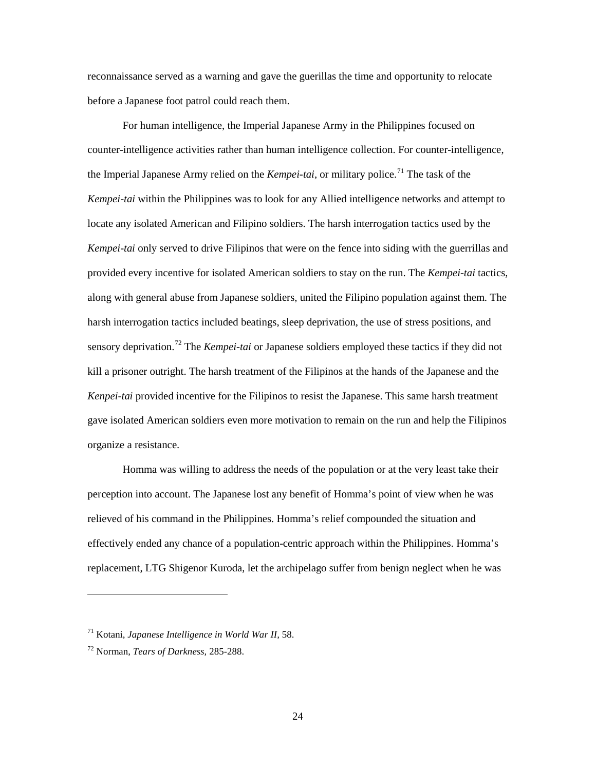reconnaissance served as a warning and gave the guerillas the time and opportunity to relocate before a Japanese foot patrol could reach them.

For human intelligence, the Imperial Japanese Army in the Philippines focused on counter-intelligence activities rather than human intelligence collection. For counter-intelligence, the Imperial Japanese Army relied on the *Kempei-tai*, or military police.[71] The task of the *Kempei-tai* within the Philippines was to look for any Allied intelligence networks and attempt to locate any isolated American and Filipino soldiers. The harsh interrogation tactics used by the *Kempei-tai* only served to drive Filipinos that were on the fence into siding with the guerrillas and provided every incentive for isolated American soldiers to stay on the run. The *Kempei-tai* tactics, along with general abuse from Japanese soldiers, united the Filipino population against them. The harsh interrogation tactics included beatings, sleep deprivation, the use of stress positions, and sensory deprivation.[72] The *Kempei-tai* or Japanese soldiers employed these tactics if they did not kill a prisoner outright. The harsh treatment of the Filipinos at the hands of the Japanese and the *Kenpei-tai* provided incentive for the Filipinos to resist the Japanese. This same harsh treatment gave isolated American soldiers even more motivation to remain on the run and help the Filipinos organize a resistance.

Homma was willing to address the needs of the population or at the very least take their perception into account. The Japanese lost any benefit of Homma's point of view when he was relieved of his command in the Philippines. Homma's relief compounded the situation and effectively ended any chance of a population-centric approach within the Philippines. Homma's replacement, LTG Shigenor Kuroda, let the archipelago suffer from benign neglect when he was

---

[71] Kotani, *Japanese Intelligence in World War II*, 58.

[72] Norman, *Tears of Darkness*, 285-288.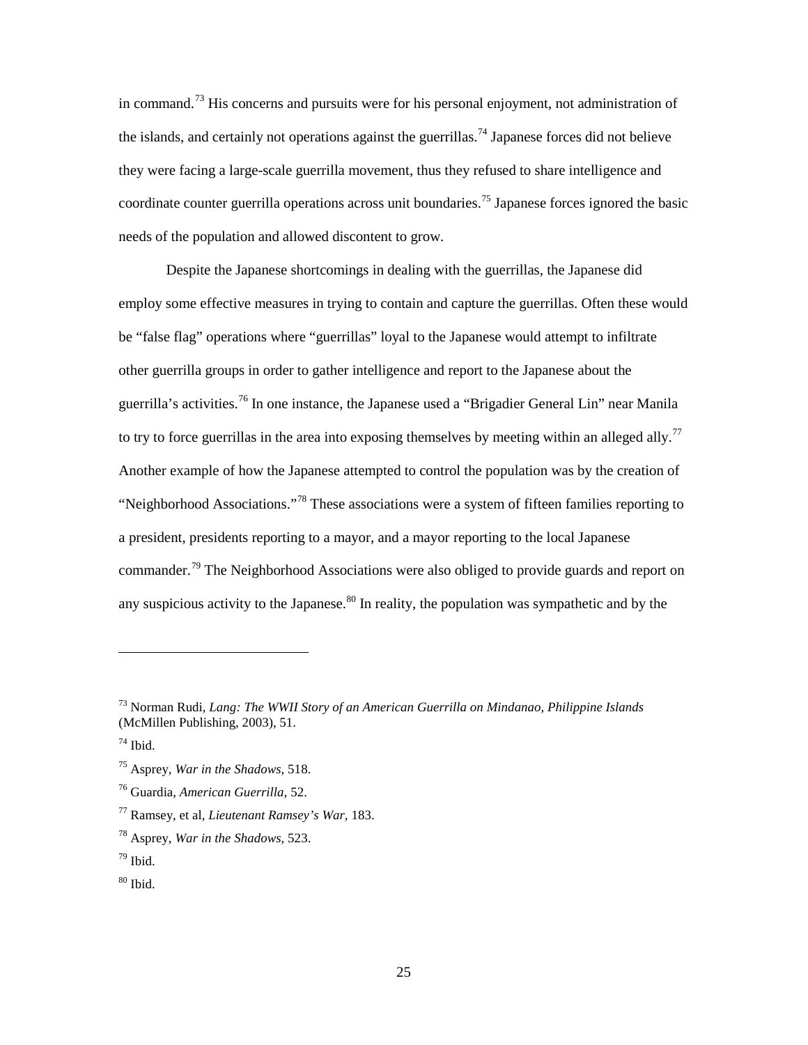in command.[73] His concerns and pursuits were for his personal enjoyment, not administration of the islands, and certainly not operations against the guerrillas.[74] Japanese forces did not believe they were facing a large-scale guerrilla movement, thus they refused to share intelligence and coordinate counter guerrilla operations across unit boundaries.[75] Japanese forces ignored the basic needs of the population and allowed discontent to grow.

Despite the Japanese shortcomings in dealing with the guerrillas, the Japanese did employ some effective measures in trying to contain and capture the guerrillas. Often these would be "false flag" operations where "guerrillas" loyal to the Japanese would attempt to infiltrate other guerrilla groups in order to gather intelligence and report to the Japanese about the guerrilla's activities.[76] In one instance, the Japanese used a "Brigadier General Lin" near Manila to try to force guerrillas in the area into exposing themselves by meeting within an alleged ally.[77] Another example of how the Japanese attempted to control the population was by the creation of "Neighborhood Associations."[78] These associations were a system of fifteen families reporting to a president, presidents reporting to a mayor, and a mayor reporting to the local Japanese commander.[79] The Neighborhood Associations were also obliged to provide guards and report on any suspicious activity to the Japanese.[80] In reality, the population was sympathetic and by the

---

[73] Norman Rudi, *Lang: The WWII Story of an American Guerrilla on Mindanao, Philippine Islands* (McMillen Publishing, 2003), 51.

[74] Ibid.

[75] Asprey, *War in the Shadows,* 518.

[76] Guardia, *American Guerrilla,* 52.

[77] Ramsey, et al, *Lieutenant Ramsey's War,* 183.

[78] Asprey, *War in the Shadows,* 523.

[79] Ibid.

[80] Ibid.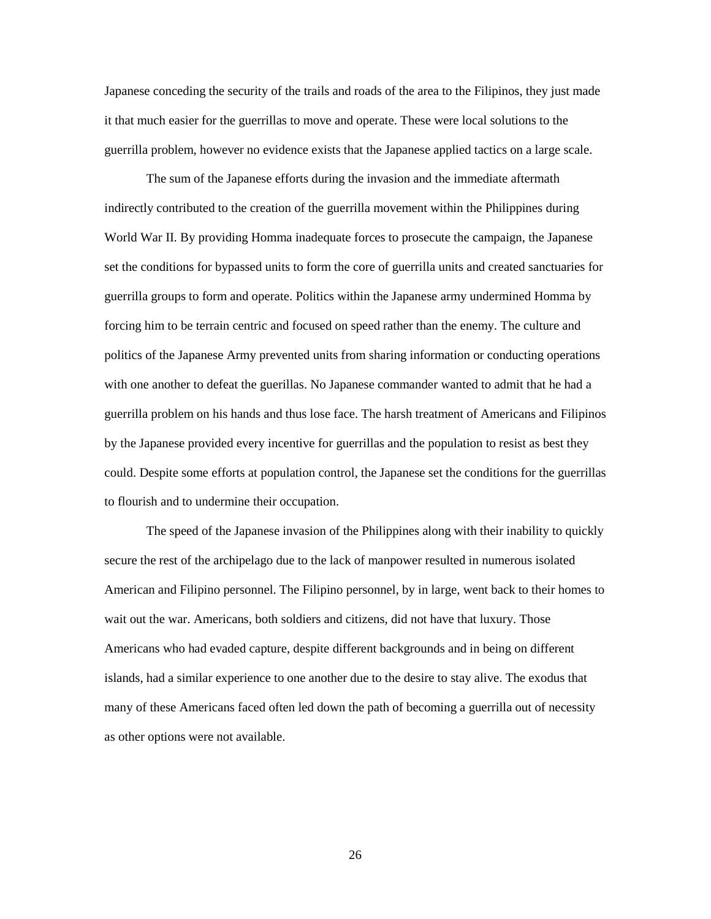Japanese conceding the security of the trails and roads of the area to the Filipinos, they just made it that much easier for the guerrillas to move and operate. These were local solutions to the guerrilla problem, however no evidence exists that the Japanese applied tactics on a large scale.

The sum of the Japanese efforts during the invasion and the immediate aftermath indirectly contributed to the creation of the guerrilla movement within the Philippines during World War II. By providing Homma inadequate forces to prosecute the campaign, the Japanese set the conditions for bypassed units to form the core of guerrilla units and created sanctuaries for guerrilla groups to form and operate. Politics within the Japanese army undermined Homma by forcing him to be terrain centric and focused on speed rather than the enemy. The culture and politics of the Japanese Army prevented units from sharing information or conducting operations with one another to defeat the guerillas. No Japanese commander wanted to admit that he had a guerrilla problem on his hands and thus lose face. The harsh treatment of Americans and Filipinos by the Japanese provided every incentive for guerrillas and the population to resist as best they could. Despite some efforts at population control, the Japanese set the conditions for the guerrillas to flourish and to undermine their occupation.

The speed of the Japanese invasion of the Philippines along with their inability to quickly secure the rest of the archipelago due to the lack of manpower resulted in numerous isolated American and Filipino personnel. The Filipino personnel, by in large, went back to their homes to wait out the war. Americans, both soldiers and citizens, did not have that luxury. Those Americans who had evaded capture, despite different backgrounds and in being on different islands, had a similar experience to one another due to the desire to stay alive. The exodus that many of these Americans faced often led down the path of becoming a guerrilla out of necessity as other options were not available.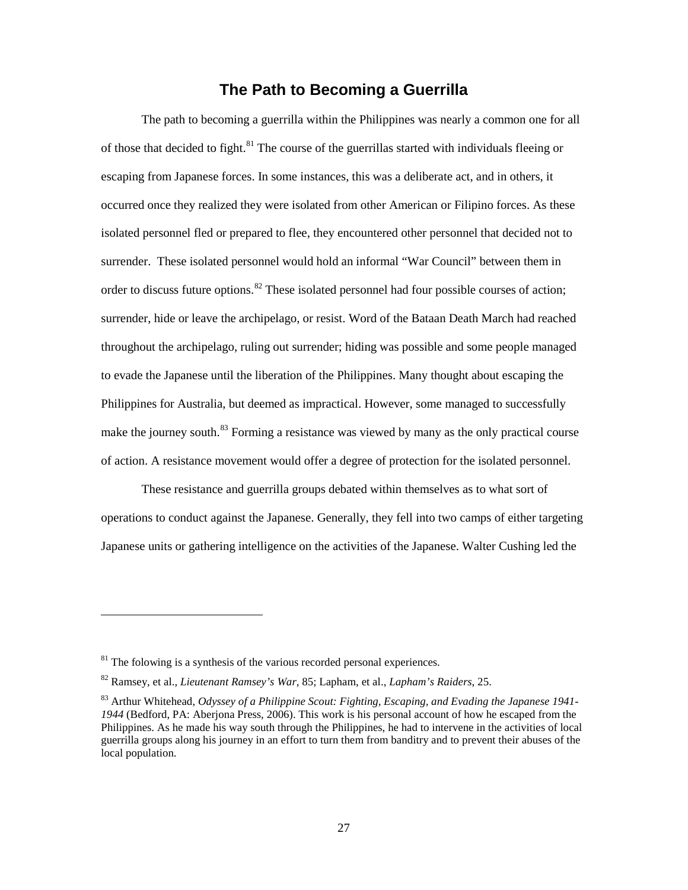## The Path to Becoming a Guerrilla

The path to becoming a guerrilla within the Philippines was nearly a common one for all of those that decided to fight.[81] The course of the guerrillas started with individuals fleeing or escaping from Japanese forces. In some instances, this was a deliberate act, and in others, it occurred once they realized they were isolated from other American or Filipino forces. As these isolated personnel fled or prepared to flee, they encountered other personnel that decided not to surrender. These isolated personnel would hold an informal "War Council" between them in order to discuss future options.[82] These isolated personnel had four possible courses of action; surrender, hide or leave the archipelago, or resist. Word of the Bataan Death March had reached throughout the archipelago, ruling out surrender; hiding was possible and some people managed to evade the Japanese until the liberation of the Philippines. Many thought about escaping the Philippines for Australia, but deemed as impractical. However, some managed to successfully make the journey south.[83] Forming a resistance was viewed by many as the only practical course of action. A resistance movement would offer a degree of protection for the isolated personnel.

These resistance and guerrilla groups debated within themselves as to what sort of operations to conduct against the Japanese. Generally, they fell into two camps of either targeting Japanese units or gathering intelligence on the activities of the Japanese. Walter Cushing led the

---

[81] The folowing is a synthesis of the various recorded personal experiences.

[82] Ramsey, et al., *Lieutenant Ramsey's War*, 85; Lapham, et al., *Lapham's Raiders*, 25.

[83] Arthur Whitehead, *Odyssey of a Philippine Scout: Fighting, Escaping, and Evading the Japanese 1941-1944* (Bedford, PA: Aberjona Press, 2006). This work is his personal account of how he escaped from the Philippines. As he made his way south through the Philippines, he had to intervene in the activities of local guerrilla groups along his journey in an effort to turn them from banditry and to prevent their abuses of the local population.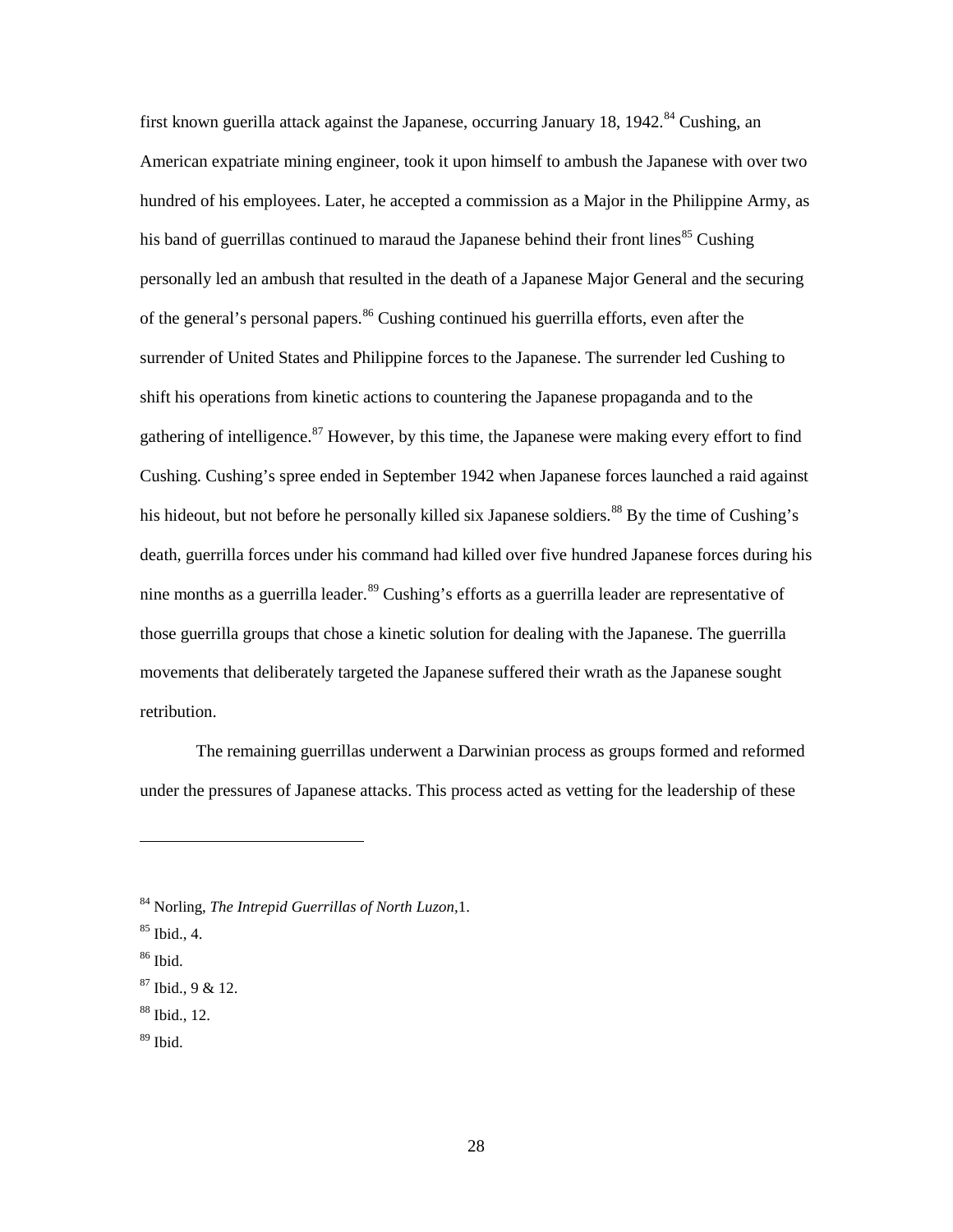first known guerilla attack against the Japanese, occurring January 18, 1942.[84] Cushing, an American expatriate mining engineer, took it upon himself to ambush the Japanese with over two hundred of his employees. Later, he accepted a commission as a Major in the Philippine Army, as his band of guerrillas continued to maraud the Japanese behind their front lines[85] Cushing personally led an ambush that resulted in the death of a Japanese Major General and the securing of the general's personal papers.[86] Cushing continued his guerrilla efforts, even after the surrender of United States and Philippine forces to the Japanese. The surrender led Cushing to shift his operations from kinetic actions to countering the Japanese propaganda and to the gathering of intelligence.[87] However, by this time, the Japanese were making every effort to find Cushing. Cushing's spree ended in September 1942 when Japanese forces launched a raid against his hideout, but not before he personally killed six Japanese soldiers.[88] By the time of Cushing's death, guerrilla forces under his command had killed over five hundred Japanese forces during his nine months as a guerrilla leader.[89] Cushing's efforts as a guerrilla leader are representative of those guerrilla groups that chose a kinetic solution for dealing with the Japanese. The guerrilla movements that deliberately targeted the Japanese suffered their wrath as the Japanese sought retribution.

The remaining guerrillas underwent a Darwinian process as groups formed and reformed under the pressures of Japanese attacks. This process acted as vetting for the leadership of these

---

[84] Norling, *The Intrepid Guerrillas of North Luzon,*1.

[85] Ibid., 4.

[86] Ibid.

[87] Ibid., 9 & 12.

[88] Ibid., 12.

[89] Ibid.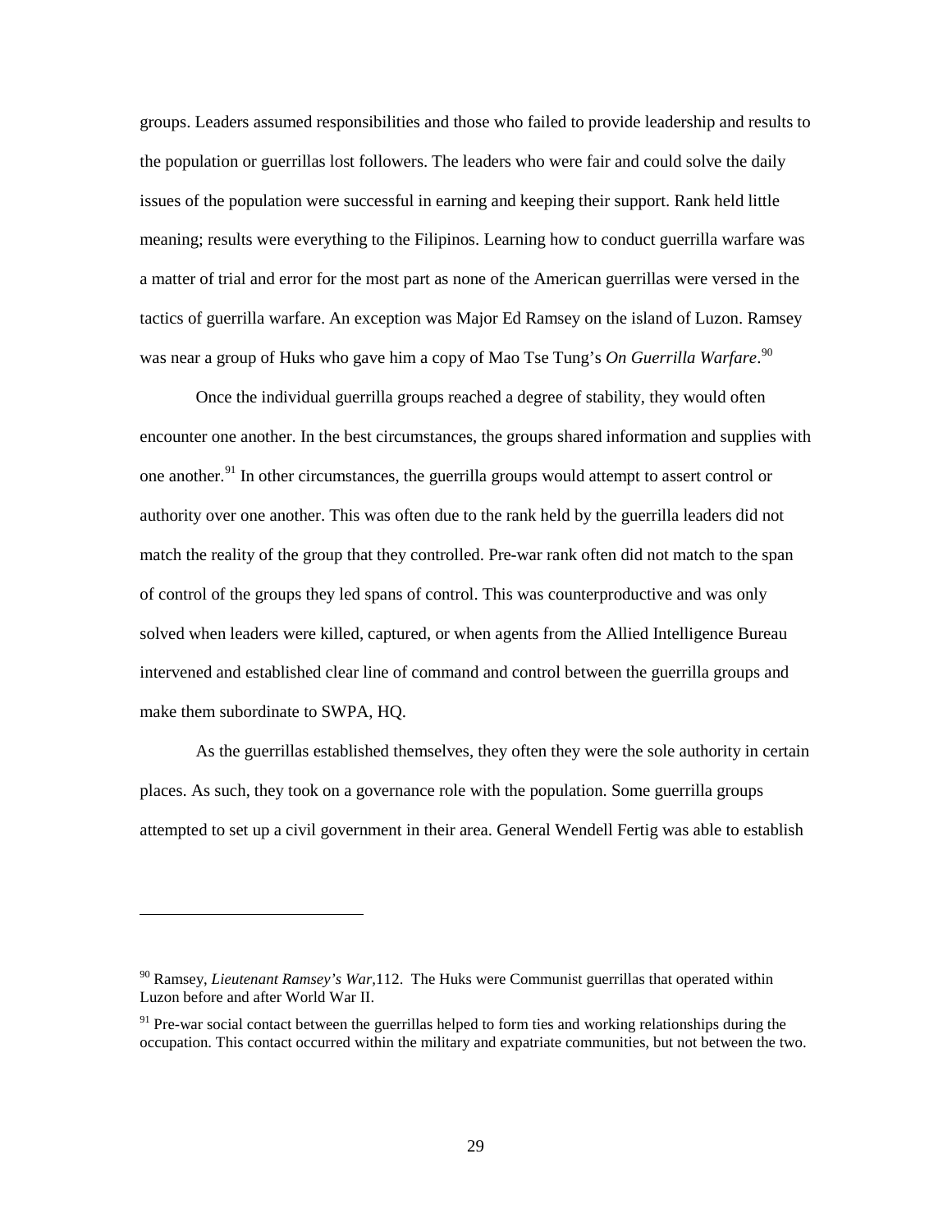groups. Leaders assumed responsibilities and those who failed to provide leadership and results to the population or guerrillas lost followers. The leaders who were fair and could solve the daily issues of the population were successful in earning and keeping their support. Rank held little meaning; results were everything to the Filipinos. Learning how to conduct guerrilla warfare was a matter of trial and error for the most part as none of the American guerrillas were versed in the tactics of guerrilla warfare. An exception was Major Ed Ramsey on the island of Luzon. Ramsey was near a group of Huks who gave him a copy of Mao Tse Tung's *On Guerrilla Warfare*.[90]

Once the individual guerrilla groups reached a degree of stability, they would often encounter one another. In the best circumstances, the groups shared information and supplies with one another.[91] In other circumstances, the guerrilla groups would attempt to assert control or authority over one another. This was often due to the rank held by the guerrilla leaders did not match the reality of the group that they controlled. Pre-war rank often did not match to the span of control of the groups they led spans of control. This was counterproductive and was only solved when leaders were killed, captured, or when agents from the Allied Intelligence Bureau intervened and established clear line of command and control between the guerrilla groups and make them subordinate to SWPA, HQ.

As the guerrillas established themselves, they often they were the sole authority in certain places. As such, they took on a governance role with the population. Some guerrilla groups attempted to set up a civil government in their area. General Wendell Fertig was able to establish

---

[90] Ramsey, *Lieutenant Ramsey's War*,112. The Huks were Communist guerrillas that operated within Luzon before and after World War II.

[91] Pre-war social contact between the guerrillas helped to form ties and working relationships during the occupation. This contact occurred within the military and expatriate communities, but not between the two.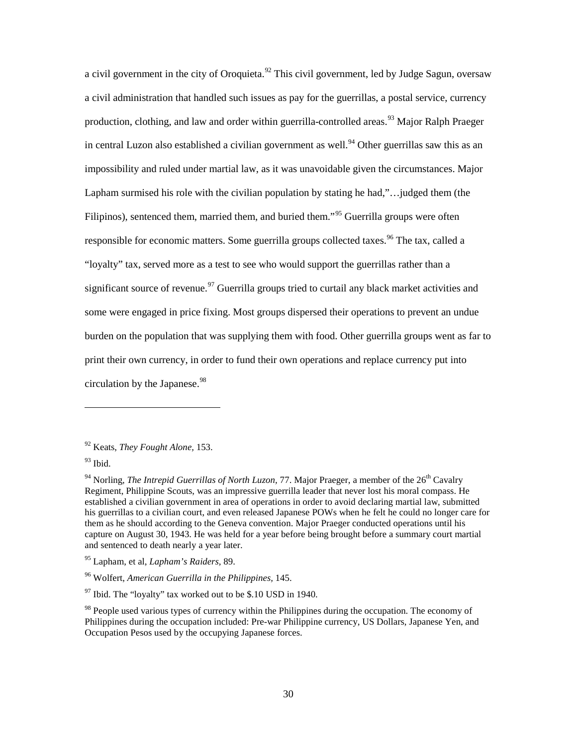a civil government in the city of Oroquieta.[92] This civil government, led by Judge Sagun, oversaw a civil administration that handled such issues as pay for the guerrillas, a postal service, currency production, clothing, and law and order within guerrilla-controlled areas.[93] Major Ralph Praeger in central Luzon also established a civilian government as well.[94] Other guerrillas saw this as an impossibility and ruled under martial law, as it was unavoidable given the circumstances. Major Lapham surmised his role with the civilian population by stating he had,"…judged them (the Filipinos), sentenced them, married them, and buried them."[95] Guerrilla groups were often responsible for economic matters. Some guerrilla groups collected taxes.[96] The tax, called a "loyalty" tax, served more as a test to see who would support the guerrillas rather than a significant source of revenue.[97] Guerrilla groups tried to curtail any black market activities and some were engaged in price fixing. Most groups dispersed their operations to prevent an undue burden on the population that was supplying them with food. Other guerrilla groups went as far to print their own currency, in order to fund their own operations and replace currency put into circulation by the Japanese.[98]

---

[92] Keats, *They Fought Alone,* 153.

[93] Ibid.

[94] Norling, *The Intrepid Guerrillas of North Luzon,* 77. Major Praeger, a member of the 26th Cavalry Regiment, Philippine Scouts, was an impressive guerrilla leader that never lost his moral compass. He established a civilian government in area of operations in order to avoid declaring martial law, submitted his guerrillas to a civilian court, and even released Japanese POWs when he felt he could no longer care for them as he should according to the Geneva convention. Major Praeger conducted operations until his capture on August 30, 1943. He was held for a year before being brought before a summary court martial and sentenced to death nearly a year later.

[95] Lapham, et al, *Lapham's Raiders,* 89.

[96] Wolfert, *American Guerrilla in the Philippines,* 145.

[97] Ibid. The "loyalty" tax worked out to be $.10 USD in 1940.

[98] People used various types of currency within the Philippines during the occupation. The economy of Philippines during the occupation included: Pre-war Philippine currency, US Dollars, Japanese Yen, and Occupation Pesos used by the occupying Japanese forces.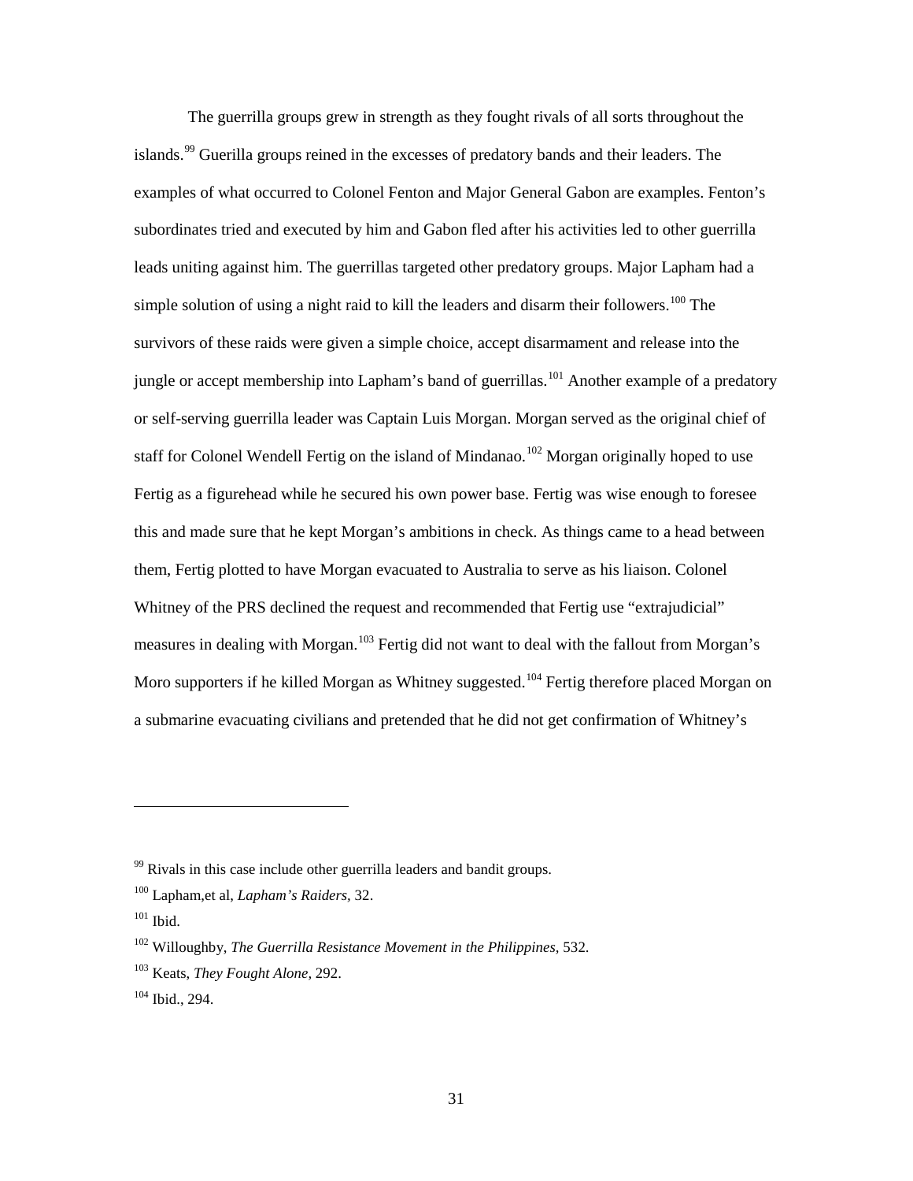The guerrilla groups grew in strength as they fought rivals of all sorts throughout the islands.[99] Guerilla groups reined in the excesses of predatory bands and their leaders. The examples of what occurred to Colonel Fenton and Major General Gabon are examples. Fenton's subordinates tried and executed by him and Gabon fled after his activities led to other guerrilla leads uniting against him. The guerrillas targeted other predatory groups. Major Lapham had a simple solution of using a night raid to kill the leaders and disarm their followers.[100] The survivors of these raids were given a simple choice, accept disarmament and release into the jungle or accept membership into Lapham's band of guerrillas.[101] Another example of a predatory or self-serving guerrilla leader was Captain Luis Morgan. Morgan served as the original chief of staff for Colonel Wendell Fertig on the island of Mindanao.[102] Morgan originally hoped to use Fertig as a figurehead while he secured his own power base. Fertig was wise enough to foresee this and made sure that he kept Morgan's ambitions in check. As things came to a head between them, Fertig plotted to have Morgan evacuated to Australia to serve as his liaison. Colonel Whitney of the PRS declined the request and recommended that Fertig use "extrajudicial" measures in dealing with Morgan.[103] Fertig did not want to deal with the fallout from Morgan's Moro supporters if he killed Morgan as Whitney suggested.[104] Fertig therefore placed Morgan on a submarine evacuating civilians and pretended that he did not get confirmation of Whitney's

---

[99] Rivals in this case include other guerrilla leaders and bandit groups.

[100] Lapham,et al, *Lapham's Raiders,* 32.

[101] Ibid.

[102] Willoughby, *The Guerrilla Resistance Movement in the Philippines,* 532.

[103] Keats, *They Fought Alone,* 292.

[104] Ibid., 294.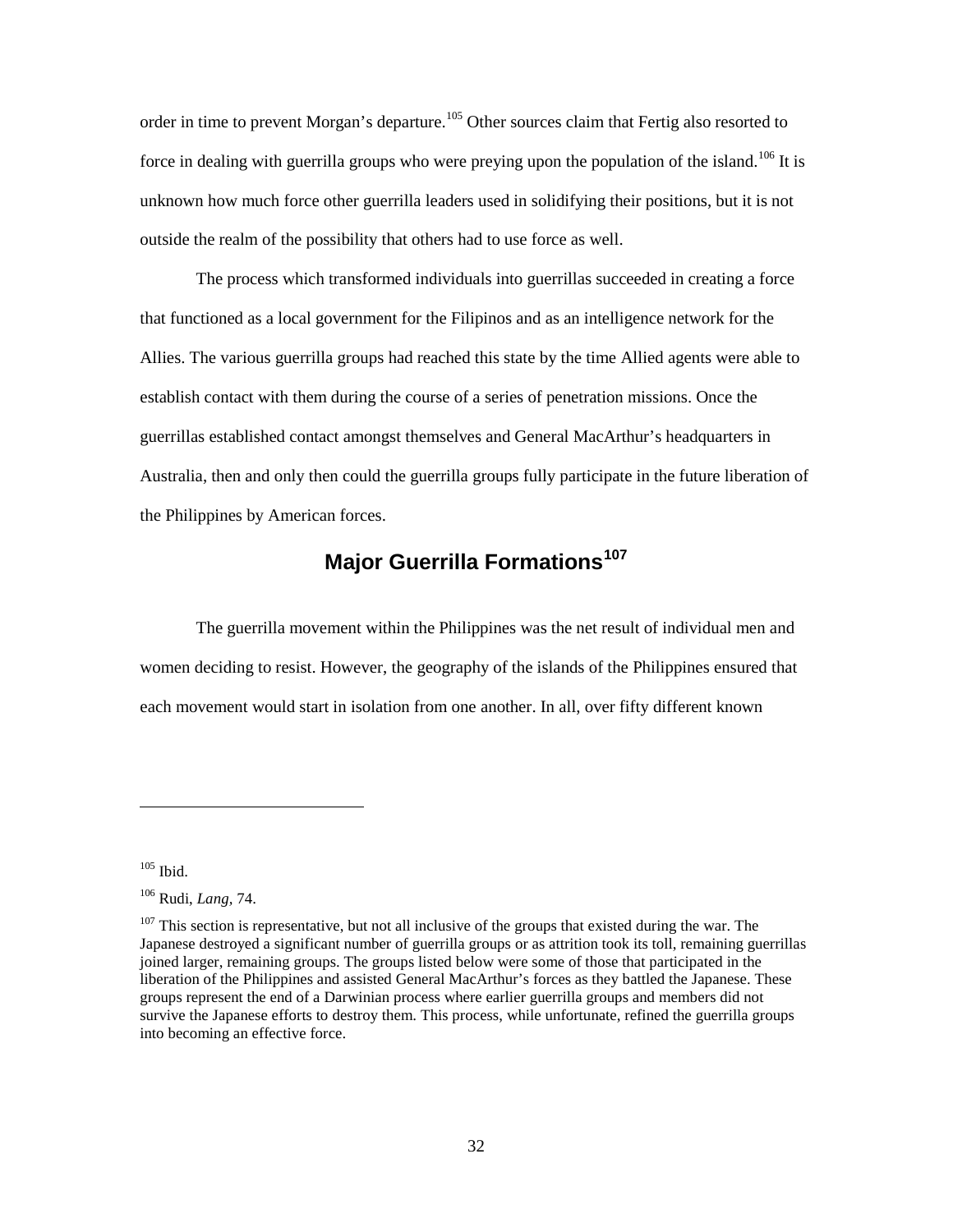order in time to prevent Morgan's departure.[105] Other sources claim that Fertig also resorted to force in dealing with guerrilla groups who were preying upon the population of the island.[106] It is unknown how much force other guerrilla leaders used in solidifying their positions, but it is not outside the realm of the possibility that others had to use force as well.

The process which transformed individuals into guerrillas succeeded in creating a force that functioned as a local government for the Filipinos and as an intelligence network for the Allies. The various guerrilla groups had reached this state by the time Allied agents were able to establish contact with them during the course of a series of penetration missions. Once the guerrillas established contact amongst themselves and General MacArthur's headquarters in Australia, then and only then could the guerrilla groups fully participate in the future liberation of the Philippines by American forces.

## Major Guerrilla Formations[107]

The guerrilla movement within the Philippines was the net result of individual men and women deciding to resist. However, the geography of the islands of the Philippines ensured that each movement would start in isolation from one another. In all, over fifty different known

---

[105] Ibid.

[106] Rudi, *Lang*, 74.

[107] This section is representative, but not all inclusive of the groups that existed during the war. The Japanese destroyed a significant number of guerrilla groups or as attrition took its toll, remaining guerrillas joined larger, remaining groups. The groups listed below were some of those that participated in the liberation of the Philippines and assisted General MacArthur's forces as they battled the Japanese. These groups represent the end of a Darwinian process where earlier guerrilla groups and members did not survive the Japanese efforts to destroy them. This process, while unfortunate, refined the guerrilla groups into becoming an effective force.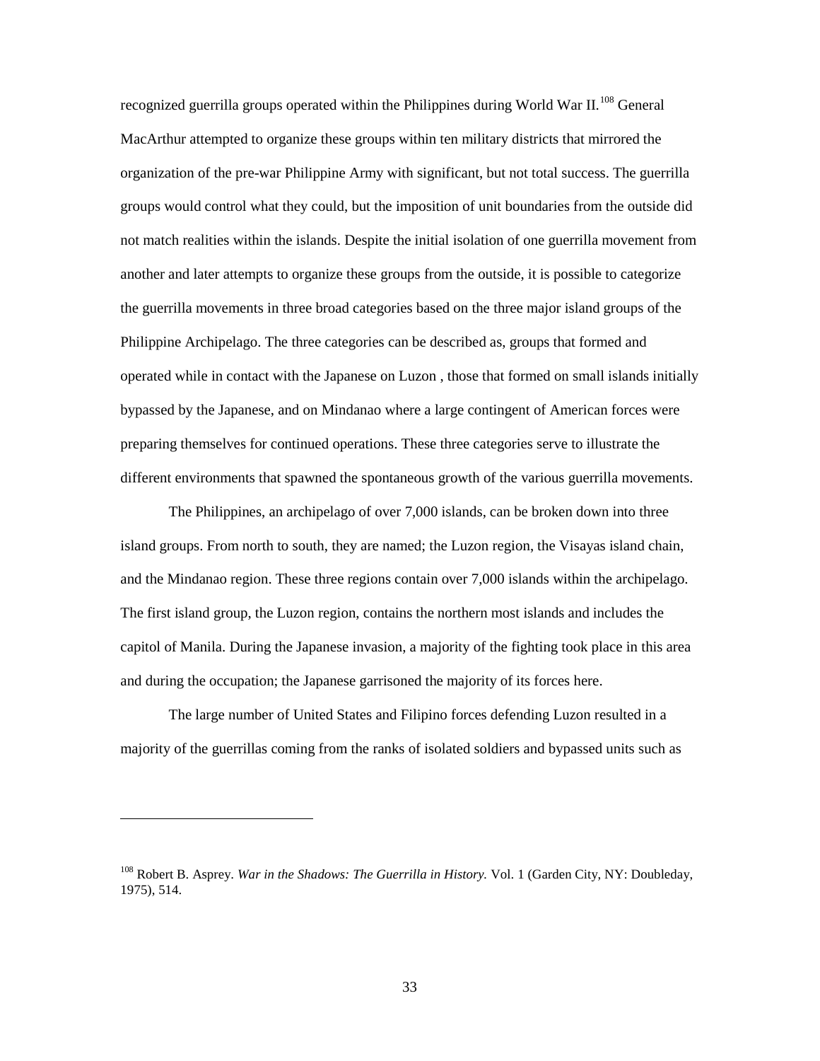recognized guerrilla groups operated within the Philippines during World War II.[108] General MacArthur attempted to organize these groups within ten military districts that mirrored the organization of the pre-war Philippine Army with significant, but not total success. The guerrilla groups would control what they could, but the imposition of unit boundaries from the outside did not match realities within the islands. Despite the initial isolation of one guerrilla movement from another and later attempts to organize these groups from the outside, it is possible to categorize the guerrilla movements in three broad categories based on the three major island groups of the Philippine Archipelago. The three categories can be described as, groups that formed and operated while in contact with the Japanese on Luzon , those that formed on small islands initially bypassed by the Japanese, and on Mindanao where a large contingent of American forces were preparing themselves for continued operations. These three categories serve to illustrate the different environments that spawned the spontaneous growth of the various guerrilla movements.

The Philippines, an archipelago of over 7,000 islands, can be broken down into three island groups. From north to south, they are named; the Luzon region, the Visayas island chain, and the Mindanao region. These three regions contain over 7,000 islands within the archipelago. The first island group, the Luzon region, contains the northern most islands and includes the capitol of Manila. During the Japanese invasion, a majority of the fighting took place in this area and during the occupation; the Japanese garrisoned the majority of its forces here.

The large number of United States and Filipino forces defending Luzon resulted in a majority of the guerrillas coming from the ranks of isolated soldiers and bypassed units such as

---

[108] Robert B. Asprey. *War in the Shadows: The Guerrilla in History.* Vol. 1 (Garden City, NY: Doubleday, 1975), 514.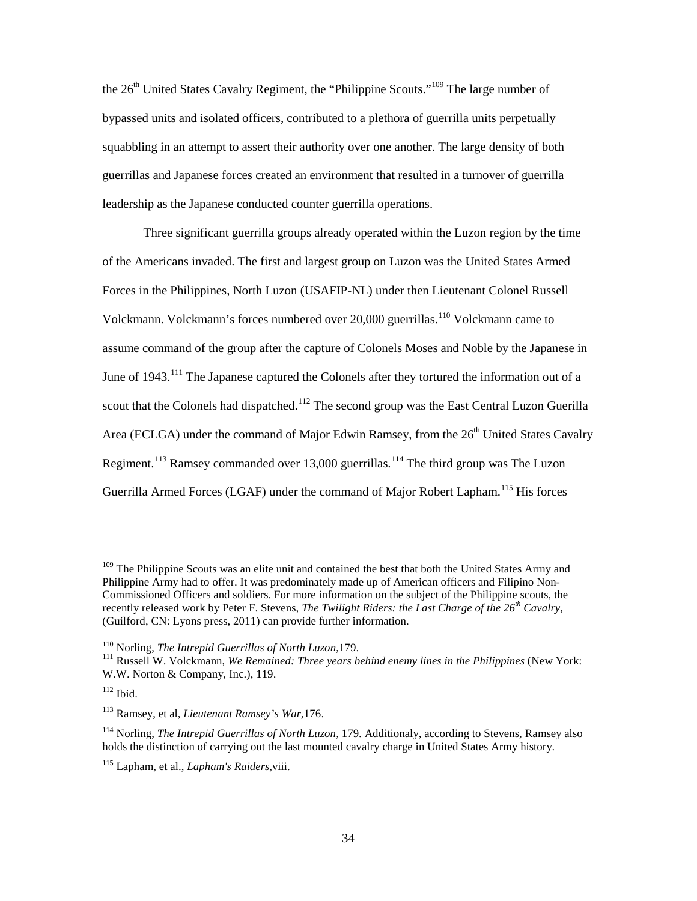the 26th United States Cavalry Regiment, the "Philippine Scouts."[109] The large number of bypassed units and isolated officers, contributed to a plethora of guerrilla units perpetually squabbling in an attempt to assert their authority over one another. The large density of both guerrillas and Japanese forces created an environment that resulted in a turnover of guerrilla leadership as the Japanese conducted counter guerrilla operations.

Three significant guerrilla groups already operated within the Luzon region by the time of the Americans invaded. The first and largest group on Luzon was the United States Armed Forces in the Philippines, North Luzon (USAFIP-NL) under then Lieutenant Colonel Russell Volckmann. Volckmann's forces numbered over 20,000 guerrillas.[110] Volckmann came to assume command of the group after the capture of Colonels Moses and Noble by the Japanese in June of 1943.[111] The Japanese captured the Colonels after they tortured the information out of a scout that the Colonels had dispatched.[112] The second group was the East Central Luzon Guerilla Area (ECLGA) under the command of Major Edwin Ramsey, from the 26th United States Cavalry Regiment.[113] Ramsey commanded over 13,000 guerrillas.[114] The third group was The Luzon Guerrilla Armed Forces (LGAF) under the command of Major Robert Lapham.[115] His forces

---

[109] The Philippine Scouts was an elite unit and contained the best that both the United States Army and Philippine Army had to offer. It was predominately made up of American officers and Filipino Non-Commissioned Officers and soldiers. For more information on the subject of the Philippine scouts, the recently released work by Peter F. Stevens, *The Twilight Riders: the Last Charge of the 26th Cavalry,* (Guilford, CN: Lyons press, 2011) can provide further information.

[110] Norling, *The Intrepid Guerrillas of North Luzon,*179.

[111] Russell W. Volckmann, *We Remained: Three years behind enemy lines in the Philippines* (New York: W.W. Norton & Company, Inc.), 119.

[112] Ibid.

[113] Ramsey, et al, *Lieutenant Ramsey's War,*176.

[114] Norling, *The Intrepid Guerrillas of North Luzon,* 179. Additionaly, according to Stevens, Ramsey also holds the distinction of carrying out the last mounted cavalry charge in United States Army history.

[115] Lapham, et al., *Lapham's Raiders,*viii.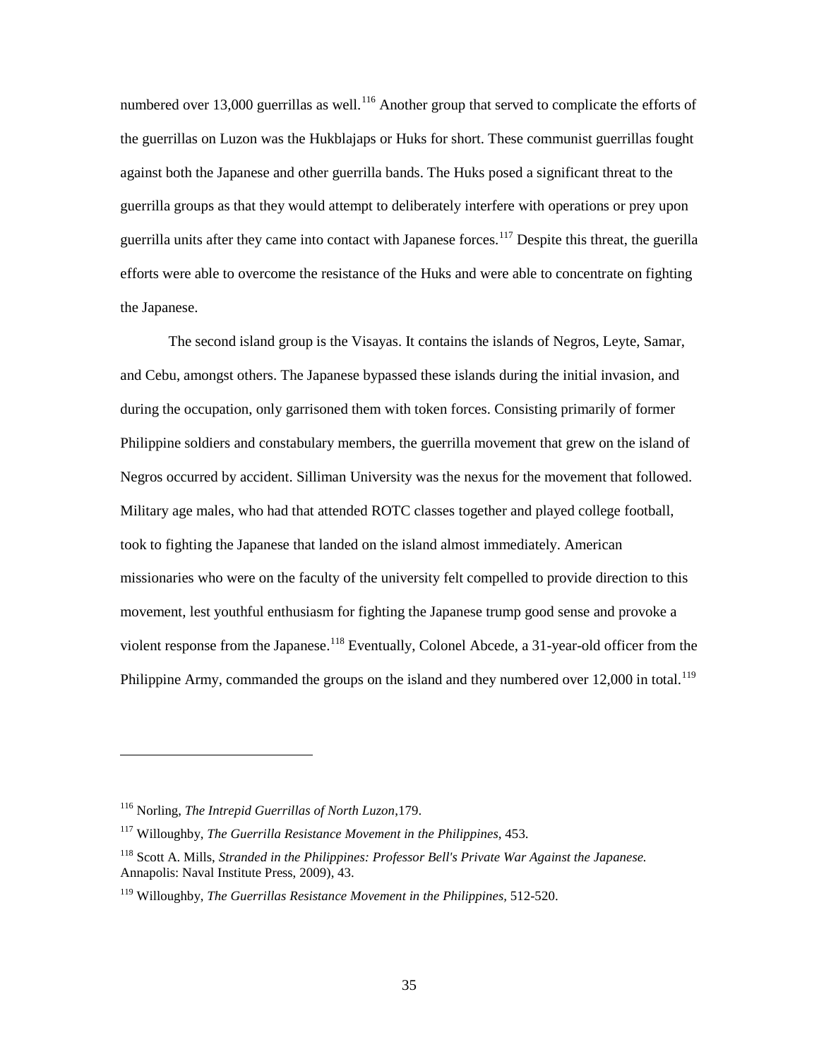numbered over 13,000 guerrillas as well.[116] Another group that served to complicate the efforts of the guerrillas on Luzon was the Hukblajaps or Huks for short. These communist guerrillas fought against both the Japanese and other guerrilla bands. The Huks posed a significant threat to the guerrilla groups as that they would attempt to deliberately interfere with operations or prey upon guerrilla units after they came into contact with Japanese forces.[117] Despite this threat, the guerilla efforts were able to overcome the resistance of the Huks and were able to concentrate on fighting the Japanese.

The second island group is the Visayas. It contains the islands of Negros, Leyte, Samar, and Cebu, amongst others. The Japanese bypassed these islands during the initial invasion, and during the occupation, only garrisoned them with token forces. Consisting primarily of former Philippine soldiers and constabulary members, the guerrilla movement that grew on the island of Negros occurred by accident. Silliman University was the nexus for the movement that followed. Military age males, who had that attended ROTC classes together and played college football, took to fighting the Japanese that landed on the island almost immediately. American missionaries who were on the faculty of the university felt compelled to provide direction to this movement, lest youthful enthusiasm for fighting the Japanese trump good sense and provoke a violent response from the Japanese.[118] Eventually, Colonel Abcede, a 31-year-old officer from the Philippine Army, commanded the groups on the island and they numbered over 12,000 in total.[119]

---

[116] Norling, *The Intrepid Guerrillas of North Luzon*,179.

[117] Willoughby, *The Guerrilla Resistance Movement in the Philippines*, 453.

[118] Scott A. Mills, *Stranded in the Philippines: Professor Bell's Private War Against the Japanese.* Annapolis: Naval Institute Press, 2009), 43.

[119] Willoughby, *The Guerrillas Resistance Movement in the Philippines*, 512-520.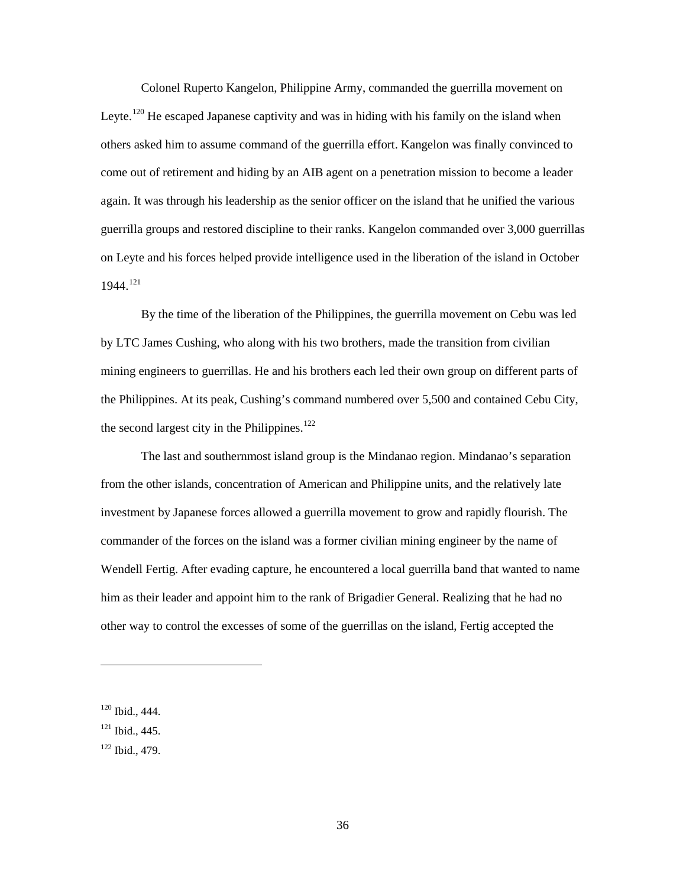Colonel Ruperto Kangelon, Philippine Army, commanded the guerrilla movement on Leyte.[120] He escaped Japanese captivity and was in hiding with his family on the island when others asked him to assume command of the guerrilla effort. Kangelon was finally convinced to come out of retirement and hiding by an AIB agent on a penetration mission to become a leader again. It was through his leadership as the senior officer on the island that he unified the various guerrilla groups and restored discipline to their ranks. Kangelon commanded over 3,000 guerrillas on Leyte and his forces helped provide intelligence used in the liberation of the island in October 1944.[121]

By the time of the liberation of the Philippines, the guerrilla movement on Cebu was led by LTC James Cushing, who along with his two brothers, made the transition from civilian mining engineers to guerrillas. He and his brothers each led their own group on different parts of the Philippines. At its peak, Cushing's command numbered over 5,500 and contained Cebu City, the second largest city in the Philippines.[122]

The last and southernmost island group is the Mindanao region. Mindanao's separation from the other islands, concentration of American and Philippine units, and the relatively late investment by Japanese forces allowed a guerrilla movement to grow and rapidly flourish. The commander of the forces on the island was a former civilian mining engineer by the name of Wendell Fertig. After evading capture, he encountered a local guerrilla band that wanted to name him as their leader and appoint him to the rank of Brigadier General. Realizing that he had no other way to control the excesses of some of the guerrillas on the island, Fertig accepted the

---

[120] Ibid., 444.

[121] Ibid., 445.

[122] Ibid., 479.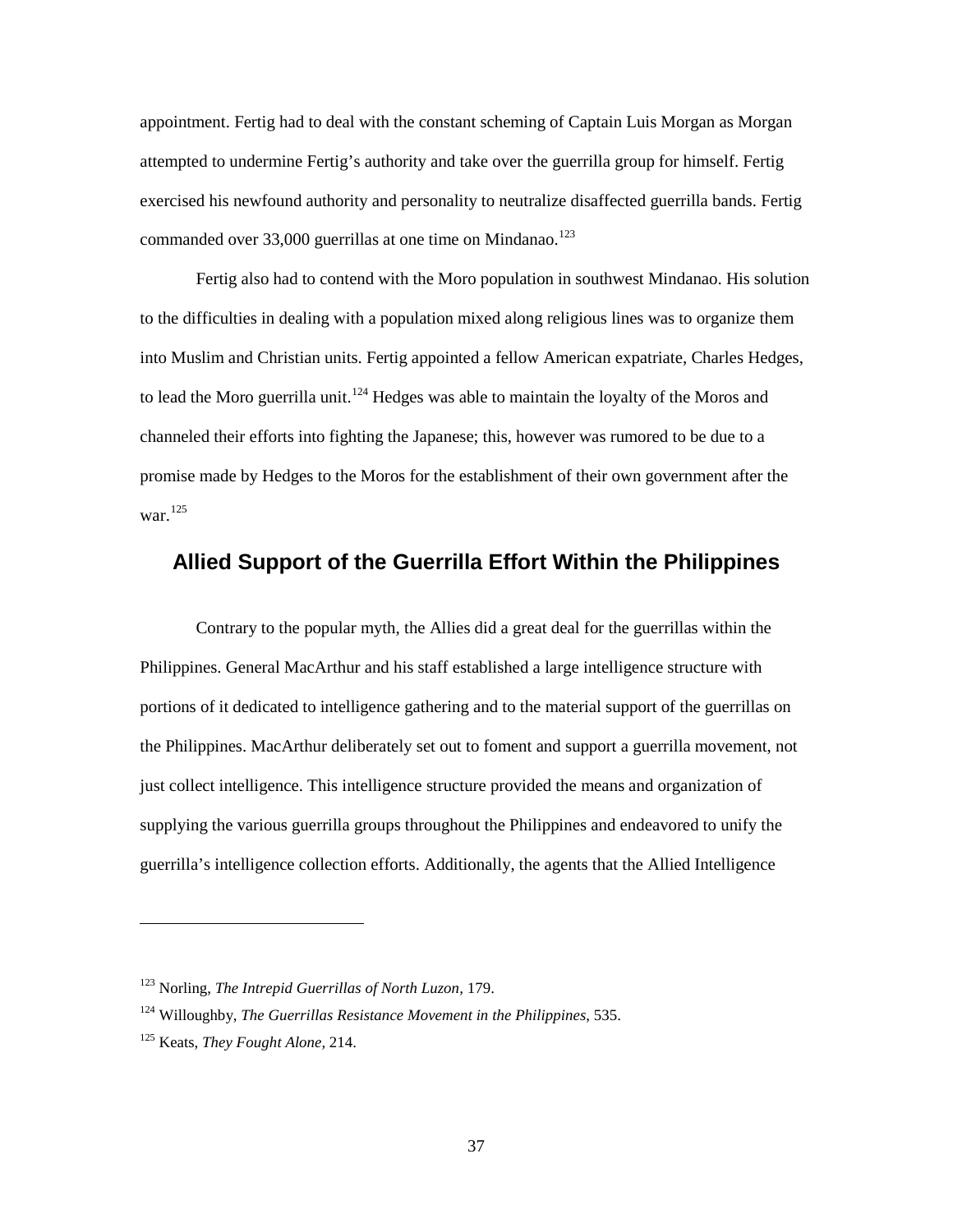appointment. Fertig had to deal with the constant scheming of Captain Luis Morgan as Morgan attempted to undermine Fertig's authority and take over the guerrilla group for himself. Fertig exercised his newfound authority and personality to neutralize disaffected guerrilla bands. Fertig commanded over 33,000 guerrillas at one time on Mindanao.[123]

Fertig also had to contend with the Moro population in southwest Mindanao. His solution to the difficulties in dealing with a population mixed along religious lines was to organize them into Muslim and Christian units. Fertig appointed a fellow American expatriate, Charles Hedges, to lead the Moro guerrilla unit.[124] Hedges was able to maintain the loyalty of the Moros and channeled their efforts into fighting the Japanese; this, however was rumored to be due to a promise made by Hedges to the Moros for the establishment of their own government after the war.[125]

## Allied Support of the Guerrilla Effort Within the Philippines

Contrary to the popular myth, the Allies did a great deal for the guerrillas within the Philippines. General MacArthur and his staff established a large intelligence structure with portions of it dedicated to intelligence gathering and to the material support of the guerrillas on the Philippines. MacArthur deliberately set out to foment and support a guerrilla movement, not just collect intelligence. This intelligence structure provided the means and organization of supplying the various guerrilla groups throughout the Philippines and endeavored to unify the guerrilla's intelligence collection efforts. Additionally, the agents that the Allied Intelligence

---

[123] Norling, *The Intrepid Guerrillas of North Luzon*, 179.

[124] Willoughby, *The Guerrillas Resistance Movement in the Philippines*, 535.

[125] Keats, *They Fought Alone*, 214.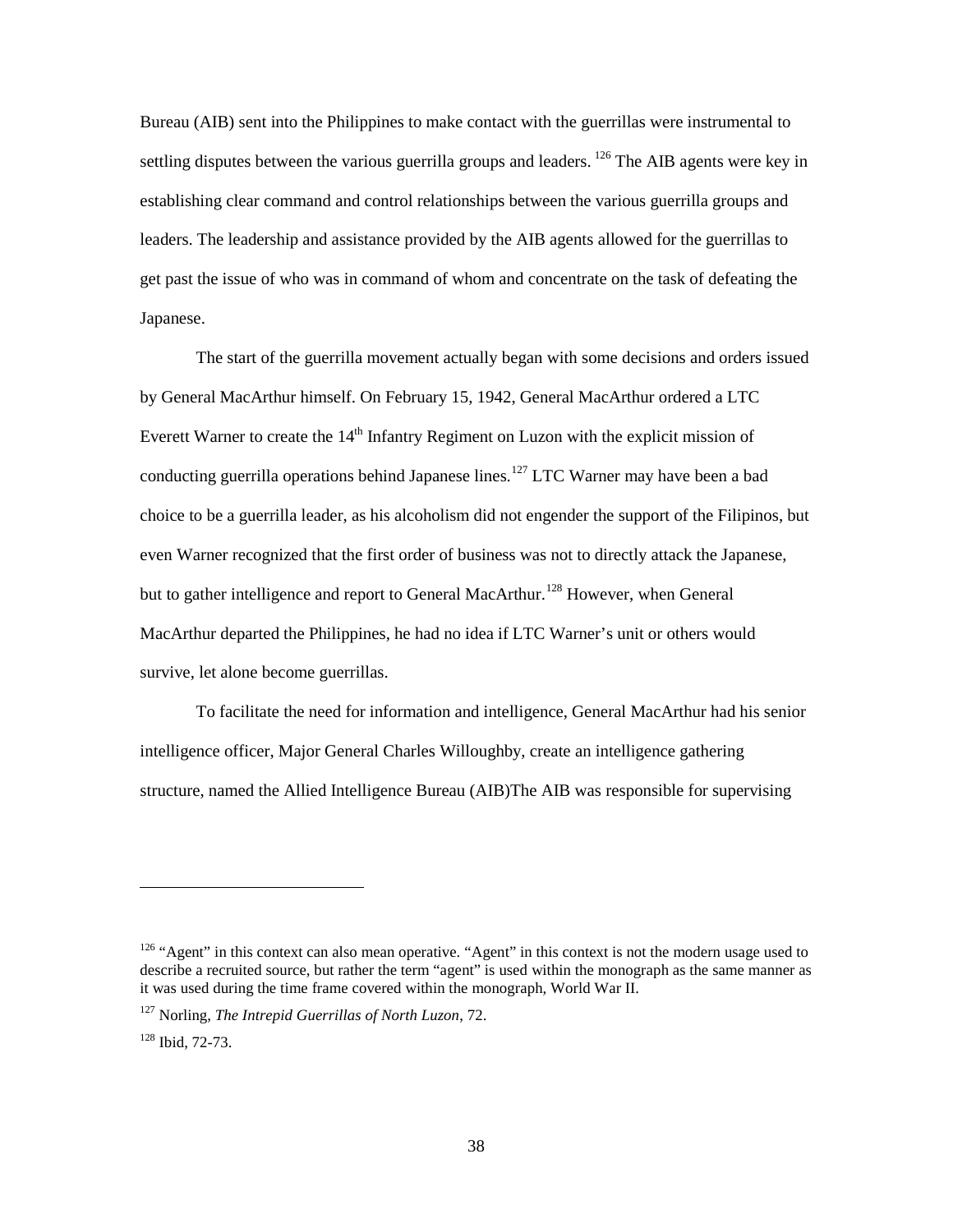Bureau (AIB) sent into the Philippines to make contact with the guerrillas were instrumental to settling disputes between the various guerrilla groups and leaders. [126] The AIB agents were key in establishing clear command and control relationships between the various guerrilla groups and leaders. The leadership and assistance provided by the AIB agents allowed for the guerrillas to get past the issue of who was in command of whom and concentrate on the task of defeating the Japanese.

The start of the guerrilla movement actually began with some decisions and orders issued by General MacArthur himself. On February 15, 1942, General MacArthur ordered a LTC Everett Warner to create the 14th Infantry Regiment on Luzon with the explicit mission of conducting guerrilla operations behind Japanese lines.[127] LTC Warner may have been a bad choice to be a guerrilla leader, as his alcoholism did not engender the support of the Filipinos, but even Warner recognized that the first order of business was not to directly attack the Japanese, but to gather intelligence and report to General MacArthur.[128] However, when General MacArthur departed the Philippines, he had no idea if LTC Warner's unit or others would survive, let alone become guerrillas.

To facilitate the need for information and intelligence, General MacArthur had his senior intelligence officer, Major General Charles Willoughby, create an intelligence gathering structure, named the Allied Intelligence Bureau (AIB)The AIB was responsible for supervising

---

[126] "Agent" in this context can also mean operative. "Agent" in this context is not the modern usage used to describe a recruited source, but rather the term "agent" is used within the monograph as the same manner as it was used during the time frame covered within the monograph, World War II.

[127] Norling, *The Intrepid Guerrillas of North Luzon*, 72.

[128] Ibid, 72-73.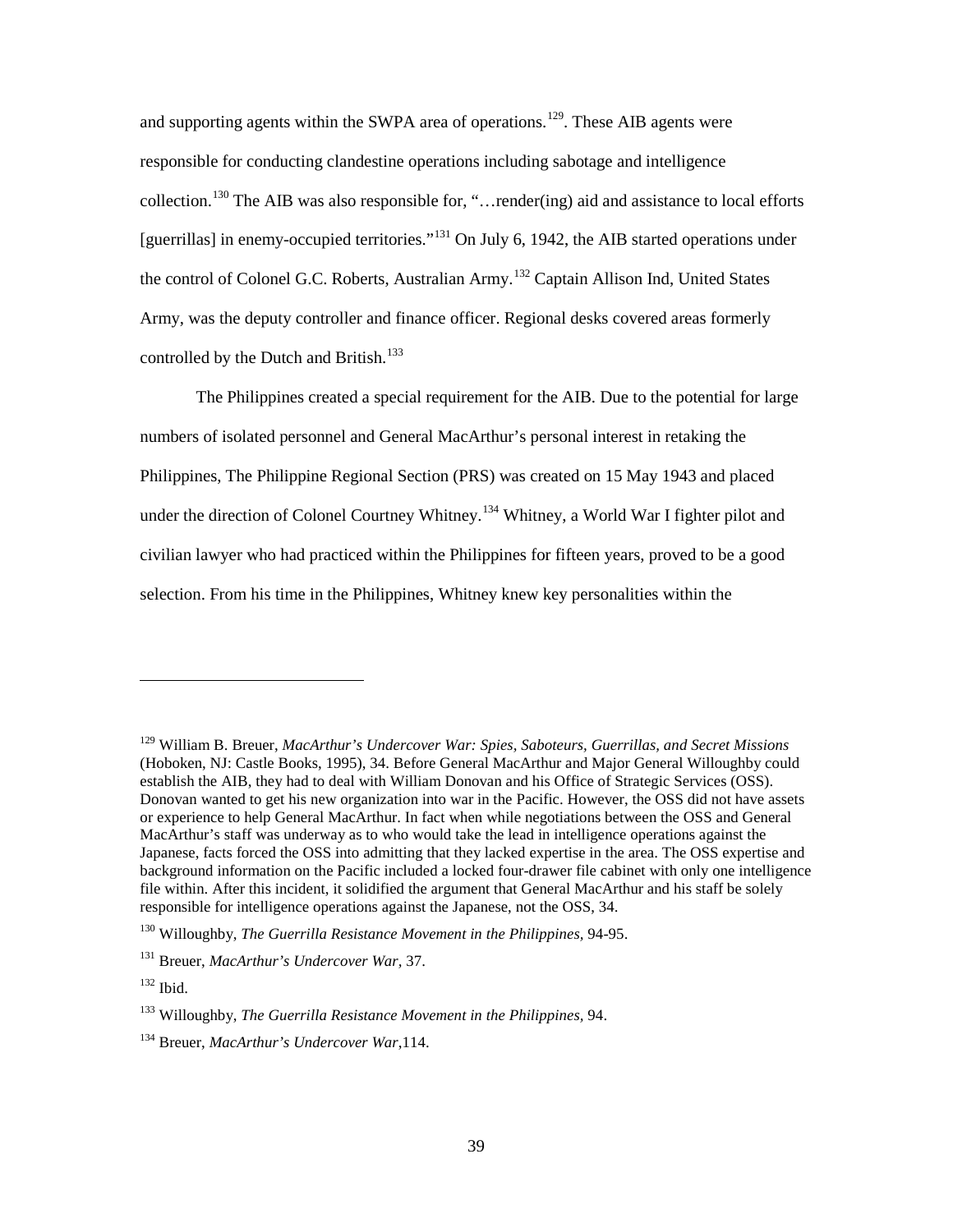and supporting agents within the SWPA area of operations.[129]. These AIB agents were responsible for conducting clandestine operations including sabotage and intelligence collection.[130] The AIB was also responsible for, "…render(ing) aid and assistance to local efforts [guerrillas] in enemy-occupied territories."[131] On July 6, 1942, the AIB started operations under the control of Colonel G.C. Roberts, Australian Army.[132] Captain Allison Ind, United States Army, was the deputy controller and finance officer. Regional desks covered areas formerly controlled by the Dutch and British.[133]

The Philippines created a special requirement for the AIB. Due to the potential for large numbers of isolated personnel and General MacArthur's personal interest in retaking the Philippines, The Philippine Regional Section (PRS) was created on 15 May 1943 and placed under the direction of Colonel Courtney Whitney.[134] Whitney, a World War I fighter pilot and civilian lawyer who had practiced within the Philippines for fifteen years, proved to be a good selection. From his time in the Philippines, Whitney knew key personalities within the

---

[129] William B. Breuer, *MacArthur's Undercover War: Spies, Saboteurs, Guerrillas, and Secret Missions* (Hoboken, NJ: Castle Books, 1995), 34. Before General MacArthur and Major General Willoughby could establish the AIB, they had to deal with William Donovan and his Office of Strategic Services (OSS). Donovan wanted to get his new organization into war in the Pacific. However, the OSS did not have assets or experience to help General MacArthur. In fact when while negotiations between the OSS and General MacArthur's staff was underway as to who would take the lead in intelligence operations against the Japanese, facts forced the OSS into admitting that they lacked expertise in the area. The OSS expertise and background information on the Pacific included a locked four-drawer file cabinet with only one intelligence file within. After this incident, it solidified the argument that General MacArthur and his staff be solely responsible for intelligence operations against the Japanese, not the OSS, 34.

[130] Willoughby, *The Guerrilla Resistance Movement in the Philippines,* 94-95.

[131] Breuer, *MacArthur's Undercover War,* 37.

[132] Ibid.

[133] Willoughby, *The Guerrilla Resistance Movement in the Philippines,* 94.

[134] Breuer, *MacArthur's Undercover War*,114.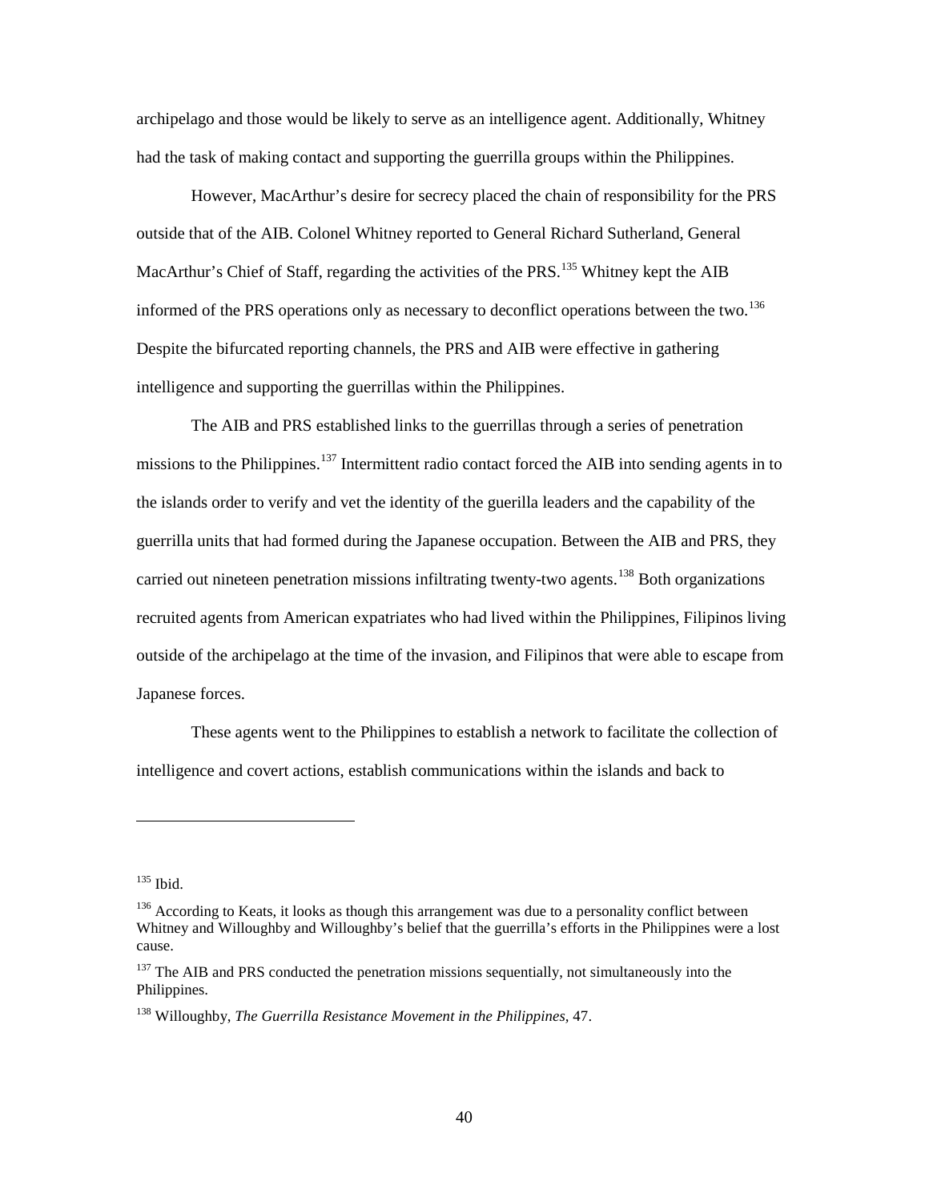archipelago and those would be likely to serve as an intelligence agent. Additionally, Whitney had the task of making contact and supporting the guerrilla groups within the Philippines.

However, MacArthur's desire for secrecy placed the chain of responsibility for the PRS outside that of the AIB. Colonel Whitney reported to General Richard Sutherland, General MacArthur's Chief of Staff, regarding the activities of the PRS.[135] Whitney kept the AIB informed of the PRS operations only as necessary to deconflict operations between the two.[136] Despite the bifurcated reporting channels, the PRS and AIB were effective in gathering intelligence and supporting the guerrillas within the Philippines.

The AIB and PRS established links to the guerrillas through a series of penetration missions to the Philippines.[137] Intermittent radio contact forced the AIB into sending agents in to the islands order to verify and vet the identity of the guerilla leaders and the capability of the guerrilla units that had formed during the Japanese occupation. Between the AIB and PRS, they carried out nineteen penetration missions infiltrating twenty-two agents.[138] Both organizations recruited agents from American expatriates who had lived within the Philippines, Filipinos living outside of the archipelago at the time of the invasion, and Filipinos that were able to escape from Japanese forces.

These agents went to the Philippines to establish a network to facilitate the collection of intelligence and covert actions, establish communications within the islands and back to

---

[135] Ibid.

[136] According to Keats, it looks as though this arrangement was due to a personality conflict between Whitney and Willoughby and Willoughby's belief that the guerrilla's efforts in the Philippines were a lost cause.

[137] The AIB and PRS conducted the penetration missions sequentially, not simultaneously into the Philippines.

[138] Willoughby, *The Guerrilla Resistance Movement in the Philippines*, 47.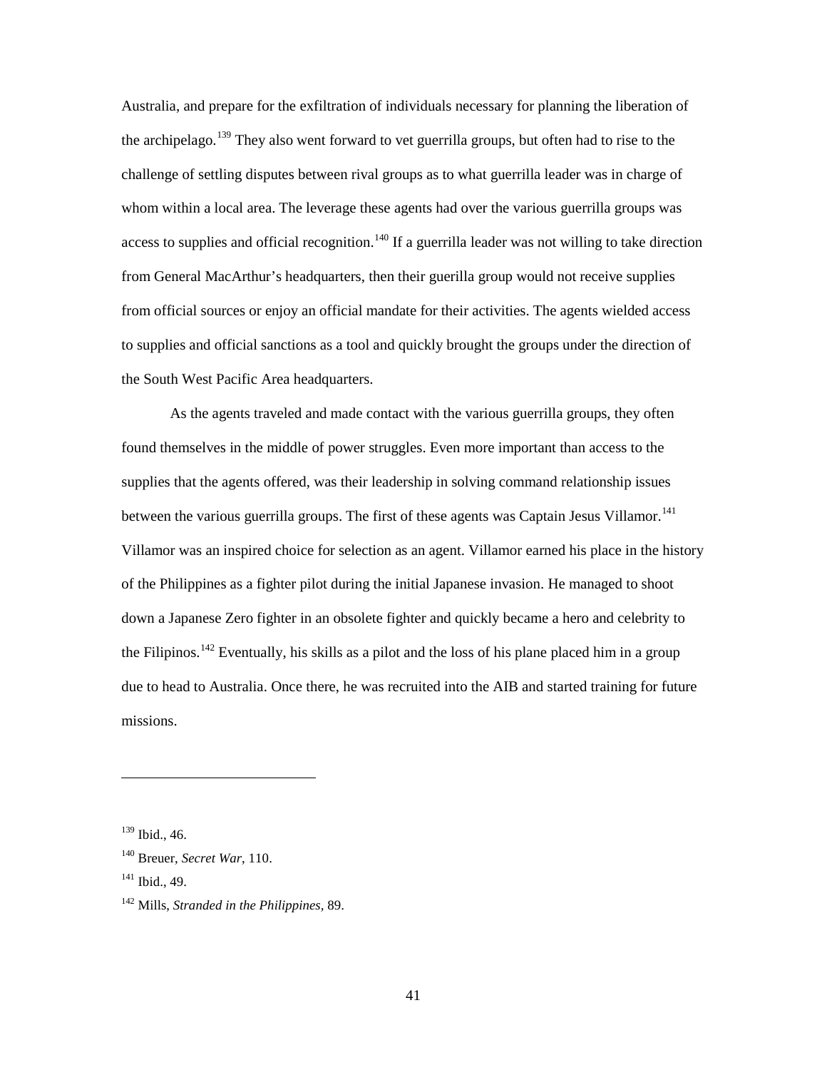Australia, and prepare for the exfiltration of individuals necessary for planning the liberation of the archipelago.[139] They also went forward to vet guerrilla groups, but often had to rise to the challenge of settling disputes between rival groups as to what guerrilla leader was in charge of whom within a local area. The leverage these agents had over the various guerrilla groups was access to supplies and official recognition.[140] If a guerrilla leader was not willing to take direction from General MacArthur's headquarters, then their guerilla group would not receive supplies from official sources or enjoy an official mandate for their activities. The agents wielded access to supplies and official sanctions as a tool and quickly brought the groups under the direction of the South West Pacific Area headquarters.

As the agents traveled and made contact with the various guerrilla groups, they often found themselves in the middle of power struggles. Even more important than access to the supplies that the agents offered, was their leadership in solving command relationship issues between the various guerrilla groups. The first of these agents was Captain Jesus Villamor.[141] Villamor was an inspired choice for selection as an agent. Villamor earned his place in the history of the Philippines as a fighter pilot during the initial Japanese invasion. He managed to shoot down a Japanese Zero fighter in an obsolete fighter and quickly became a hero and celebrity to the Filipinos.[142] Eventually, his skills as a pilot and the loss of his plane placed him in a group due to head to Australia. Once there, he was recruited into the AIB and started training for future missions.

---

[139] Ibid., 46.

[140] Breuer, *Secret War*, 110.

[141] Ibid., 49.

[142] Mills, *Stranded in the Philippines,* 89.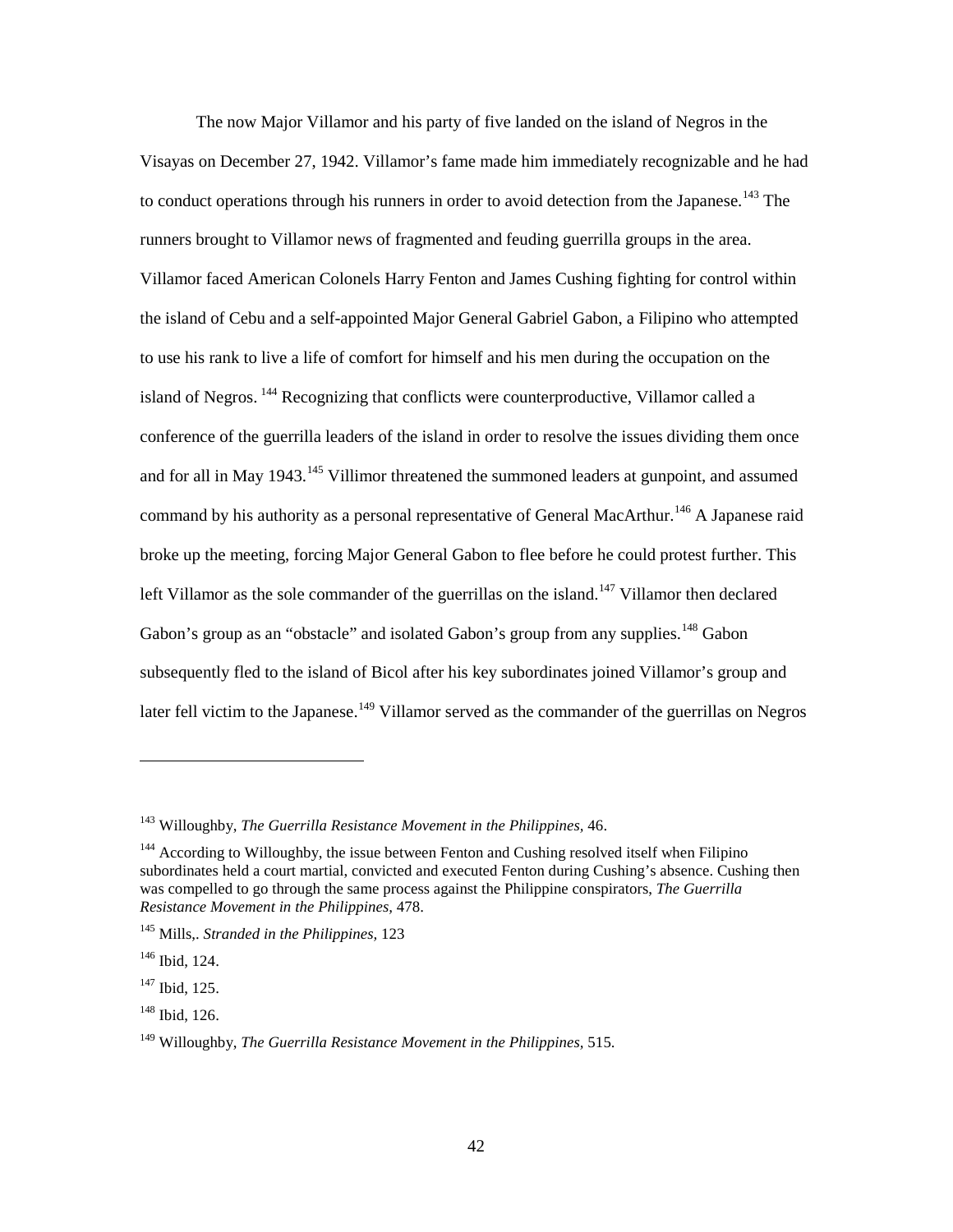The now Major Villamor and his party of five landed on the island of Negros in the Visayas on December 27, 1942. Villamor's fame made him immediately recognizable and he had to conduct operations through his runners in order to avoid detection from the Japanese.[143] The runners brought to Villamor news of fragmented and feuding guerrilla groups in the area. Villamor faced American Colonels Harry Fenton and James Cushing fighting for control within the island of Cebu and a self-appointed Major General Gabriel Gabon, a Filipino who attempted to use his rank to live a life of comfort for himself and his men during the occupation on the island of Negros. [144] Recognizing that conflicts were counterproductive, Villamor called a conference of the guerrilla leaders of the island in order to resolve the issues dividing them once and for all in May 1943.[145] Villimor threatened the summoned leaders at gunpoint, and assumed command by his authority as a personal representative of General MacArthur.[146] A Japanese raid broke up the meeting, forcing Major General Gabon to flee before he could protest further. This left Villamor as the sole commander of the guerrillas on the island.[147] Villamor then declared Gabon's group as an "obstacle" and isolated Gabon's group from any supplies.[148] Gabon subsequently fled to the island of Bicol after his key subordinates joined Villamor's group and later fell victim to the Japanese.[149] Villamor served as the commander of the guerrillas on Negros

---

[143] Willoughby, *The Guerrilla Resistance Movement in the Philippines,* 46.

[144] According to Willoughby, the issue between Fenton and Cushing resolved itself when Filipino subordinates held a court martial, convicted and executed Fenton during Cushing's absence. Cushing then was compelled to go through the same process against the Philippine conspirators, *The Guerrilla Resistance Movement in the Philippines,* 478.

[145] Mills,. *Stranded in the Philippines,* 123

[146] Ibid, 124.

[147] Ibid, 125.

[148] Ibid, 126.

[149] Willoughby, *The Guerrilla Resistance Movement in the Philippines,* 515.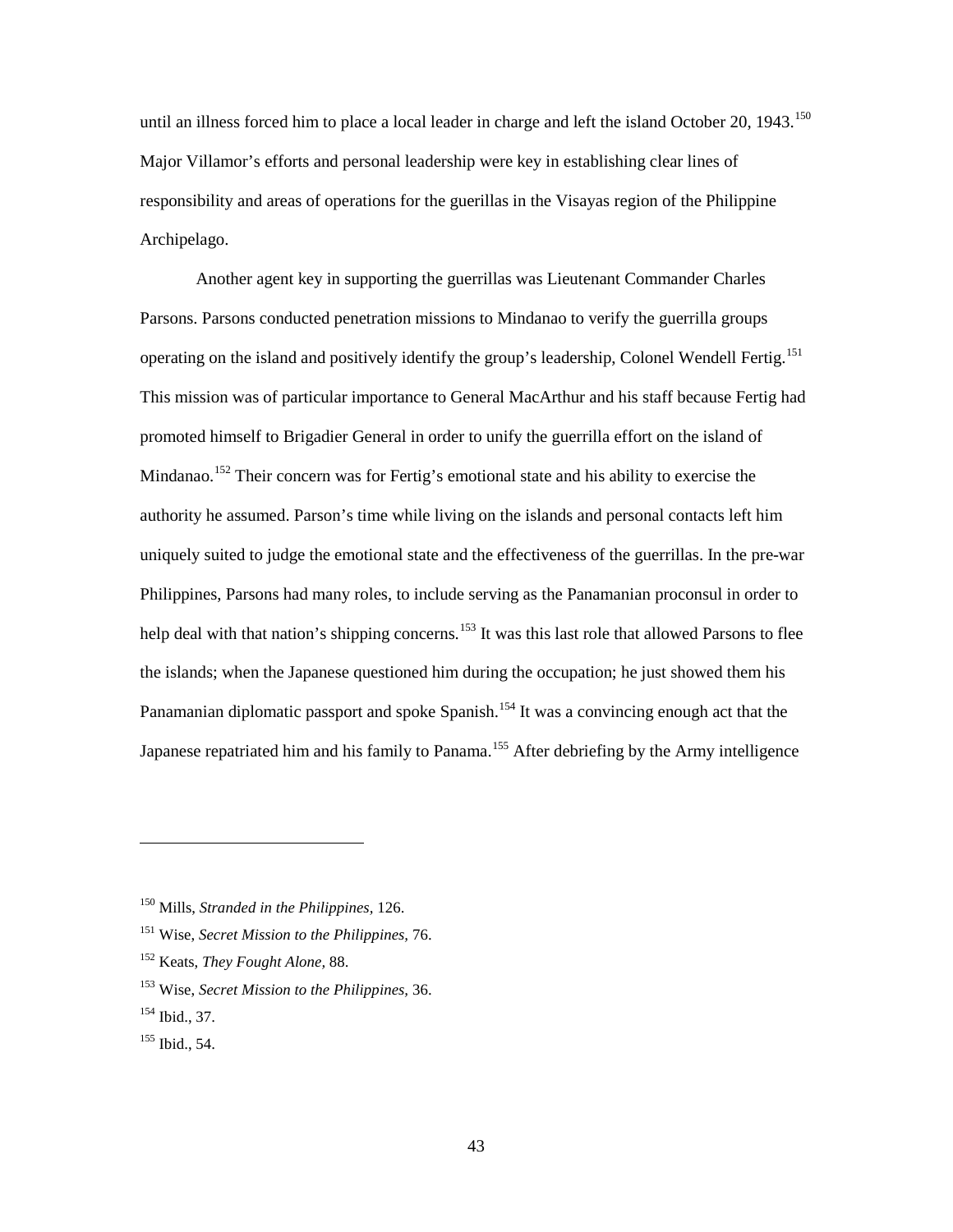until an illness forced him to place a local leader in charge and left the island October 20, 1943.[150] Major Villamor's efforts and personal leadership were key in establishing clear lines of responsibility and areas of operations for the guerillas in the Visayas region of the Philippine Archipelago.

Another agent key in supporting the guerillas was Lieutenant Commander Charles Parsons. Parsons conducted penetration missions to Mindanao to verify the guerrilla groups operating on the island and positively identify the group's leadership, Colonel Wendell Fertig.[151] This mission was of particular importance to General MacArthur and his staff because Fertig had promoted himself to Brigadier General in order to unify the guerrilla effort on the island of Mindanao.[152] Their concern was for Fertig's emotional state and his ability to exercise the authority he assumed. Parson's time while living on the islands and personal contacts left him uniquely suited to judge the emotional state and the effectiveness of the guerrillas. In the pre-war Philippines, Parsons had many roles, to include serving as the Panamanian proconsul in order to help deal with that nation's shipping concerns.[153] It was this last role that allowed Parsons to flee the islands; when the Japanese questioned him during the occupation; he just showed them his Panamanian diplomatic passport and spoke Spanish.[154] It was a convincing enough act that the Japanese repatriated him and his family to Panama.[155] After debriefing by the Army intelligence

---

[150] Mills, *Stranded in the Philippines,* 126.

[151] Wise, *Secret Mission to the Philippines,* 76.

[152] Keats, *They Fought Alone,* 88.

[153] Wise, *Secret Mission to the Philippines,* 36.

[154] Ibid., 37.

[155] Ibid., 54.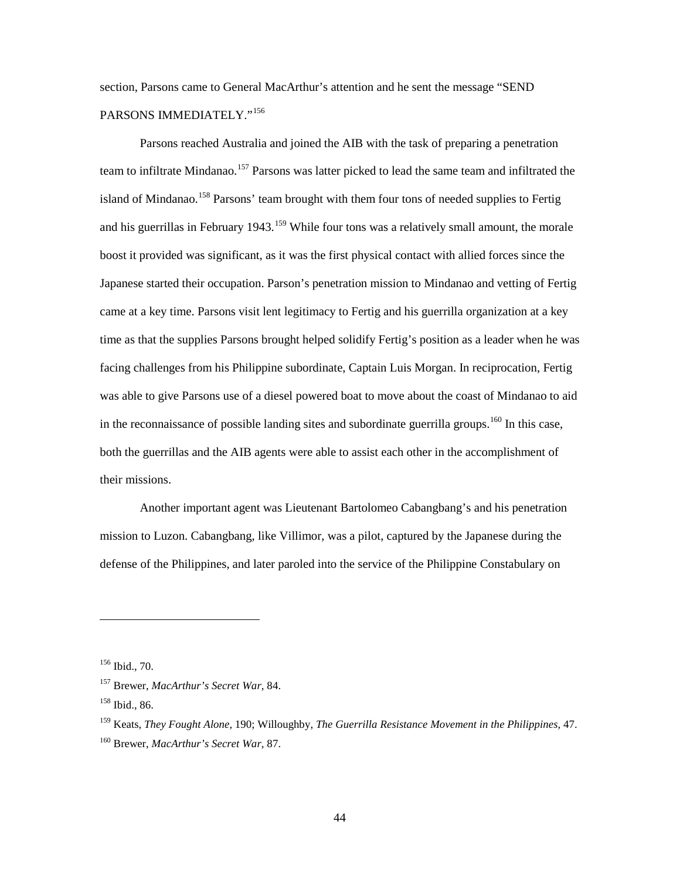section, Parsons came to General MacArthur's attention and he sent the message "SEND PARSONS IMMEDIATELY."[156]

Parsons reached Australia and joined the AIB with the task of preparing a penetration team to infiltrate Mindanao.[157] Parsons was latter picked to lead the same team and infiltrated the island of Mindanao.[158] Parsons' team brought with them four tons of needed supplies to Fertig and his guerrillas in February 1943.[159] While four tons was a relatively small amount, the morale boost it provided was significant, as it was the first physical contact with allied forces since the Japanese started their occupation. Parson's penetration mission to Mindanao and vetting of Fertig came at a key time. Parsons visit lent legitimacy to Fertig and his guerrilla organization at a key time as that the supplies Parsons brought helped solidify Fertig's position as a leader when he was facing challenges from his Philippine subordinate, Captain Luis Morgan. In reciprocation, Fertig was able to give Parsons use of a diesel powered boat to move about the coast of Mindanao to aid in the reconnaissance of possible landing sites and subordinate guerrilla groups.[160] In this case, both the guerrillas and the AIB agents were able to assist each other in the accomplishment of their missions.

Another important agent was Lieutenant Bartolomeo Cabangbang's and his penetration mission to Luzon. Cabangbang, like Villimor, was a pilot, captured by the Japanese during the defense of the Philippines, and later paroled into the service of the Philippine Constabulary on

---

[156] Ibid., 70.

[157] Brewer, *MacArthur's Secret War,* 84.

[158] Ibid., 86.

[159] Keats, *They Fought Alone,* 190; Willoughby, *The Guerrilla Resistance Movement in the Philippines,* 47.

[160] Brewer, *MacArthur's Secret War,* 87.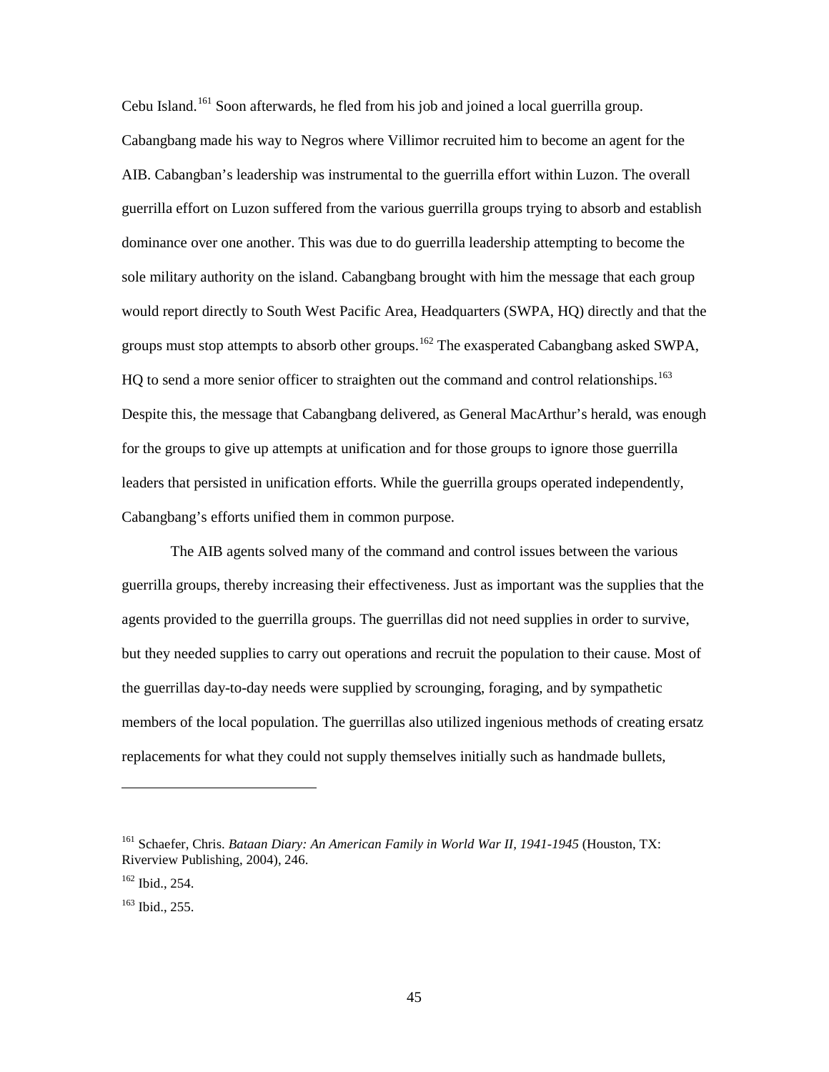Cebu Island.[161] Soon afterwards, he fled from his job and joined a local guerrilla group. Cabangbang made his way to Negros where Villimor recruited him to become an agent for the AIB. Cabangban's leadership was instrumental to the guerrilla effort within Luzon. The overall guerrilla effort on Luzon suffered from the various guerrilla groups trying to absorb and establish dominance over one another. This was due to do guerrilla leadership attempting to become the sole military authority on the island. Cabangbang brought with him the message that each group would report directly to South West Pacific Area, Headquarters (SWPA, HQ) directly and that the groups must stop attempts to absorb other groups.[162] The exasperated Cabangbang asked SWPA, HQ to send a more senior officer to straighten out the command and control relationships.[163] Despite this, the message that Cabangbang delivered, as General MacArthur's herald, was enough for the groups to give up attempts at unification and for those groups to ignore those guerrilla leaders that persisted in unification efforts. While the guerrilla groups operated independently, Cabangbang's efforts unified them in common purpose.

The AIB agents solved many of the command and control issues between the various guerrilla groups, thereby increasing their effectiveness. Just as important was the supplies that the agents provided to the guerrilla groups. The guerrillas did not need supplies in order to survive, but they needed supplies to carry out operations and recruit the population to their cause. Most of the guerrillas day-to-day needs were supplied by scrounging, foraging, and by sympathetic members of the local population. The guerrillas also utilized ingenious methods of creating ersatz replacements for what they could not supply themselves initially such as handmade bullets,

---

[161] Schaefer, Chris. *Bataan Diary: An American Family in World War II, 1941-1945* (Houston, TX: Riverview Publishing, 2004), 246.

[162] Ibid., 254.

[163] Ibid., 255.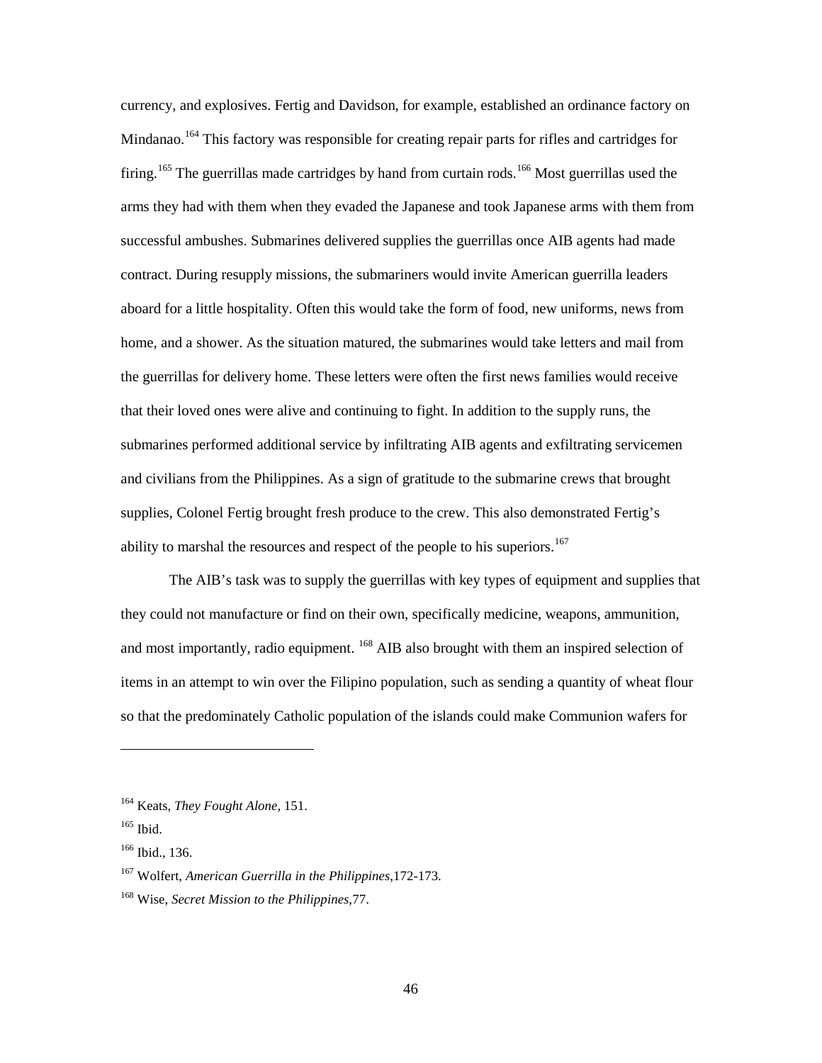currency, and explosives. Fertig and Davidson, for example, established an ordinance factory on Mindanao.[164] This factory was responsible for creating repair parts for rifles and cartridges for firing.[165] The guerrillas made cartridges by hand from curtain rods.[166] Most guerrillas used the arms they had with them when they evaded the Japanese and took Japanese arms with them from successful ambushes. Submarines delivered supplies the guerrillas once AIB agents had made contract. During resupply missions, the submariners would invite American guerrilla leaders aboard for a little hospitality. Often this would take the form of food, new uniforms, news from home, and a shower. As the situation matured, the submarines would take letters and mail from the guerrillas for delivery home. These letters were often the first news families would receive that their loved ones were alive and continuing to fight. In addition to the supply runs, the submarines performed additional service by infiltrating AIB agents and exfiltrating servicemen and civilians from the Philippines. As a sign of gratitude to the submarine crews that brought supplies, Colonel Fertig brought fresh produce to the crew. This also demonstrated Fertig's ability to marshal the resources and respect of the people to his superiors.[167]

The AIB's task was to supply the guerrillas with key types of equipment and supplies that they could not manufacture or find on their own, specifically medicine, weapons, ammunition, and most importantly, radio equipment. [168] AIB also brought with them an inspired selection of items in an attempt to win over the Filipino population, such as sending a quantity of wheat flour so that the predominately Catholic population of the islands could make Communion wafers for

---

[164] Keats, *They Fought Alone*, 151.

[165] Ibid.

[166] Ibid., 136.

[167] Wolfert, *American Guerrilla in the Philippines*,172-173.

[168] Wise, *Secret Mission to the Philippines*,77.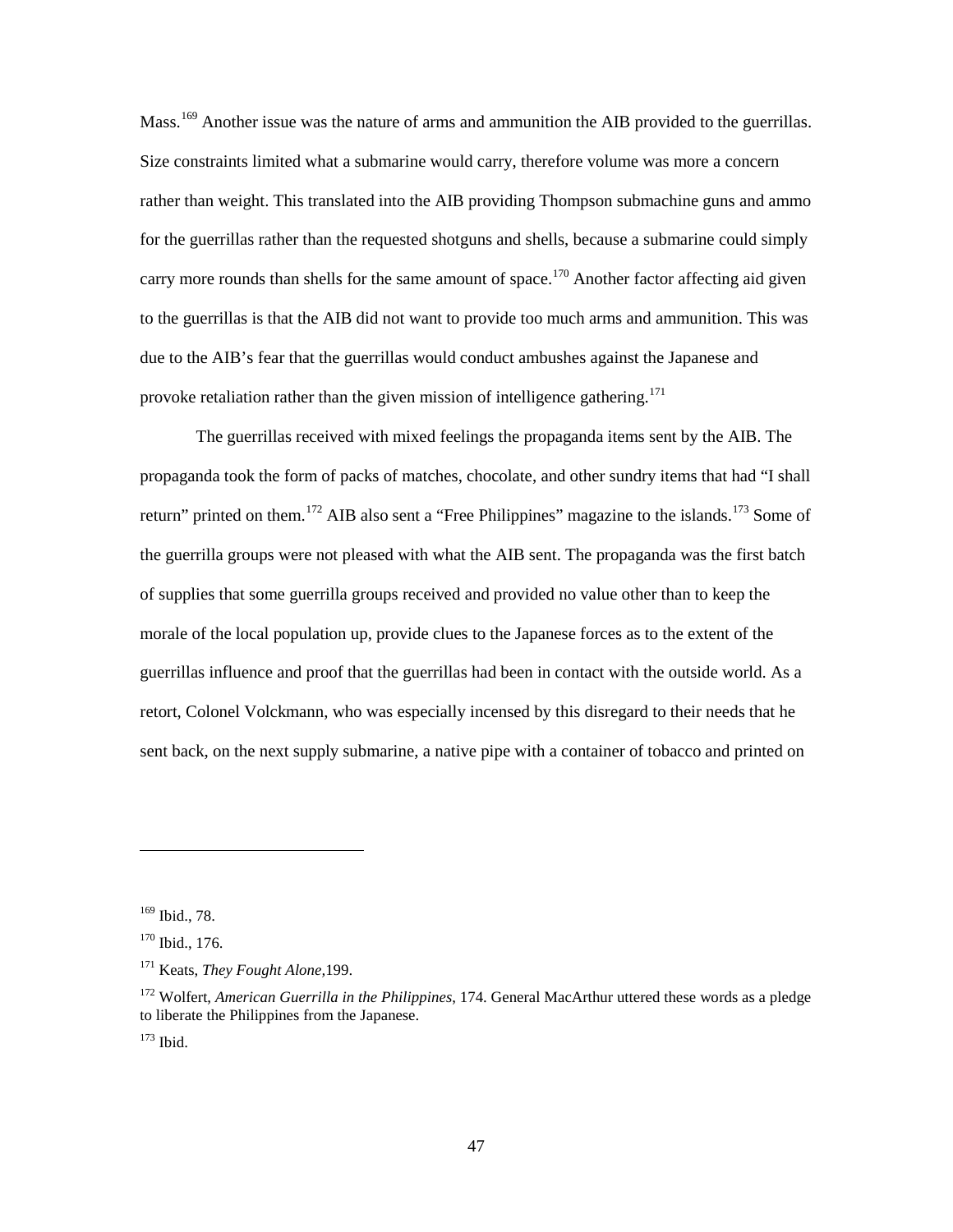Mass.[169] Another issue was the nature of arms and ammunition the AIB provided to the guerrillas. Size constraints limited what a submarine would carry, therefore volume was more a concern rather than weight. This translated into the AIB providing Thompson submachine guns and ammo for the guerrillas rather than the requested shotguns and shells, because a submarine could simply carry more rounds than shells for the same amount of space.[170] Another factor affecting aid given to the guerrillas is that the AIB did not want to provide too much arms and ammunition. This was due to the AIB's fear that the guerrillas would conduct ambushes against the Japanese and provoke retaliation rather than the given mission of intelligence gathering.[171]

The guerrillas received with mixed feelings the propaganda items sent by the AIB. The propaganda took the form of packs of matches, chocolate, and other sundry items that had "I shall return" printed on them.[172] AIB also sent a "Free Philippines" magazine to the islands.[173] Some of the guerrilla groups were not pleased with what the AIB sent. The propaganda was the first batch of supplies that some guerrilla groups received and provided no value other than to keep the morale of the local population up, provide clues to the Japanese forces as to the extent of the guerrillas influence and proof that the guerrillas had been in contact with the outside world. As a retort, Colonel Volckmann, who was especially incensed by this disregard to their needs that he sent back, on the next supply submarine, a native pipe with a container of tobacco and printed on

---

[169] Ibid., 78.

[170] Ibid., 176.

[171] Keats, *They Fought Alone*,199.

[172] Wolfert, *American Guerrilla in the Philippines*, 174. General MacArthur uttered these words as a pledge to liberate the Philippines from the Japanese.

[173] Ibid.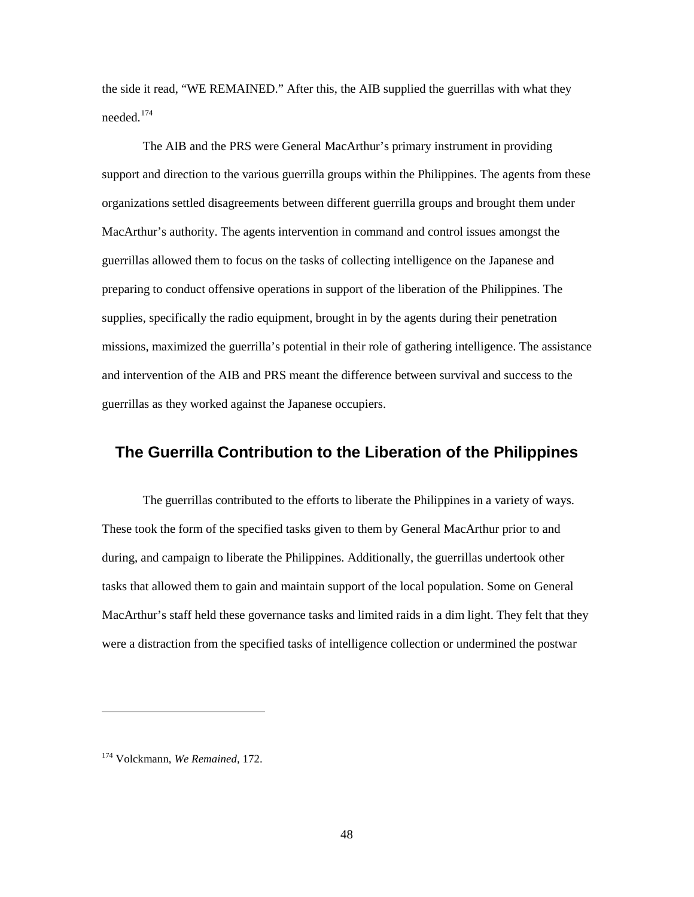the side it read, "WE REMAINED." After this, the AIB supplied the guerrillas with what they needed.[174]

The AIB and the PRS were General MacArthur's primary instrument in providing support and direction to the various guerrilla groups within the Philippines. The agents from these organizations settled disagreements between different guerrilla groups and brought them under MacArthur's authority. The agents intervention in command and control issues amongst the guerrillas allowed them to focus on the tasks of collecting intelligence on the Japanese and preparing to conduct offensive operations in support of the liberation of the Philippines. The supplies, specifically the radio equipment, brought in by the agents during their penetration missions, maximized the guerrilla's potential in their role of gathering intelligence. The assistance and intervention of the AIB and PRS meant the difference between survival and success to the guerrillas as they worked against the Japanese occupiers.

## The Guerrilla Contribution to the Liberation of the Philippines

The guerrillas contributed to the efforts to liberate the Philippines in a variety of ways. These took the form of the specified tasks given to them by General MacArthur prior to and during, and campaign to liberate the Philippines. Additionally, the guerrillas undertook other tasks that allowed them to gain and maintain support of the local population. Some on General MacArthur's staff held these governance tasks and limited raids in a dim light. They felt that they were a distraction from the specified tasks of intelligence collection or undermined the postwar

---

[174] Volckmann, *We Remained,* 172.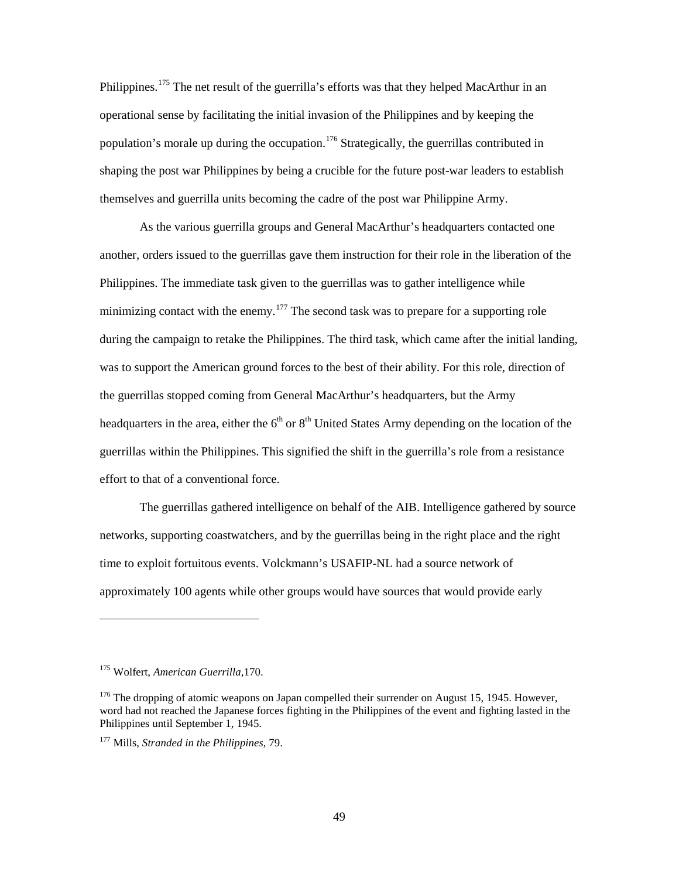Philippines.[175] The net result of the guerrilla's efforts was that they helped MacArthur in an operational sense by facilitating the initial invasion of the Philippines and by keeping the population's morale up during the occupation.[176] Strategically, the guerrillas contributed in shaping the post war Philippines by being a crucible for the future post-war leaders to establish themselves and guerrilla units becoming the cadre of the post war Philippine Army.

As the various guerrilla groups and General MacArthur's headquarters contacted one another, orders issued to the guerrillas gave them instruction for their role in the liberation of the Philippines. The immediate task given to the guerrillas was to gather intelligence while minimizing contact with the enemy.[177] The second task was to prepare for a supporting role during the campaign to retake the Philippines. The third task, which came after the initial landing, was to support the American ground forces to the best of their ability. For this role, direction of the guerrillas stopped coming from General MacArthur's headquarters, but the Army headquarters in the area, either the 6th or 8th United States Army depending on the location of the guerrillas within the Philippines. This signified the shift in the guerrilla's role from a resistance effort to that of a conventional force.

The guerrillas gathered intelligence on behalf of the AIB. Intelligence gathered by source networks, supporting coastwatchers, and by the guerrillas being in the right place and the right time to exploit fortuitous events. Volckmann's USAFIP-NL had a source network of approximately 100 agents while other groups would have sources that would provide early

---

[175] Wolfert, *American Guerrilla,*170.

[176] The dropping of atomic weapons on Japan compelled their surrender on August 15, 1945. However, word had not reached the Japanese forces fighting in the Philippines of the event and fighting lasted in the Philippines until September 1, 1945.

[177] Mills, *Stranded in the Philippines,* 79.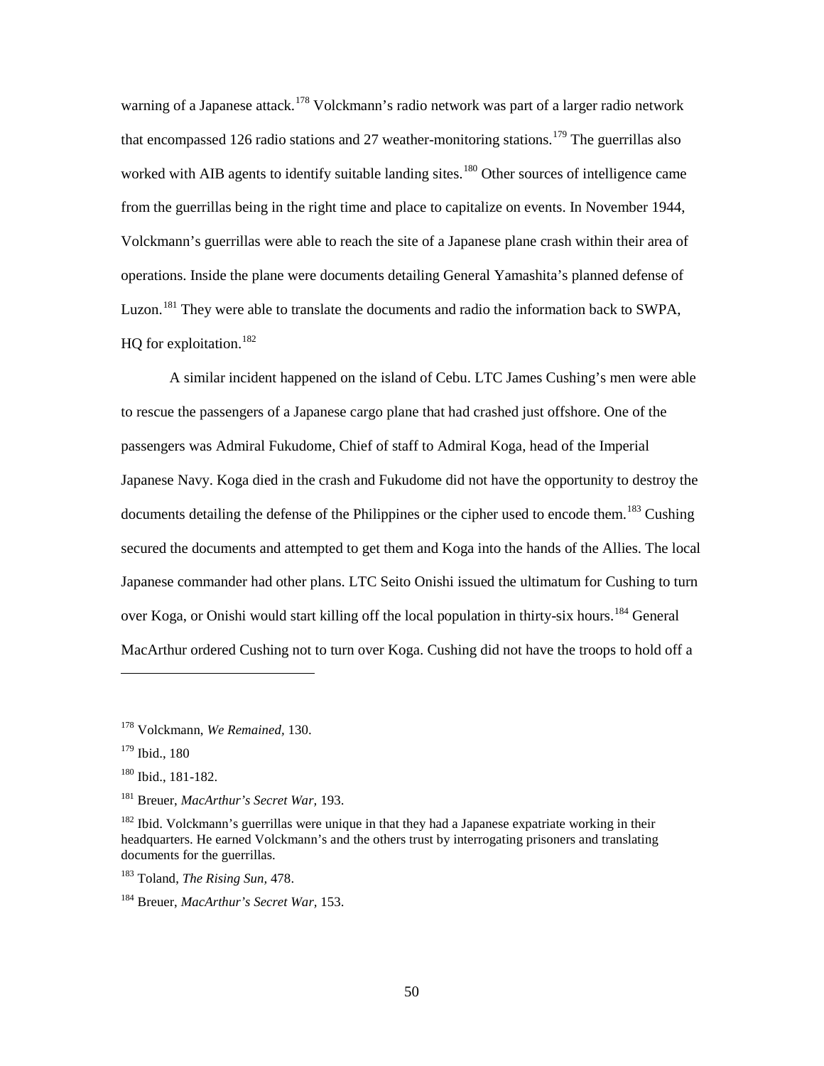warning of a Japanese attack.[178] Volckmann's radio network was part of a larger radio network that encompassed 126 radio stations and 27 weather-monitoring stations.[179] The guerrillas also worked with AIB agents to identify suitable landing sites.[180] Other sources of intelligence came from the guerrillas being in the right time and place to capitalize on events. In November 1944, Volckmann's guerrillas were able to reach the site of a Japanese plane crash within their area of operations. Inside the plane were documents detailing General Yamashita's planned defense of Luzon.[181] They were able to translate the documents and radio the information back to SWPA, HQ for exploitation.[182]

A similar incident happened on the island of Cebu. LTC James Cushing's men were able to rescue the passengers of a Japanese cargo plane that had crashed just offshore. One of the passengers was Admiral Fukudome, Chief of staff to Admiral Koga, head of the Imperial Japanese Navy. Koga died in the crash and Fukudome did not have the opportunity to destroy the documents detailing the defense of the Philippines or the cipher used to encode them.[183] Cushing secured the documents and attempted to get them and Koga into the hands of the Allies. The local Japanese commander had other plans. LTC Seito Onishi issued the ultimatum for Cushing to turn over Koga, or Onishi would start killing off the local population in thirty-six hours.[184] General MacArthur ordered Cushing not to turn over Koga. Cushing did not have the troops to hold off a

---

[178] Volckmann, *We Remained,* 130.

[179] Ibid., 180

[180] Ibid., 181-182.

[181] Breuer, *MacArthur's Secret War,* 193.

[182] Ibid. Volckmann's guerrillas were unique in that they had a Japanese expatriate working in their headquarters. He earned Volckmann's and the others trust by interrogating prisoners and translating documents for the guerrillas.

[183] Toland, *The Rising Sun,* 478.

[184] Breuer, *MacArthur's Secret War,* 153.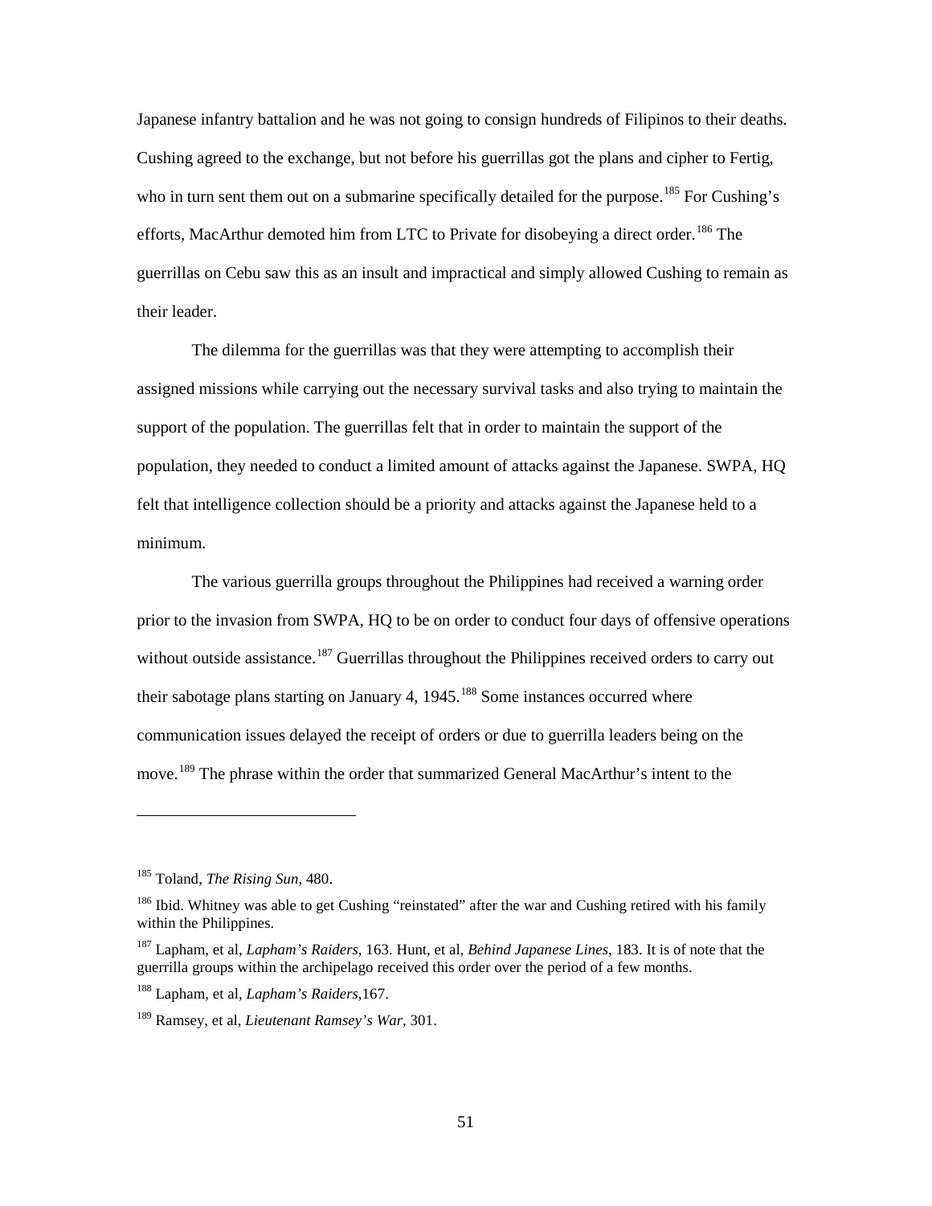Japanese infantry battalion and he was not going to consign hundreds of Filipinos to their deaths. Cushing agreed to the exchange, but not before his guerrillas got the plans and cipher to Fertig, who in turn sent them out on a submarine specifically detailed for the purpose.[185] For Cushing's efforts, MacArthur demoted him from LTC to Private for disobeying a direct order.[186] The guerrillas on Cebu saw this as an insult and impractical and simply allowed Cushing to remain as their leader.

The dilemma for the guerrillas was that they were attempting to accomplish their assigned missions while carrying out the necessary survival tasks and also trying to maintain the support of the population. The guerrillas felt that in order to maintain the support of the population, they needed to conduct a limited amount of attacks against the Japanese. SWPA, HQ felt that intelligence collection should be a priority and attacks against the Japanese held to a minimum.

The various guerrilla groups throughout the Philippines had received a warning order prior to the invasion from SWPA, HQ to be on order to conduct four days of offensive operations without outside assistance.[187] Guerrillas throughout the Philippines received orders to carry out their sabotage plans starting on January 4, 1945.[188] Some instances occurred where communication issues delayed the receipt of orders or due to guerrilla leaders being on the move.[189] The phrase within the order that summarized General MacArthur's intent to the

---

[185] Toland, *The Rising Sun*, 480.

[186] Ibid. Whitney was able to get Cushing "reinstated" after the war and Cushing retired with his family within the Philippines.

[187] Lapham, et al, *Lapham's Raiders*, 163. Hunt, et al, *Behind Japanese Lines*, 183. It is of note that the guerrilla groups within the archipelago received this order over the period of a few months.

[188] Lapham, et al, *Lapham's Raiders*,167.

[189] Ramsey, et al, *Lieutenant Ramsey's War*, 301.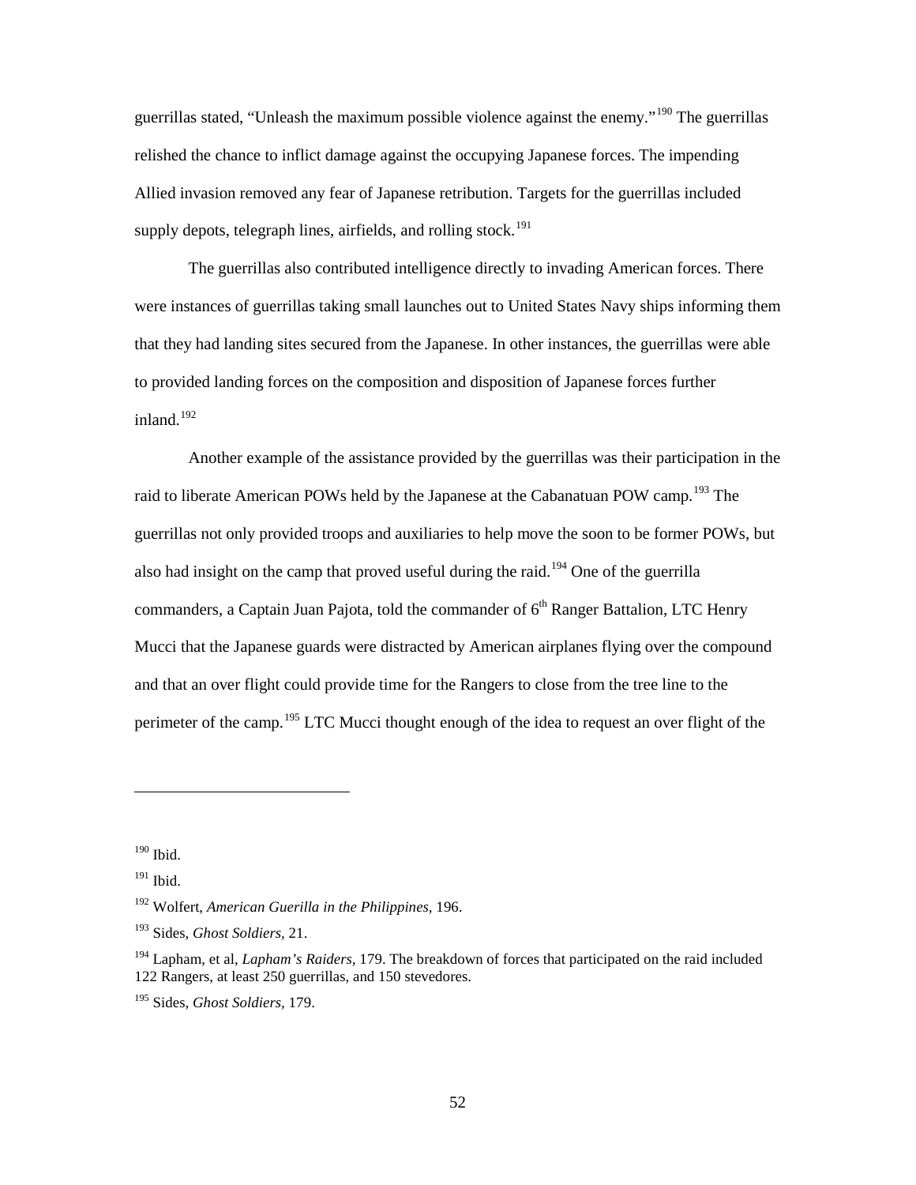guerrillas stated, "Unleash the maximum possible violence against the enemy."[190] The guerrillas relished the chance to inflict damage against the occupying Japanese forces. The impending Allied invasion removed any fear of Japanese retribution. Targets for the guerrillas included supply depots, telegraph lines, airfields, and rolling stock.[191]

The guerrillas also contributed intelligence directly to invading American forces. There were instances of guerrillas taking small launches out to United States Navy ships informing them that they had landing sites secured from the Japanese. In other instances, the guerrillas were able to provided landing forces on the composition and disposition of Japanese forces further inland.[192]

Another example of the assistance provided by the guerrillas was their participation in the raid to liberate American POWs held by the Japanese at the Cabanatuan POW camp.[193] The guerrillas not only provided troops and auxiliaries to help move the soon to be former POWs, but also had insight on the camp that proved useful during the raid.[194] One of the guerrilla commanders, a Captain Juan Pajota, told the commander of 6th Ranger Battalion, LTC Henry Mucci that the Japanese guards were distracted by American airplanes flying over the compound and that an over flight could provide time for the Rangers to close from the tree line to the perimeter of the camp.[195] LTC Mucci thought enough of the idea to request an over flight of the

---

[190] Ibid.

[191] Ibid.

[192] Wolfert, *American Guerilla in the Philippines,* 196.

[193] Sides, *Ghost Soldiers,* 21.

[194] Lapham, et al, *Lapham's Raiders,* 179. The breakdown of forces that participated on the raid included 122 Rangers, at least 250 guerrillas, and 150 stevedores.

[195] Sides, *Ghost Soldiers,* 179.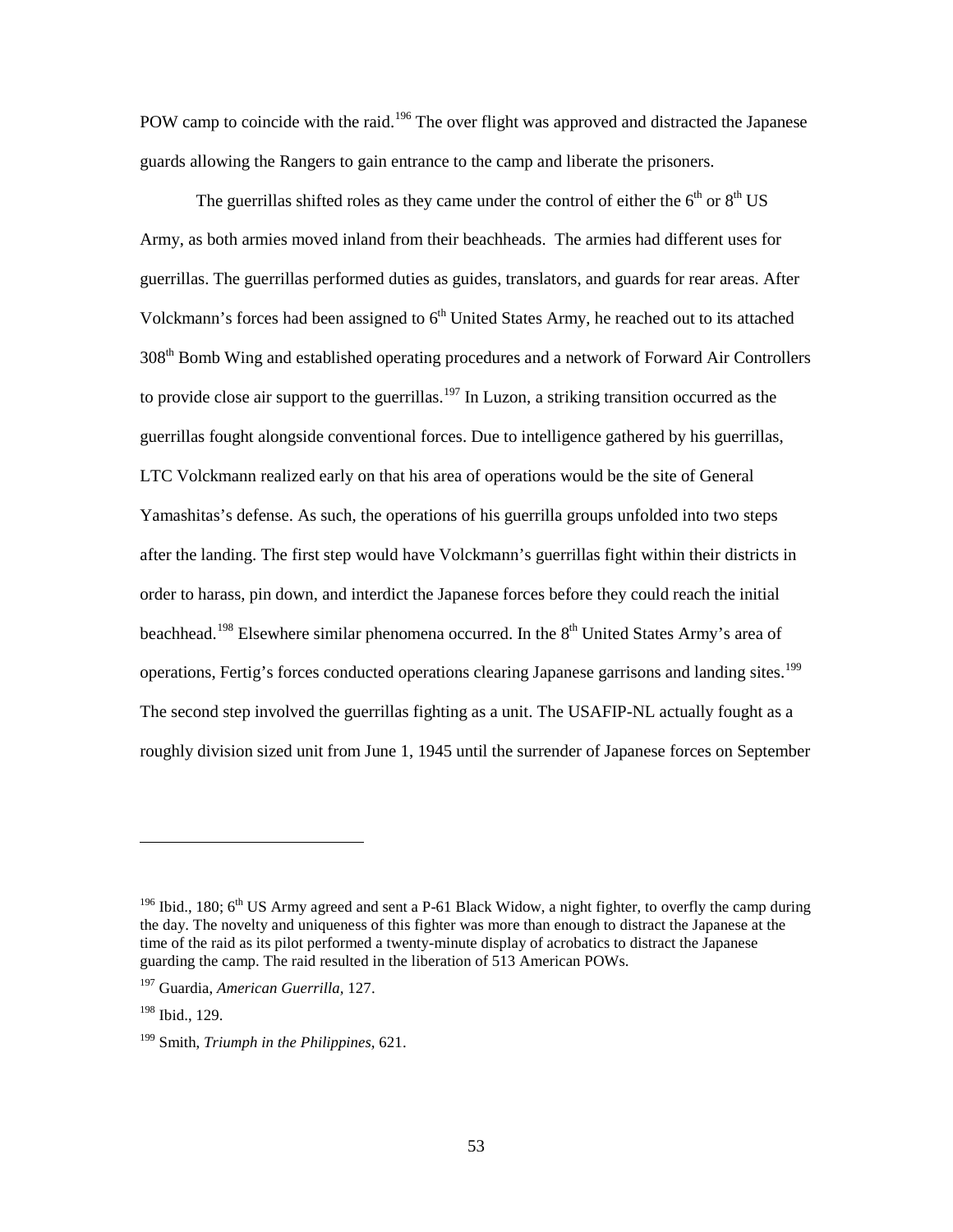POW camp to coincide with the raid.[196] The over flight was approved and distracted the Japanese guards allowing the Rangers to gain entrance to the camp and liberate the prisoners.

The guerrillas shifted roles as they came under the control of either the 6th or 8th US Army, as both armies moved inland from their beachheads. The armies had different uses for guerrillas. The guerrillas performed duties as guides, translators, and guards for rear areas. After Volckmann's forces had been assigned to 6th United States Army, he reached out to its attached 308th Bomb Wing and established operating procedures and a network of Forward Air Controllers to provide close air support to the guerrillas.[197] In Luzon, a striking transition occurred as the guerrillas fought alongside conventional forces. Due to intelligence gathered by his guerrillas, LTC Volckmann realized early on that his area of operations would be the site of General Yamashitas's defense. As such, the operations of his guerrilla groups unfolded into two steps after the landing. The first step would have Volckmann's guerrillas fight within their districts in order to harass, pin down, and interdict the Japanese forces before they could reach the initial beachhead.[198] Elsewhere similar phenomena occurred. In the 8th United States Army's area of operations, Fertig's forces conducted operations clearing Japanese garrisons and landing sites.[199] The second step involved the guerrillas fighting as a unit. The USAFIP-NL actually fought as a roughly division sized unit from June 1, 1945 until the surrender of Japanese forces on September

---

[196] Ibid., 180; 6th US Army agreed and sent a P-61 Black Widow, a night fighter, to overfly the camp during the day. The novelty and uniqueness of this fighter was more than enough to distract the Japanese at the time of the raid as its pilot performed a twenty-minute display of acrobatics to distract the Japanese guarding the camp. The raid resulted in the liberation of 513 American POWs.

[197] Guardia, *American Guerrilla,* 127.

[198] Ibid., 129.

[199] Smith, *Triumph in the Philippines,* 621.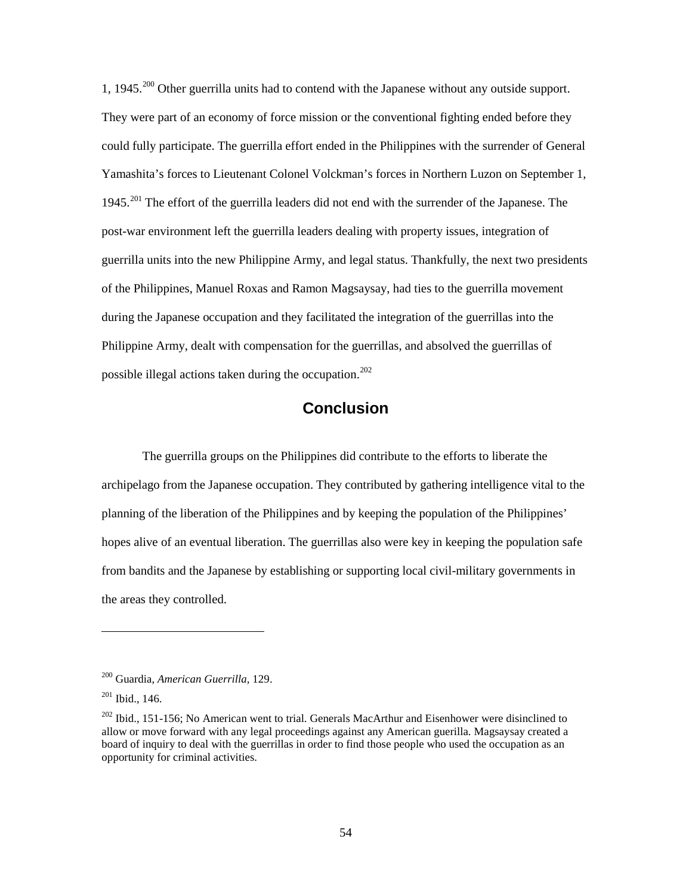1, 1945.[200] Other guerrilla units had to contend with the Japanese without any outside support. They were part of an economy of force mission or the conventional fighting ended before they could fully participate. The guerrilla effort ended in the Philippines with the surrender of General Yamashita's forces to Lieutenant Colonel Volckman's forces in Northern Luzon on September 1, 1945.[201] The effort of the guerrilla leaders did not end with the surrender of the Japanese. The post-war environment left the guerrilla leaders dealing with property issues, integration of guerrilla units into the new Philippine Army, and legal status. Thankfully, the next two presidents of the Philippines, Manuel Roxas and Ramon Magsaysay, had ties to the guerrilla movement during the Japanese occupation and they facilitated the integration of the guerrillas into the Philippine Army, dealt with compensation for the guerrillas, and absolved the guerrillas of possible illegal actions taken during the occupation.[202]

## Conclusion

The guerrilla groups on the Philippines did contribute to the efforts to liberate the archipelago from the Japanese occupation. They contributed by gathering intelligence vital to the planning of the liberation of the Philippines and by keeping the population of the Philippines' hopes alive of an eventual liberation. The guerrillas also were key in keeping the population safe from bandits and the Japanese by establishing or supporting local civil-military governments in the areas they controlled.

---

[200] Guardia, *American Guerrilla*, 129.

[201] Ibid., 146.

[202] Ibid., 151-156; No American went to trial. Generals MacArthur and Eisenhower were disinclined to allow or move forward with any legal proceedings against any American guerilla. Magsaysay created a board of inquiry to deal with the guerrillas in order to find those people who used the occupation as an opportunity for criminal activities.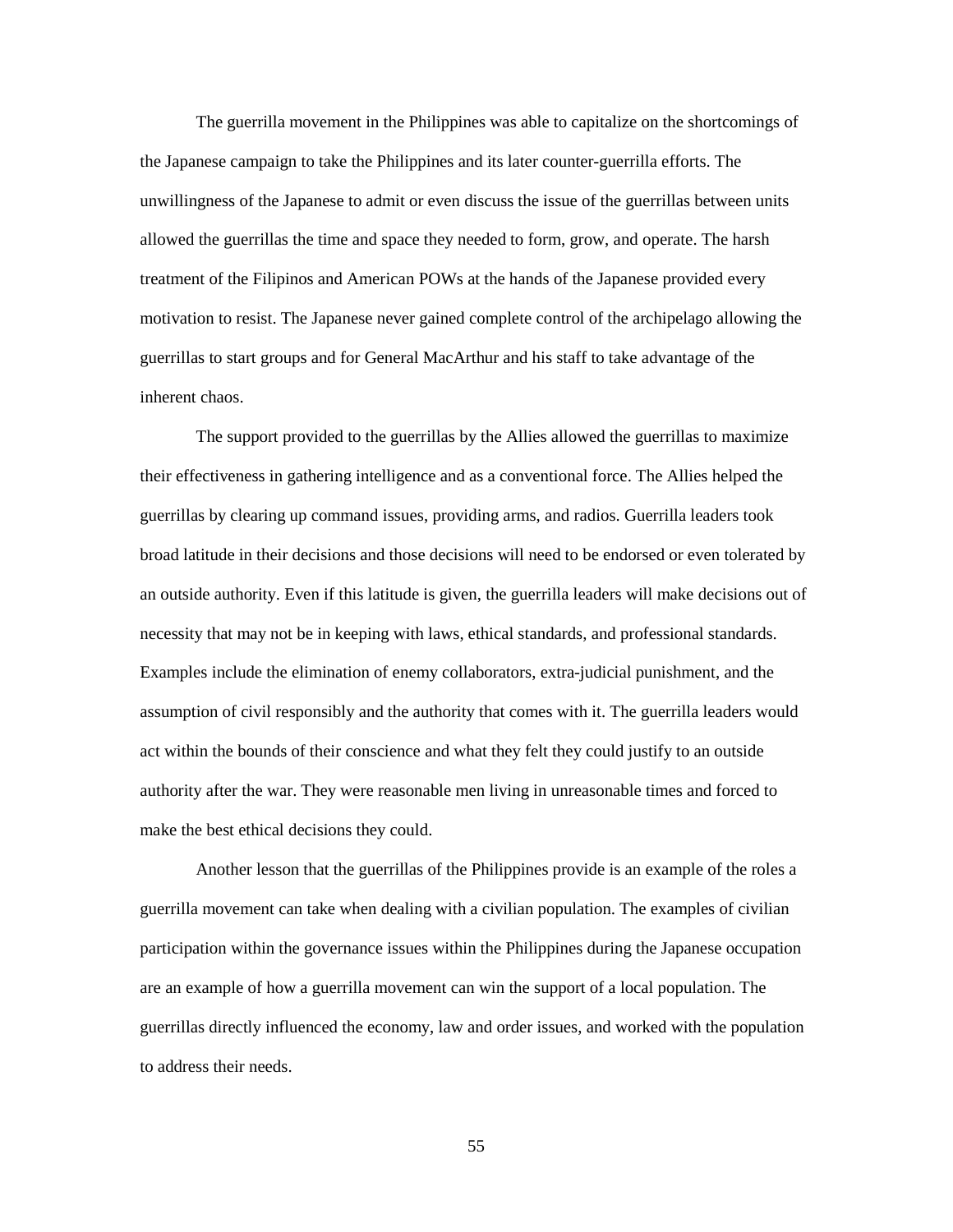The guerrilla movement in the Philippines was able to capitalize on the shortcomings of the Japanese campaign to take the Philippines and its later counter-guerrilla efforts. The unwillingness of the Japanese to admit or even discuss the issue of the guerrillas between units allowed the guerrillas the time and space they needed to form, grow, and operate. The harsh treatment of the Filipinos and American POWs at the hands of the Japanese provided every motivation to resist. The Japanese never gained complete control of the archipelago allowing the guerrillas to start groups and for General MacArthur and his staff to take advantage of the inherent chaos.

The support provided to the guerrillas by the Allies allowed the guerrillas to maximize their effectiveness in gathering intelligence and as a conventional force. The Allies helped the guerrillas by clearing up command issues, providing arms, and radios. Guerrilla leaders took broad latitude in their decisions and those decisions will need to be endorsed or even tolerated by an outside authority. Even if this latitude is given, the guerrilla leaders will make decisions out of necessity that may not be in keeping with laws, ethical standards, and professional standards. Examples include the elimination of enemy collaborators, extra-judicial punishment, and the assumption of civil responsibly and the authority that comes with it. The guerrilla leaders would act within the bounds of their conscience and what they felt they could justify to an outside authority after the war. They were reasonable men living in unreasonable times and forced to make the best ethical decisions they could.

Another lesson that the guerrillas of the Philippines provide is an example of the roles a guerrilla movement can take when dealing with a civilian population. The examples of civilian participation within the governance issues within the Philippines during the Japanese occupation are an example of how a guerrilla movement can win the support of a local population. The guerrillas directly influenced the economy, law and order issues, and worked with the population to address their needs.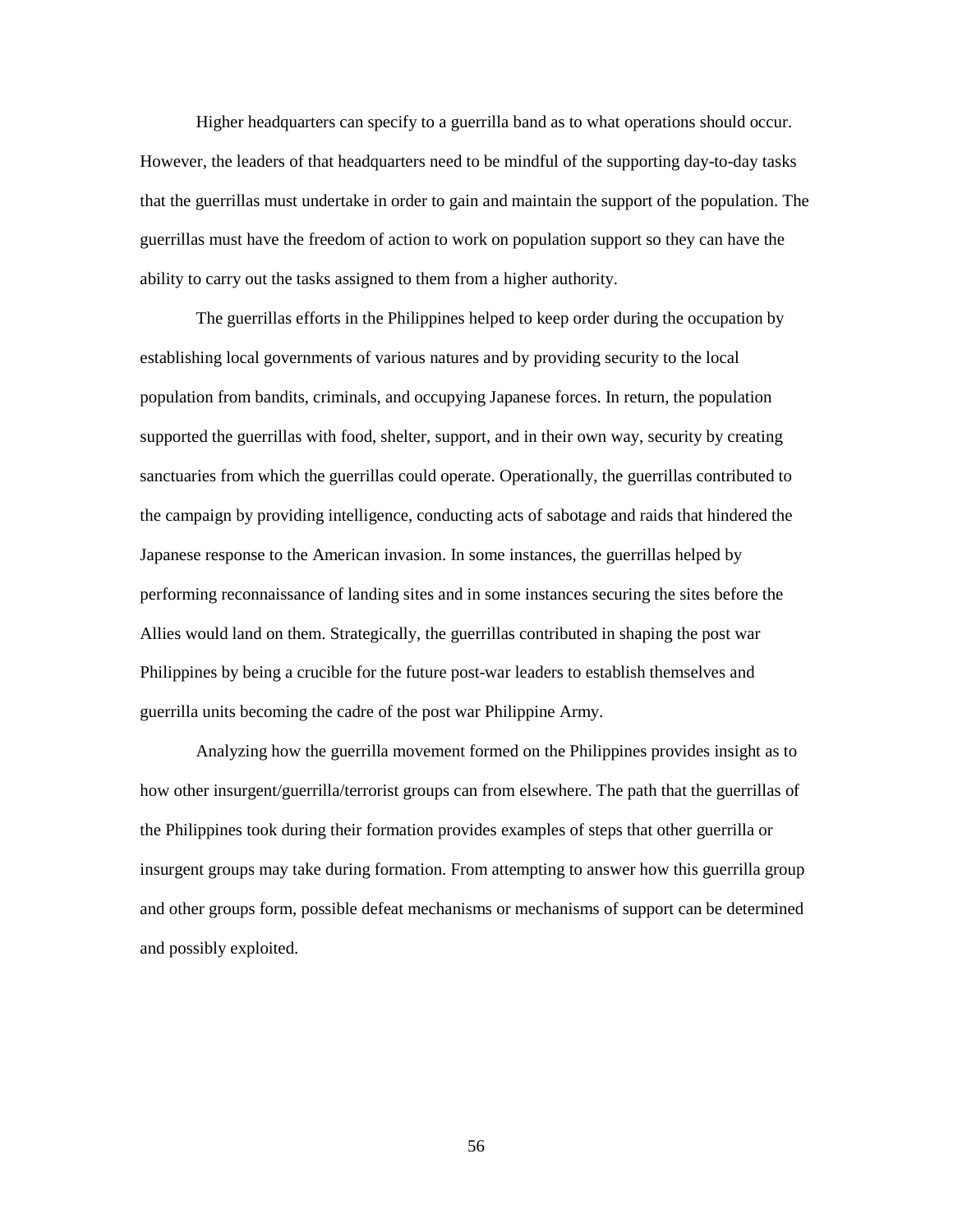Higher headquarters can specify to a guerrilla band as to what operations should occur. However, the leaders of that headquarters need to be mindful of the supporting day-to-day tasks that the guerrillas must undertake in order to gain and maintain the support of the population. The guerrillas must have the freedom of action to work on population support so they can have the ability to carry out the tasks assigned to them from a higher authority.

The guerrillas efforts in the Philippines helped to keep order during the occupation by establishing local governments of various natures and by providing security to the local population from bandits, criminals, and occupying Japanese forces. In return, the population supported the guerrillas with food, shelter, support, and in their own way, security by creating sanctuaries from which the guerrillas could operate. Operationally, the guerrillas contributed to the campaign by providing intelligence, conducting acts of sabotage and raids that hindered the Japanese response to the American invasion. In some instances, the guerrillas helped by performing reconnaissance of landing sites and in some instances securing the sites before the Allies would land on them. Strategically, the guerrillas contributed in shaping the post war Philippines by being a crucible for the future post-war leaders to establish themselves and guerrilla units becoming the cadre of the post war Philippine Army.

Analyzing how the guerrilla movement formed on the Philippines provides insight as to how other insurgent/guerrilla/terrorist groups can from elsewhere. The path that the guerrillas of the Philippines took during their formation provides examples of steps that other guerrilla or insurgent groups may take during formation. From attempting to answer how this guerrilla group and other groups form, possible defeat mechanisms or mechanisms of support can be determined and possibly exploited.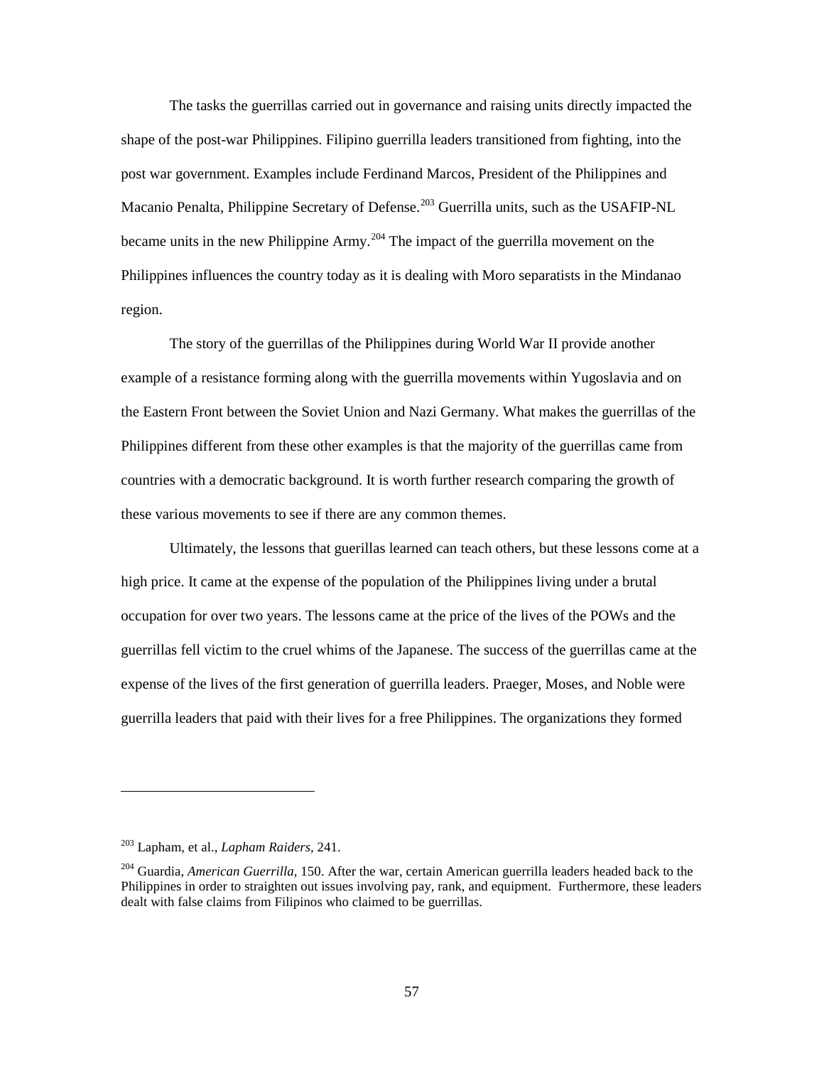The tasks the guerrillas carried out in governance and raising units directly impacted the shape of the post-war Philippines. Filipino guerrilla leaders transitioned from fighting, into the post war government. Examples include Ferdinand Marcos, President of the Philippines and Macanio Penalta, Philippine Secretary of Defense.[203] Guerrilla units, such as the USAFIP-NL became units in the new Philippine Army.[204] The impact of the guerrilla movement on the Philippines influences the country today as it is dealing with Moro separatists in the Mindanao region.

The story of the guerrillas of the Philippines during World War II provide another example of a resistance forming along with the guerrilla movements within Yugoslavia and on the Eastern Front between the Soviet Union and Nazi Germany. What makes the guerrillas of the Philippines different from these other examples is that the majority of the guerrillas came from countries with a democratic background. It is worth further research comparing the growth of these various movements to see if there are any common themes.

Ultimately, the lessons that guerillas learned can teach others, but these lessons come at a high price. It came at the expense of the population of the Philippines living under a brutal occupation for over two years. The lessons came at the price of the lives of the POWs and the guerrillas fell victim to the cruel whims of the Japanese. The success of the guerrillas came at the expense of the lives of the first generation of guerrilla leaders. Praeger, Moses, and Noble were guerrilla leaders that paid with their lives for a free Philippines. The organizations they formed

---

[203] Lapham, et al., *Lapham Raiders,* 241.

[204] Guardia, *American Guerrilla,* 150. After the war, certain American guerrilla leaders headed back to the Philippines in order to straighten out issues involving pay, rank, and equipment. Furthermore, these leaders dealt with false claims from Filipinos who claimed to be guerrillas.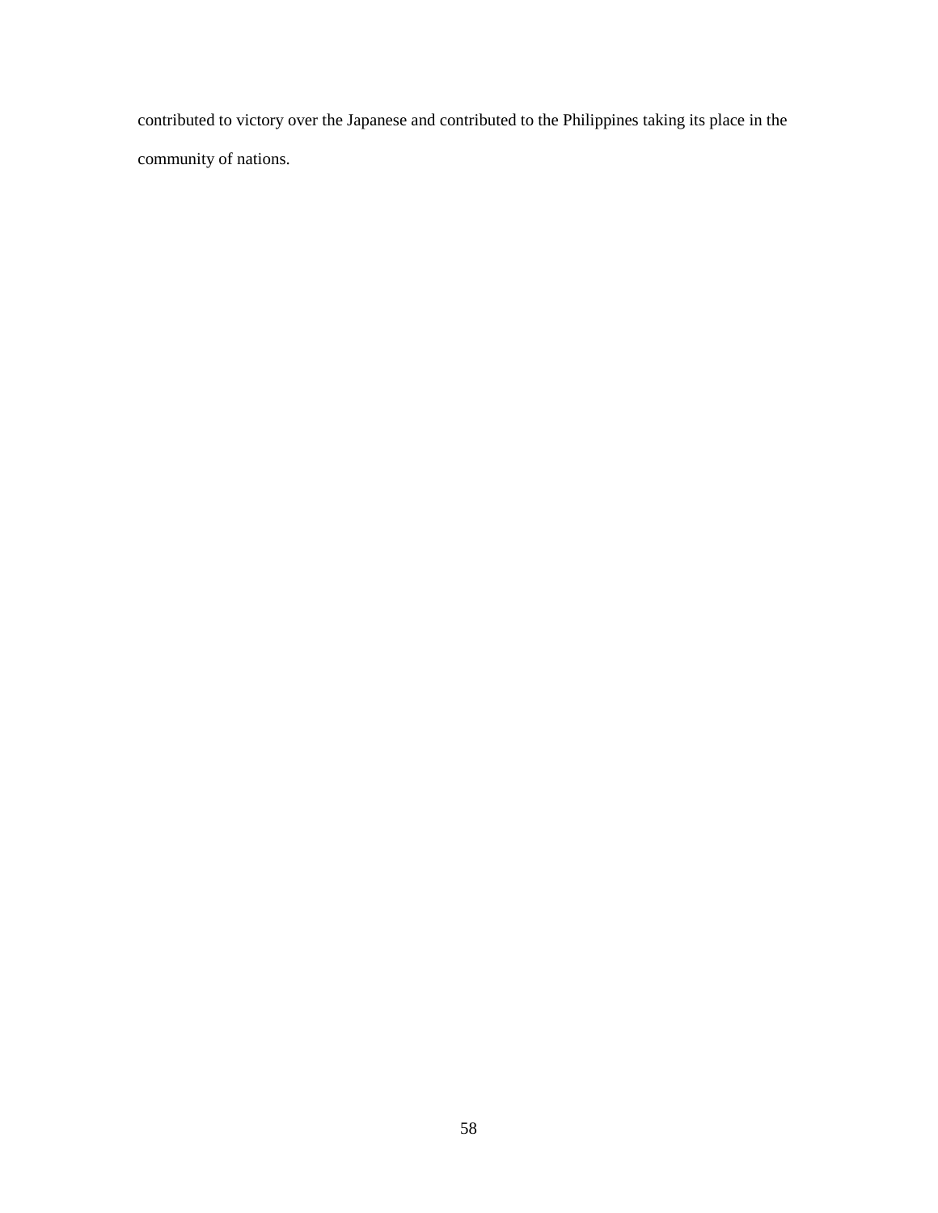contributed to victory over the Japanese and contributed to the Philippines taking its place in the community of nations.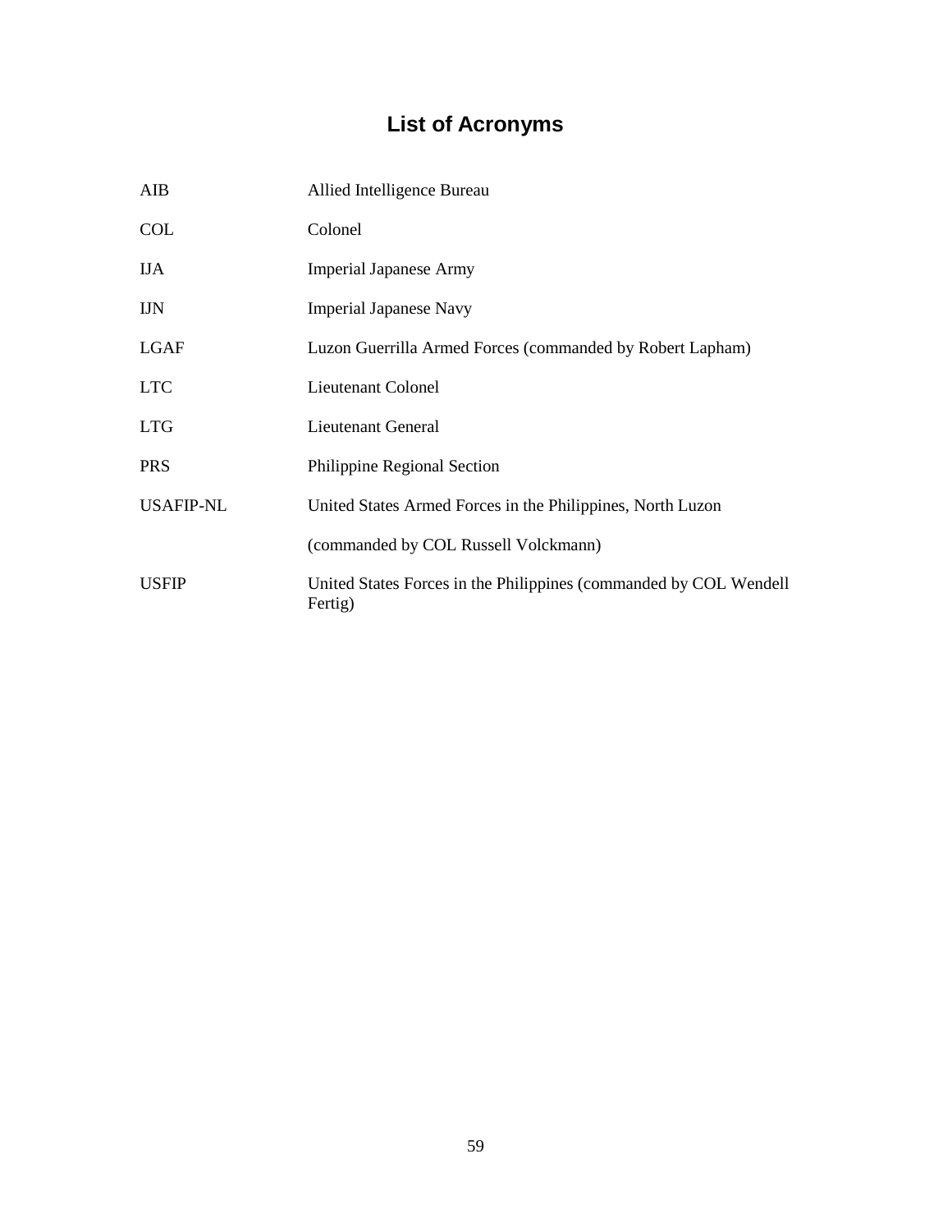# List of Acronyms

| | |
|---|---|
| AIB | Allied Intelligence Bureau |
| COL | Colonel |
| IJA | Imperial Japanese Army |
| IJN | Imperial Japanese Navy |
| LGAF | Luzon Guerrilla Armed Forces (commanded by Robert Lapham) |
| LTC | Lieutenant Colonel |
| LTG | Lieutenant General |
| PRS | Philippine Regional Section |
| USAFIP-NL | United States Armed Forces in the Philippines, North Luzon (commanded by COL Russell Volckmann) |
| USFIP | United States Forces in the Philippines (commanded by COL Wendell Fertig) |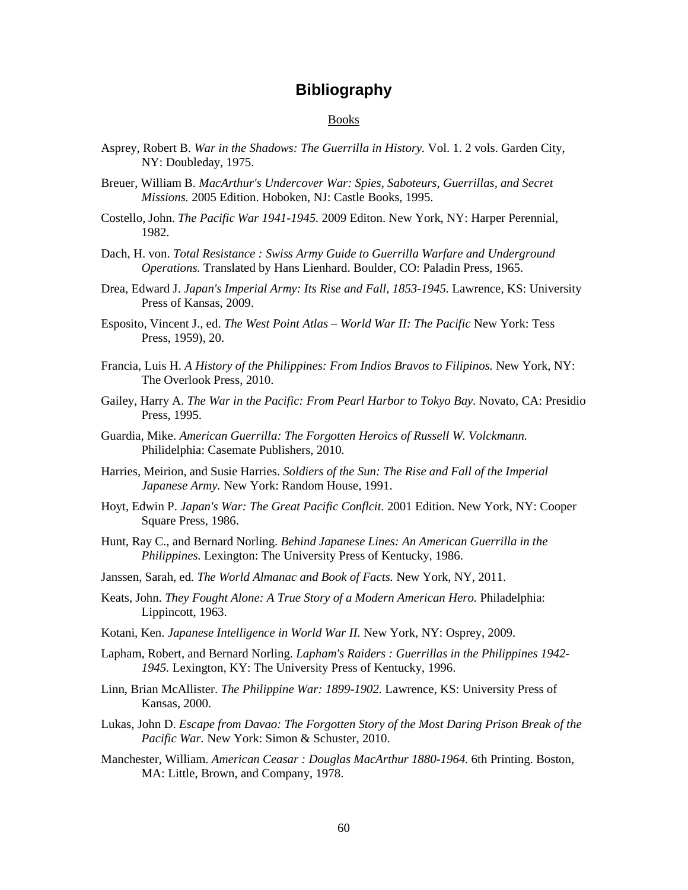# Bibliography

Books

Asprey, Robert B. *War in the Shadows: The Guerrilla in History.* Vol. 1. 2 vols. Garden City, NY: Doubleday, 1975.

Breuer, William B. *MacArthur's Undercover War: Spies, Saboteurs, Guerrillas, and Secret Missions.* 2005 Edition. Hoboken, NJ: Castle Books, 1995.

Costello, John. *The Pacific War 1941-1945.* 2009 Editon. New York, NY: Harper Perennial, 1982.

Dach, H. von. *Total Resistance : Swiss Army Guide to Guerrilla Warfare and Underground Operations.* Translated by Hans Lienhard. Boulder, CO: Paladin Press, 1965.

Drea, Edward J. *Japan's Imperial Army: Its Rise and Fall, 1853-1945.* Lawrence, KS: University Press of Kansas, 2009.

Esposito, Vincent J., ed. *The West Point Atlas – World War II: The Pacific* New York: Tess Press, 1959), 20.

Francia, Luis H. *A History of the Philippines: From Indios Bravos to Filipinos.* New York, NY: The Overlook Press, 2010.

Gailey, Harry A. *The War in the Pacific: From Pearl Harbor to Tokyo Bay.* Novato, CA: Presidio Press, 1995.

Guardia, Mike. *American Guerrilla: The Forgotten Heroics of Russell W. Volckmann.* Philidelphia: Casemate Publishers, 2010.

Harries, Meirion, and Susie Harries. *Soldiers of the Sun: The Rise and Fall of the Imperial Japanese Army.* New York: Random House, 1991.

Hoyt, Edwin P. *Japan's War: The Great Pacific Conflcit.* 2001 Edition. New York, NY: Cooper Square Press, 1986.

Hunt, Ray C., and Bernard Norling. *Behind Japanese Lines: An American Guerrilla in the Philippines.* Lexington: The University Press of Kentucky, 1986.

Janssen, Sarah, ed. *The World Almanac and Book of Facts.* New York, NY, 2011.

Keats, John. *They Fought Alone: A True Story of a Modern American Hero.* Philadelphia: Lippincott, 1963.

Kotani, Ken. *Japanese Intelligence in World War II.* New York, NY: Osprey, 2009.

Lapham, Robert, and Bernard Norling. *Lapham's Raiders : Guerrillas in the Philippines 1942-1945.* Lexington, KY: The University Press of Kentucky, 1996.

Linn, Brian McAllister. *The Philippine War: 1899-1902.* Lawrence, KS: University Press of Kansas, 2000.

Lukas, John D. *Escape from Davao: The Forgotten Story of the Most Daring Prison Break of the Pacific War.* New York: Simon & Schuster, 2010.

Manchester, William. *American Ceasar : Douglas MacArthur 1880-1964.* 6th Printing. Boston, MA: Little, Brown, and Company, 1978.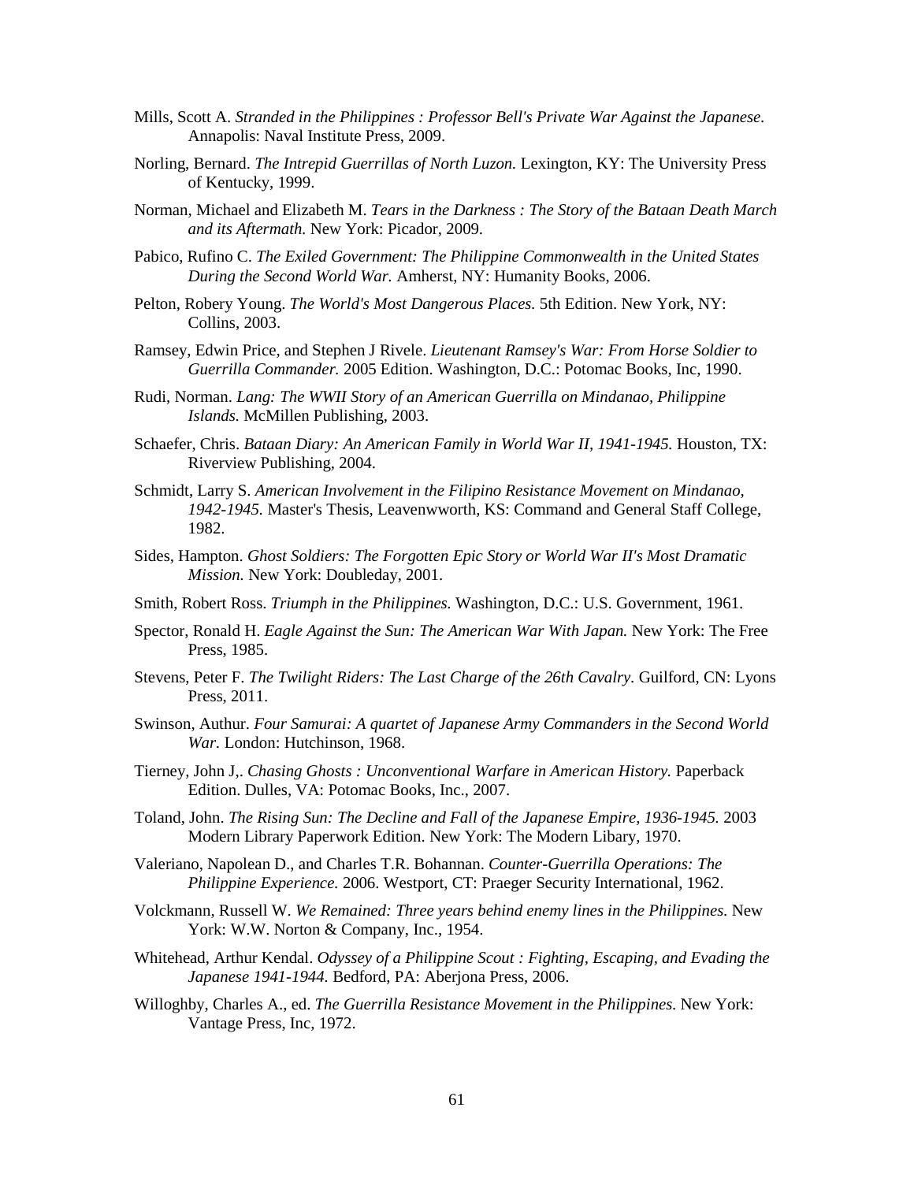Mills, Scott A. *Stranded in the Philippines : Professor Bell's Private War Against the Japanese.* Annapolis: Naval Institute Press, 2009.

Norling, Bernard. *The Intrepid Guerrillas of North Luzon.* Lexington, KY: The University Press of Kentucky, 1999.

Norman, Michael and Elizabeth M. *Tears in the Darkness : The Story of the Bataan Death March and its Aftermath.* New York: Picador, 2009.

Pabico, Rufino C. *The Exiled Government: The Philippine Commonwealth in the United States During the Second World War.* Amherst, NY: Humanity Books, 2006.

Pelton, Robery Young. *The World's Most Dangerous Places.* 5th Edition. New York, NY: Collins, 2003.

Ramsey, Edwin Price, and Stephen J Rivele. *Lieutenant Ramsey's War: From Horse Soldier to Guerrilla Commander.* 2005 Edition. Washington, D.C.: Potomac Books, Inc, 1990.

Rudi, Norman. *Lang: The WWII Story of an American Guerrilla on Mindanao, Philippine Islands.* McMillen Publishing, 2003.

Schaefer, Chris. *Bataan Diary: An American Family in World War II, 1941-1945.* Houston, TX: Riverview Publishing, 2004.

Schmidt, Larry S. *American Involvement in the Filipino Resistance Movement on Mindanao, 1942-1945.* Master's Thesis, Leavenwworth, KS: Command and General Staff College, 1982.

Sides, Hampton. *Ghost Soldiers: The Forgotten Epic Story or World War II's Most Dramatic Mission.* New York: Doubleday, 2001.

Smith, Robert Ross. *Triumph in the Philippines.* Washington, D.C.: U.S. Government, 1961.

Spector, Ronald H. *Eagle Against the Sun: The American War With Japan.* New York: The Free Press, 1985.

Stevens, Peter F. *The Twilight Riders: The Last Charge of the 26th Cavalry.* Guilford, CN: Lyons Press, 2011.

Swinson, Authur. *Four Samurai: A quartet of Japanese Army Commanders in the Second World War.* London: Hutchinson, 1968.

Tierney, John J,. *Chasing Ghosts : Unconventional Warfare in American History.* Paperback Edition. Dulles, VA: Potomac Books, Inc., 2007.

Toland, John. *The Rising Sun: The Decline and Fall of the Japanese Empire, 1936-1945.* 2003 Modern Library Paperwork Edition. New York: The Modern Libary, 1970.

Valeriano, Napolean D., and Charles T.R. Bohannan. *Counter-Guerrilla Operations: The Philippine Experience.* 2006. Westport, CT: Praeger Security International, 1962.

Volckmann, Russell W. *We Remained: Three years behind enemy lines in the Philippines.* New York: W.W. Norton & Company, Inc., 1954.

Whitehead, Arthur Kendal. *Odyssey of a Philippine Scout : Fighting, Escaping, and Evading the Japanese 1941-1944.* Bedford, PA: Aberjona Press, 2006.

Willoghby, Charles A., ed. *The Guerrilla Resistance Movement in the Philippines.* New York: Vantage Press, Inc, 1972.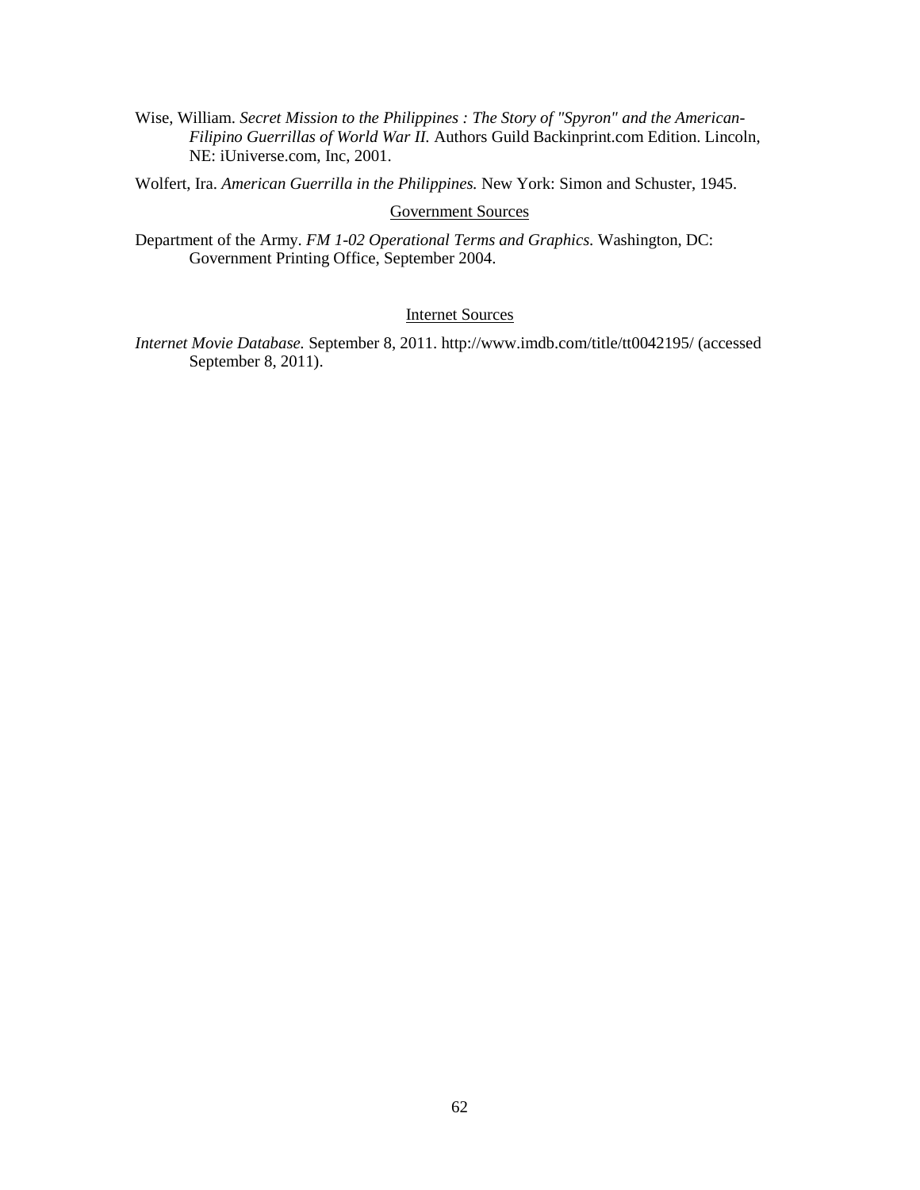Wise, William. *Secret Mission to the Philippines : The Story of "Spyron" and the American-Filipino Guerrillas of World War II.* Authors Guild Backinprint.com Edition. Lincoln, NE: iUniverse.com, Inc, 2001.

Wolfert, Ira. *American Guerrilla in the Philippines.* New York: Simon and Schuster, 1945.

Government Sources

Department of the Army. *FM 1-02 Operational Terms and Graphics.* Washington, DC: Government Printing Office, September 2004.

Internet Sources

*Internet Movie Database.* September 8, 2011. http://www.imdb.com/title/tt0042195/ (accessed September 8, 2011).